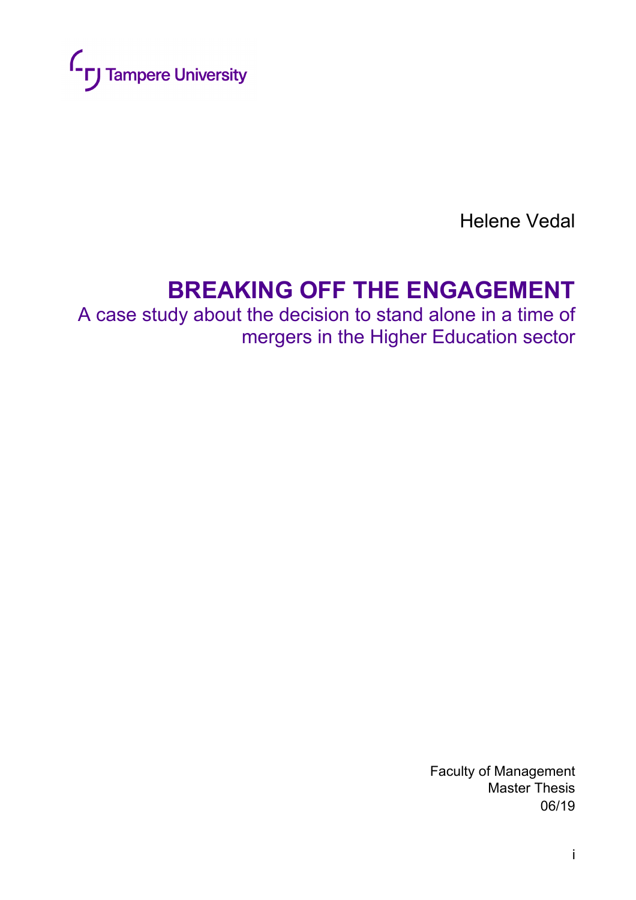Tampere University

Helene Vedal

# BREAKING OFF THE ENGAGEMENT

A case study about the decision to stand alone in a time of mergers in the Higher Education sector

Faculty of Management
Master Thesis
06/19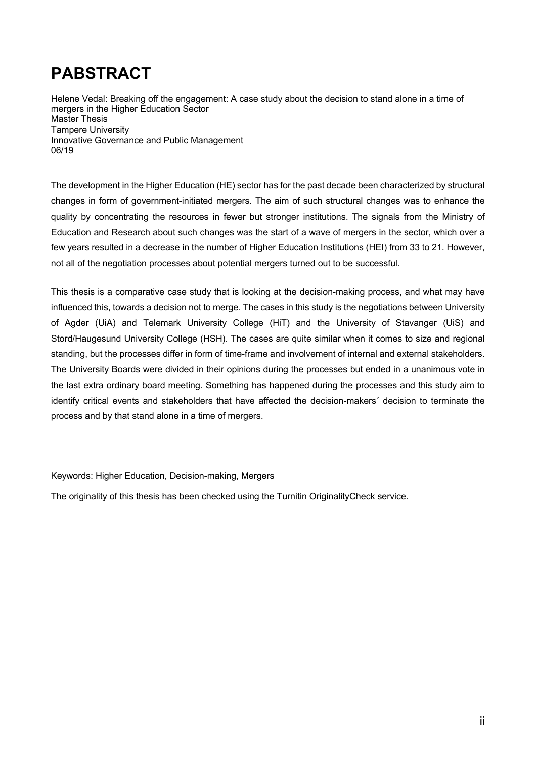# PABSTRACT

Helene Vedal: Breaking off the engagement: A case study about the decision to stand alone in a time of mergers in the Higher Education Sector
Master Thesis
Tampere University
Innovative Governance and Public Management
06/19

---

The development in the Higher Education (HE) sector has for the past decade been characterized by structural changes in form of government-initiated mergers. The aim of such structural changes was to enhance the quality by concentrating the resources in fewer but stronger institutions. The signals from the Ministry of Education and Research about such changes was the start of a wave of mergers in the sector, which over a few years resulted in a decrease in the number of Higher Education Institutions (HEI) from 33 to 21. However, not all of the negotiation processes about potential mergers turned out to be successful.

This thesis is a comparative case study that is looking at the decision-making process, and what may have influenced this, towards a decision not to merge. The cases in this study is the negotiations between University of Agder (UiA) and Telemark University College (HiT) and the University of Stavanger (UiS) and Stord/Haugesund University College (HSH). The cases are quite similar when it comes to size and regional standing, but the processes differ in form of time-frame and involvement of internal and external stakeholders. The University Boards were divided in their opinions during the processes but ended in a unanimous vote in the last extra ordinary board meeting. Something has happened during the processes and this study aim to identify critical events and stakeholders that have affected the decision-makers´ decision to terminate the process and by that stand alone in a time of mergers.

Keywords: Higher Education, Decision-making, Mergers

The originality of this thesis has been checked using the Turnitin OriginalityCheck service.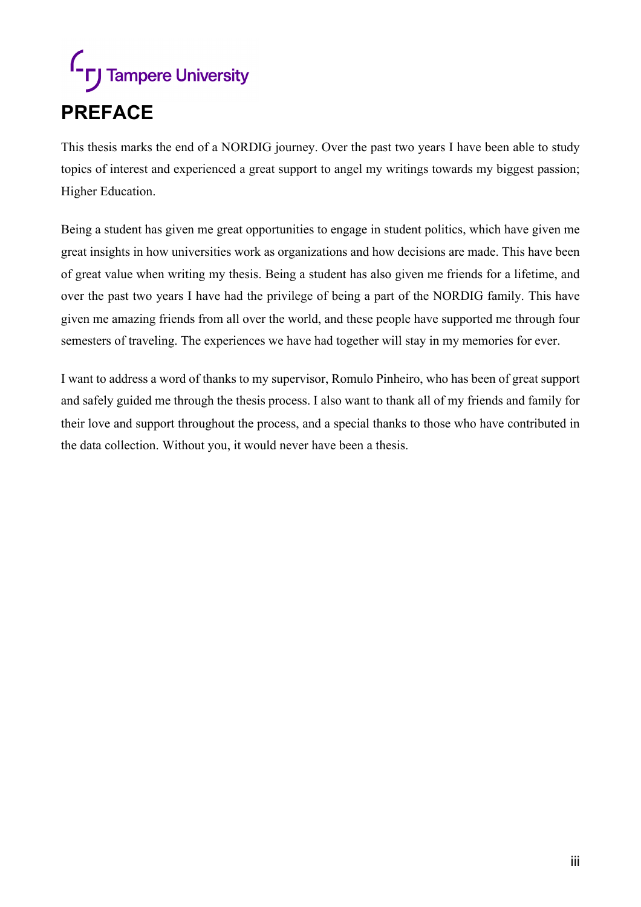# PREFACE

This thesis marks the end of a NORDIG journey. Over the past two years I have been able to study topics of interest and experienced a great support to angel my writings towards my biggest passion; Higher Education.

Being a student has given me great opportunities to engage in student politics, which have given me great insights in how universities work as organizations and how decisions are made. This have been of great value when writing my thesis. Being a student has also given me friends for a lifetime, and over the past two years I have had the privilege of being a part of the NORDIG family. This have given me amazing friends from all over the world, and these people have supported me through four semesters of traveling. The experiences we have had together will stay in my memories for ever.

I want to address a word of thanks to my supervisor, Romulo Pinheiro, who has been of great support and safely guided me through the thesis process. I also want to thank all of my friends and family for their love and support throughout the process, and a special thanks to those who have contributed in the data collection. Without you, it would never have been a thesis.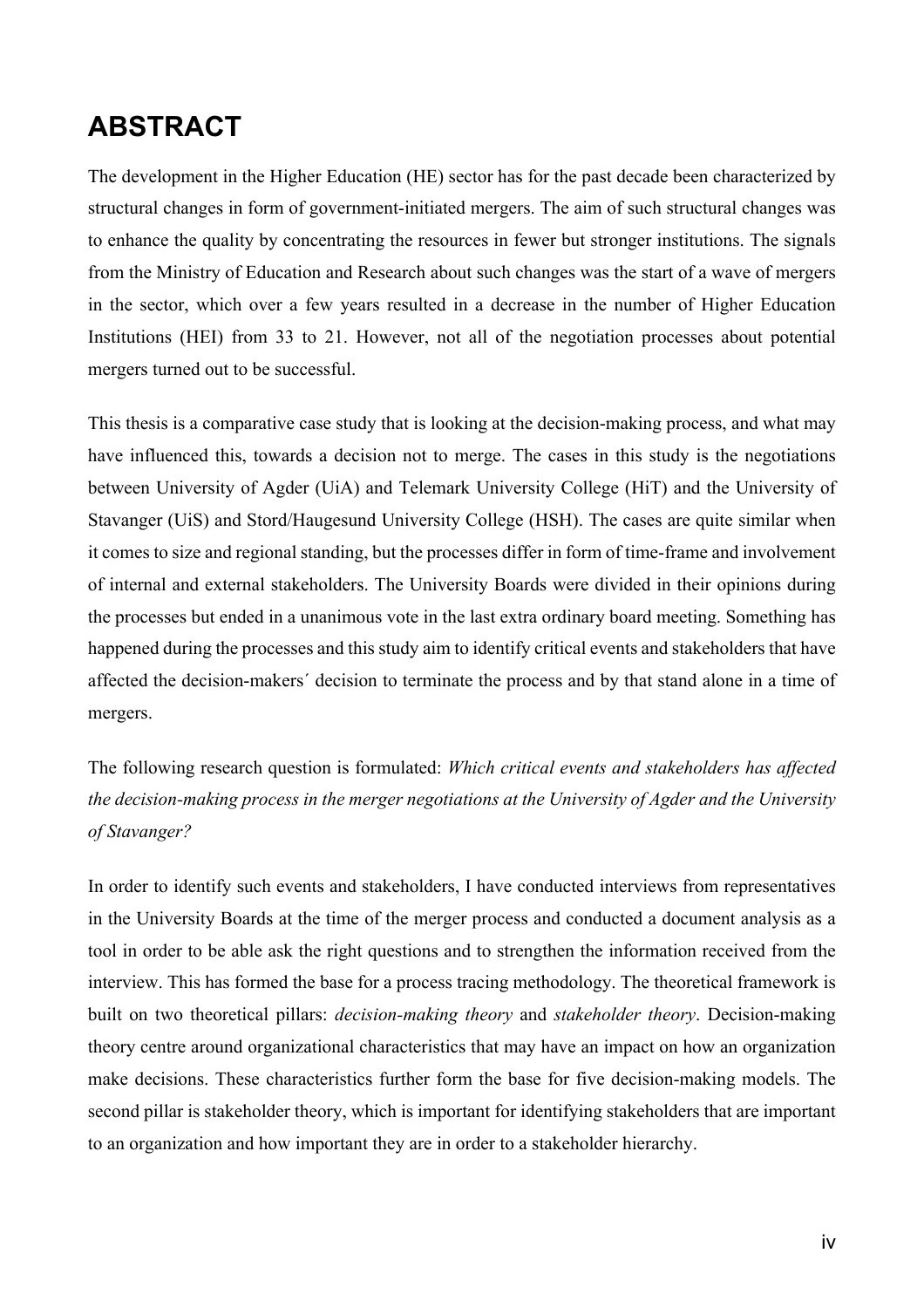# ABSTRACT

The development in the Higher Education (HE) sector has for the past decade been characterized by structural changes in form of government-initiated mergers. The aim of such structural changes was to enhance the quality by concentrating the resources in fewer but stronger institutions. The signals from the Ministry of Education and Research about such changes was the start of a wave of mergers in the sector, which over a few years resulted in a decrease in the number of Higher Education Institutions (HEI) from 33 to 21. However, not all of the negotiation processes about potential mergers turned out to be successful.

This thesis is a comparative case study that is looking at the decision-making process, and what may have influenced this, towards a decision not to merge. The cases in this study is the negotiations between University of Agder (UiA) and Telemark University College (HiT) and the University of Stavanger (UiS) and Stord/Haugesund University College (HSH). The cases are quite similar when it comes to size and regional standing, but the processes differ in form of time-frame and involvement of internal and external stakeholders. The University Boards were divided in their opinions during the processes but ended in a unanimous vote in the last extra ordinary board meeting. Something has happened during the processes and this study aim to identify critical events and stakeholders that have affected the decision-makers´ decision to terminate the process and by that stand alone in a time of mergers.

The following research question is formulated: *Which critical events and stakeholders has affected the decision-making process in the merger negotiations at the University of Agder and the University of Stavanger?*

In order to identify such events and stakeholders, I have conducted interviews from representatives in the University Boards at the time of the merger process and conducted a document analysis as a tool in order to be able ask the right questions and to strengthen the information received from the interview. This has formed the base for a process tracing methodology. The theoretical framework is built on two theoretical pillars: *decision-making theory* and *stakeholder theory*. Decision-making theory centre around organizational characteristics that may have an impact on how an organization make decisions. These characteristics further form the base for five decision-making models. The second pillar is stakeholder theory, which is important for identifying stakeholders that are important to an organization and how important they are in order to a stakeholder hierarchy.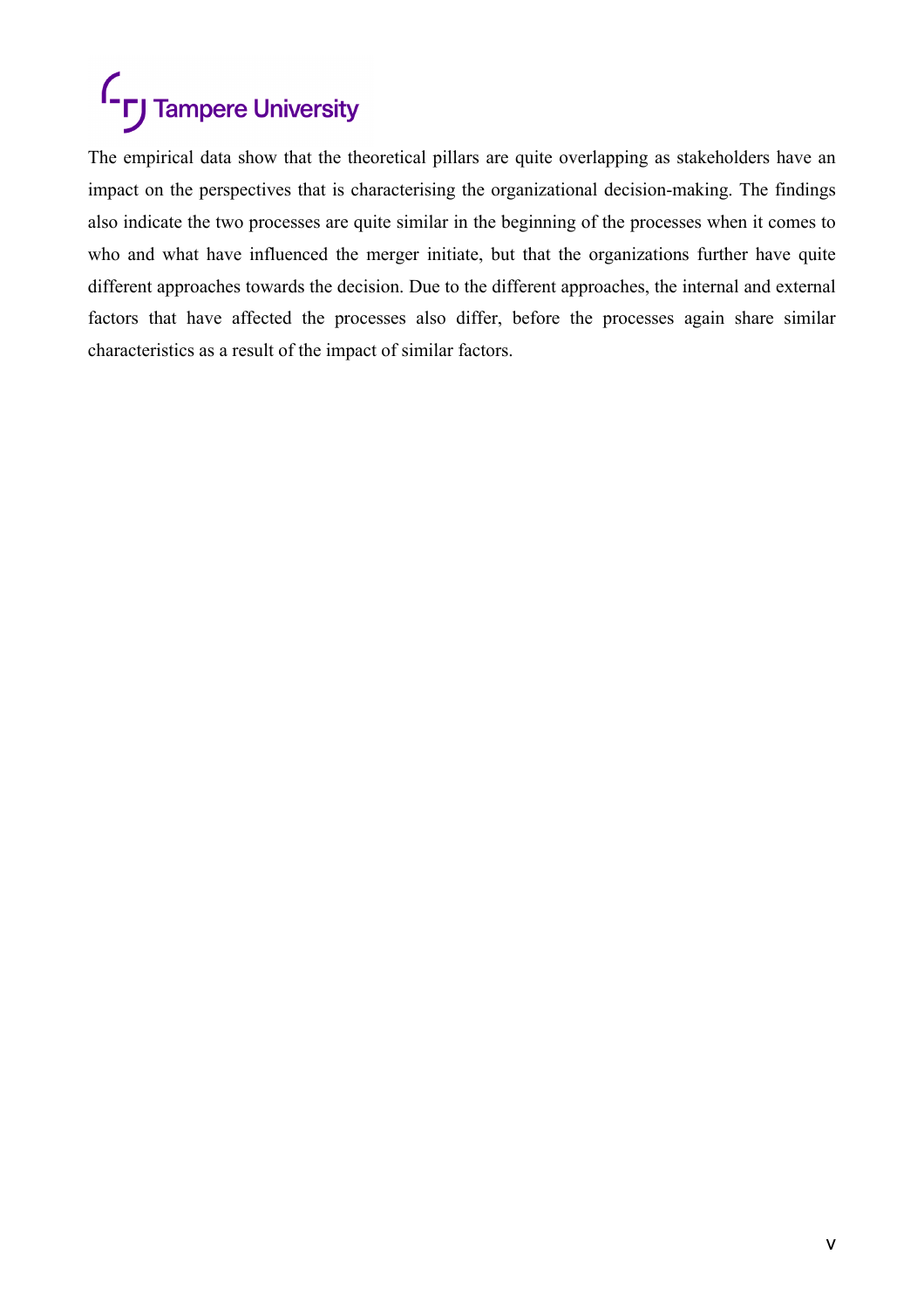The empirical data show that the theoretical pillars are quite overlapping as stakeholders have an impact on the perspectives that is characterising the organizational decision-making. The findings also indicate the two processes are quite similar in the beginning of the processes when it comes to who and what have influenced the merger initiate, but that the organizations further have quite different approaches towards the decision. Due to the different approaches, the internal and external factors that have affected the processes also differ, before the processes again share similar characteristics as a result of the impact of similar factors.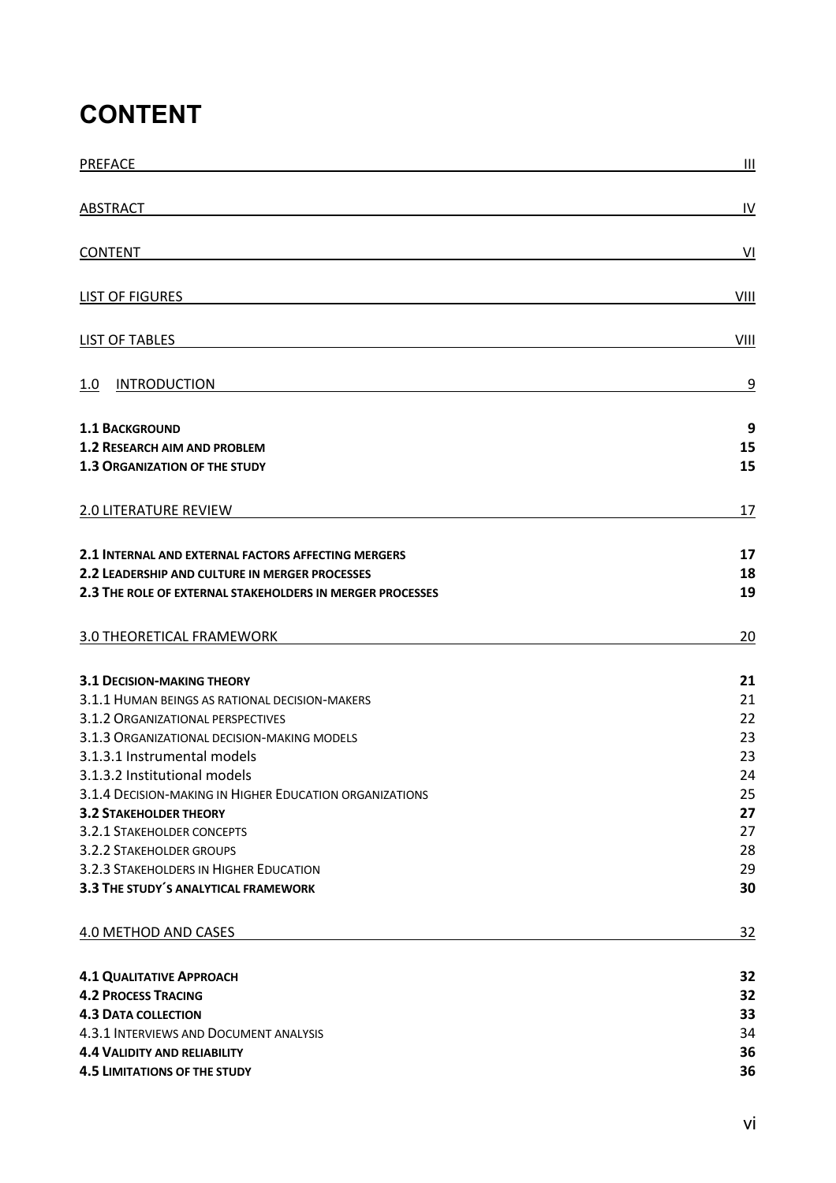# CONTENT

| | |
|---|---|
| PREFACE | III |
| ABSTRACT | IV |
| CONTENT | VI |
| LIST OF FIGURES | VIII |
| LIST OF TABLES | VIII |
| 1.0 INTRODUCTION | 9 |
| **1.1 BACKGROUND** | **9** |
| **1.2 RESEARCH AIM AND PROBLEM** | **15** |
| **1.3 ORGANIZATION OF THE STUDY** | **15** |
| 2.0 LITERATURE REVIEW | 17 |
| **2.1 INTERNAL AND EXTERNAL FACTORS AFFECTING MERGERS** | **17** |
| **2.2 LEADERSHIP AND CULTURE IN MERGER PROCESSES** | **18** |
| **2.3 THE ROLE OF EXTERNAL STAKEHOLDERS IN MERGER PROCESSES** | **19** |
| 3.0 THEORETICAL FRAMEWORK | 20 |
| **3.1 DECISION-MAKING THEORY** | **21** |
| 3.1.1 HUMAN BEINGS AS RATIONAL DECISION-MAKERS | 21 |
| 3.1.2 ORGANIZATIONAL PERSPECTIVES | 22 |
| 3.1.3 ORGANIZATIONAL DECISION-MAKING MODELS | 23 |
| 3.1.3.1 Instrumental models | 23 |
| 3.1.3.2 Institutional models | 24 |
| 3.1.4 DECISION-MAKING IN HIGHER EDUCATION ORGANIZATIONS | 25 |
| **3.2 STAKEHOLDER THEORY** | **27** |
| 3.2.1 STAKEHOLDER CONCEPTS | 27 |
| 3.2.2 STAKEHOLDER GROUPS | 28 |
| 3.2.3 STAKEHOLDERS IN HIGHER EDUCATION | 29 |
| **3.3 THE STUDY´S ANALYTICAL FRAMEWORK** | **30** |
| 4.0 METHOD AND CASES | 32 |
| **4.1 QUALITATIVE APPROACH** | **32** |
| **4.2 PROCESS TRACING** | **32** |
| **4.3 DATA COLLECTION** | **33** |
| 4.3.1 INTERVIEWS AND DOCUMENT ANALYSIS | 34 |
| **4.4 VALIDITY AND RELIABILITY** | **36** |
| **4.5 LIMITATIONS OF THE STUDY** | **36** |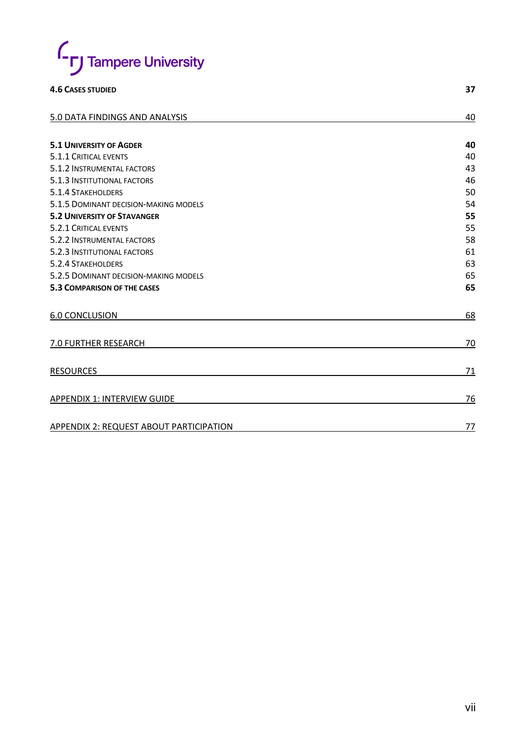**4.6 Cases studied** 37

5.0 DATA FINDINGS AND ANALYSIS 40

**5.1 University of Agder** 40

5.1.1 Critical events 40

5.1.2 Instrumental factors 43

5.1.3 Institutional factors 46

5.1.4 Stakeholders 50

5.1.5 Dominant decision-making models 54

**5.2 University of Stavanger** 55

5.2.1 Critical events 55

5.2.2 Instrumental factors 58

5.2.3 Institutional factors 61

5.2.4 Stakeholders 63

5.2.5 Dominant decision-making models 65

**5.3 Comparison of the cases** 65

6.0 CONCLUSION 68

7.0 FURTHER RESEARCH 70

RESOURCES 71

APPENDIX 1: INTERVIEW GUIDE 76

APPENDIX 2: REQUEST ABOUT PARTICIPATION 77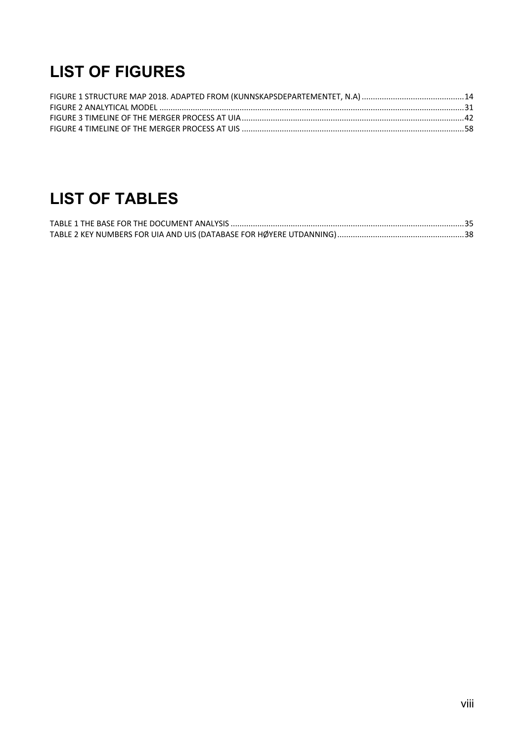# LIST OF FIGURES

FIGURE 1 STRUCTURE MAP 2018. ADAPTED FROM (KUNNSKAPSDEPARTEMENTET, N.A) .............................................14
FIGURE 2 ANALYTICAL MODEL ........................................................................................................................31
FIGURE 3 TIMELINE OF THE MERGER PROCESS AT UIA...................................................................................42
FIGURE 4 TIMELINE OF THE MERGER PROCESS AT UIS ...................................................................................58

# LIST OF TABLES

TABLE 1 THE BASE FOR THE DOCUMENT ANALYSIS ........................................................................................35
TABLE 2 KEY NUMBERS FOR UIA AND UIS (DATABASE FOR HØYERE UTDANNING) ........................................................38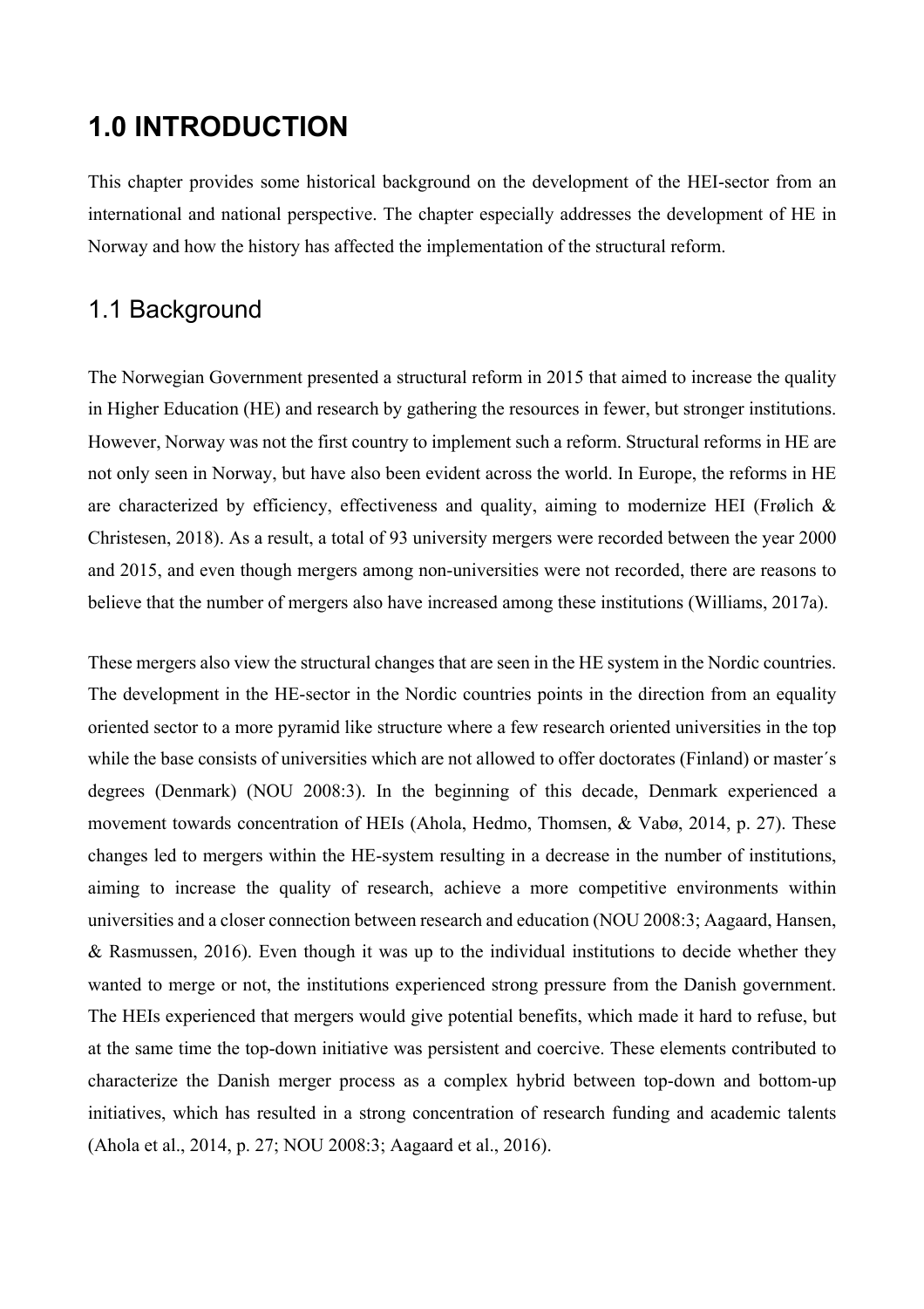# 1.0 INTRODUCTION

This chapter provides some historical background on the development of the HEI-sector from an international and national perspective. The chapter especially addresses the development of HE in Norway and how the history has affected the implementation of the structural reform.

## 1.1 Background

The Norwegian Government presented a structural reform in 2015 that aimed to increase the quality in Higher Education (HE) and research by gathering the resources in fewer, but stronger institutions. However, Norway was not the first country to implement such a reform. Structural reforms in HE are not only seen in Norway, but have also been evident across the world. In Europe, the reforms in HE are characterized by efficiency, effectiveness and quality, aiming to modernize HEI (Frølich & Christesen, 2018). As a result, a total of 93 university mergers were recorded between the year 2000 and 2015, and even though mergers among non-universities were not recorded, there are reasons to believe that the number of mergers also have increased among these institutions (Williams, 2017a).

These mergers also view the structural changes that are seen in the HE system in the Nordic countries. The development in the HE-sector in the Nordic countries points in the direction from an equality oriented sector to a more pyramid like structure where a few research oriented universities in the top while the base consists of universities which are not allowed to offer doctorates (Finland) or master´s degrees (Denmark) (NOU 2008:3). In the beginning of this decade, Denmark experienced a movement towards concentration of HEIs (Ahola, Hedmo, Thomsen, & Vabø, 2014, p. 27). These changes led to mergers within the HE-system resulting in a decrease in the number of institutions, aiming to increase the quality of research, achieve a more competitive environments within universities and a closer connection between research and education (NOU 2008:3; Aagaard, Hansen, & Rasmussen, 2016). Even though it was up to the individual institutions to decide whether they wanted to merge or not, the institutions experienced strong pressure from the Danish government. The HEIs experienced that mergers would give potential benefits, which made it hard to refuse, but at the same time the top-down initiative was persistent and coercive. These elements contributed to characterize the Danish merger process as a complex hybrid between top-down and bottom-up initiatives, which has resulted in a strong concentration of research funding and academic talents (Ahola et al., 2014, p. 27; NOU 2008:3; Aagaard et al., 2016).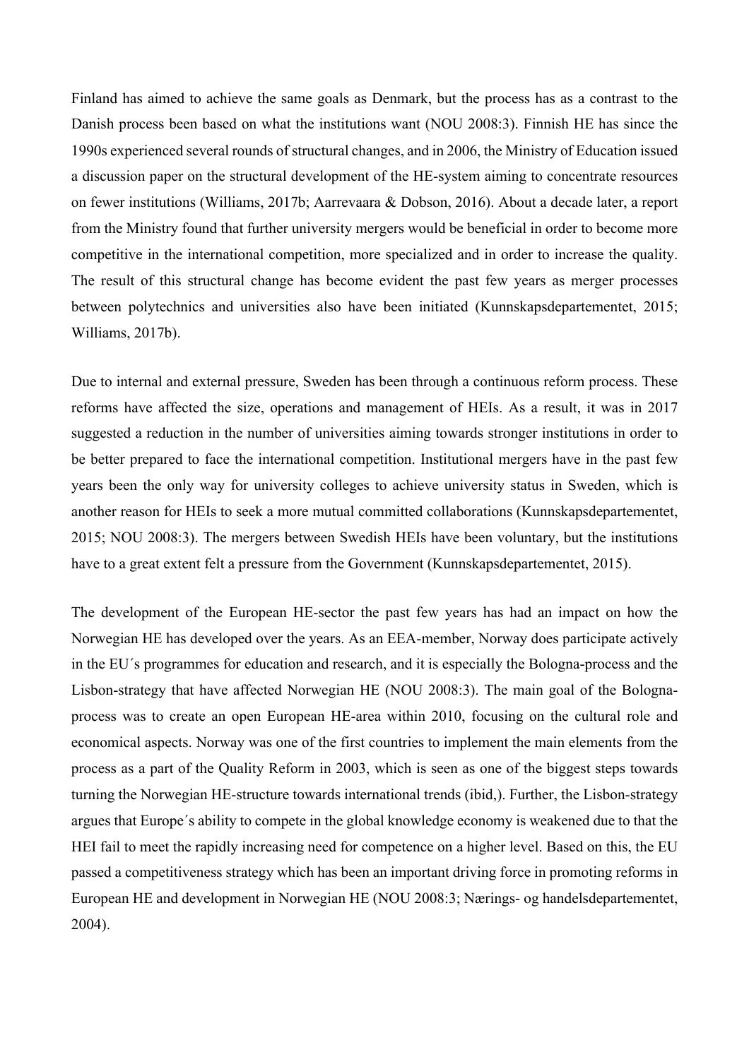Finland has aimed to achieve the same goals as Denmark, but the process has as a contrast to the Danish process been based on what the institutions want (NOU 2008:3). Finnish HE has since the 1990s experienced several rounds of structural changes, and in 2006, the Ministry of Education issued a discussion paper on the structural development of the HE-system aiming to concentrate resources on fewer institutions (Williams, 2017b; Aarrevaara & Dobson, 2016). About a decade later, a report from the Ministry found that further university mergers would be beneficial in order to become more competitive in the international competition, more specialized and in order to increase the quality. The result of this structural change has become evident the past few years as merger processes between polytechnics and universities also have been initiated (Kunnskapsdepartementet, 2015; Williams, 2017b).

Due to internal and external pressure, Sweden has been through a continuous reform process. These reforms have affected the size, operations and management of HEIs. As a result, it was in 2017 suggested a reduction in the number of universities aiming towards stronger institutions in order to be better prepared to face the international competition. Institutional mergers have in the past few years been the only way for university colleges to achieve university status in Sweden, which is another reason for HEIs to seek a more mutual committed collaborations (Kunnskapsdepartementet, 2015; NOU 2008:3). The mergers between Swedish HEIs have been voluntary, but the institutions have to a great extent felt a pressure from the Government (Kunnskapsdepartementet, 2015).

The development of the European HE-sector the past few years has had an impact on how the Norwegian HE has developed over the years. As an EEA-member, Norway does participate actively in the EU´s programmes for education and research, and it is especially the Bologna-process and the Lisbon-strategy that have affected Norwegian HE (NOU 2008:3). The main goal of the Bologna-process was to create an open European HE-area within 2010, focusing on the cultural role and economical aspects. Norway was one of the first countries to implement the main elements from the process as a part of the Quality Reform in 2003, which is seen as one of the biggest steps towards turning the Norwegian HE-structure towards international trends (ibid,). Further, the Lisbon-strategy argues that Europe´s ability to compete in the global knowledge economy is weakened due to that the HEI fail to meet the rapidly increasing need for competence on a higher level. Based on this, the EU passed a competitiveness strategy which has been an important driving force in promoting reforms in European HE and development in Norwegian HE (NOU 2008:3; Nærings- og handelsdepartementet, 2004).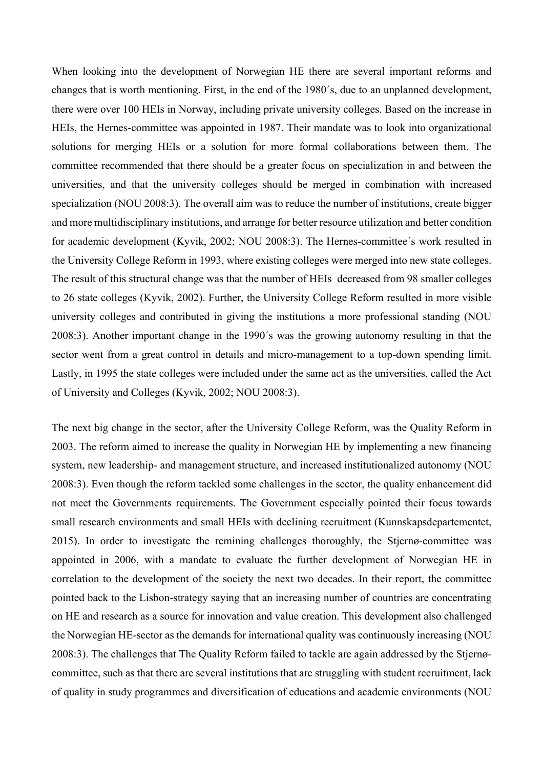When looking into the development of Norwegian HE there are several important reforms and changes that is worth mentioning. First, in the end of the 1980´s, due to an unplanned development, there were over 100 HEIs in Norway, including private university colleges. Based on the increase in HEIs, the Hernes-committee was appointed in 1987. Their mandate was to look into organizational solutions for merging HEIs or a solution for more formal collaborations between them. The committee recommended that there should be a greater focus on specialization in and between the universities, and that the university colleges should be merged in combination with increased specialization (NOU 2008:3). The overall aim was to reduce the number of institutions, create bigger and more multidisciplinary institutions, and arrange for better resource utilization and better condition for academic development (Kyvik, 2002; NOU 2008:3). The Hernes-committee´s work resulted in the University College Reform in 1993, where existing colleges were merged into new state colleges. The result of this structural change was that the number of HEIs decreased from 98 smaller colleges to 26 state colleges (Kyvik, 2002). Further, the University College Reform resulted in more visible university colleges and contributed in giving the institutions a more professional standing (NOU 2008:3). Another important change in the 1990´s was the growing autonomy resulting in that the sector went from a great control in details and micro-management to a top-down spending limit. Lastly, in 1995 the state colleges were included under the same act as the universities, called the Act of University and Colleges (Kyvik, 2002; NOU 2008:3).

The next big change in the sector, after the University College Reform, was the Quality Reform in 2003. The reform aimed to increase the quality in Norwegian HE by implementing a new financing system, new leadership- and management structure, and increased institutionalized autonomy (NOU 2008:3). Even though the reform tackled some challenges in the sector, the quality enhancement did not meet the Governments requirements. The Government especially pointed their focus towards small research environments and small HEIs with declining recruitment (Kunnskapsdepartementet, 2015). In order to investigate the remining challenges thoroughly, the Stjernø-committee was appointed in 2006, with a mandate to evaluate the further development of Norwegian HE in correlation to the development of the society the next two decades. In their report, the committee pointed back to the Lisbon-strategy saying that an increasing number of countries are concentrating on HE and research as a source for innovation and value creation. This development also challenged the Norwegian HE-sector as the demands for international quality was continuously increasing (NOU 2008:3). The challenges that The Quality Reform failed to tackle are again addressed by the Stjernø-committee, such as that there are several institutions that are struggling with student recruitment, lack of quality in study programmes and diversification of educations and academic environments (NOU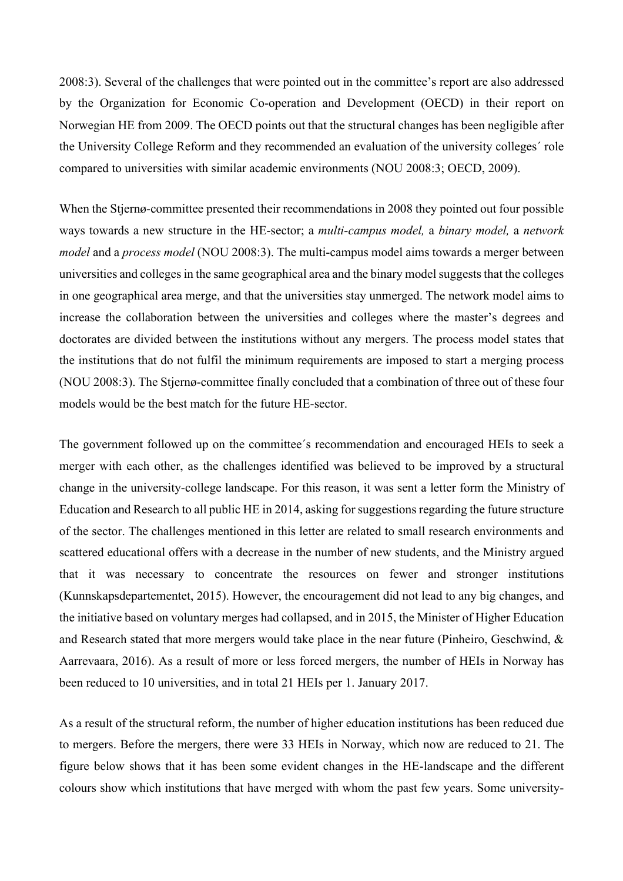2008:3). Several of the challenges that were pointed out in the committee's report are also addressed by the Organization for Economic Co-operation and Development (OECD) in their report on Norwegian HE from 2009. The OECD points out that the structural changes has been negligible after the University College Reform and they recommended an evaluation of the university colleges´ role compared to universities with similar academic environments (NOU 2008:3; OECD, 2009).

When the Stjernø-committee presented their recommendations in 2008 they pointed out four possible ways towards a new structure in the HE-sector; a *multi-campus model,* a *binary model,* a *network model* and a *process model* (NOU 2008:3). The multi-campus model aims towards a merger between universities and colleges in the same geographical area and the binary model suggests that the colleges in one geographical area merge, and that the universities stay unmerged. The network model aims to increase the collaboration between the universities and colleges where the master's degrees and doctorates are divided between the institutions without any mergers. The process model states that the institutions that do not fulfil the minimum requirements are imposed to start a merging process (NOU 2008:3). The Stjernø-committee finally concluded that a combination of three out of these four models would be the best match for the future HE-sector.

The government followed up on the committee´s recommendation and encouraged HEIs to seek a merger with each other, as the challenges identified was believed to be improved by a structural change in the university-college landscape. For this reason, it was sent a letter form the Ministry of Education and Research to all public HE in 2014, asking for suggestions regarding the future structure of the sector. The challenges mentioned in this letter are related to small research environments and scattered educational offers with a decrease in the number of new students, and the Ministry argued that it was necessary to concentrate the resources on fewer and stronger institutions (Kunnskapsdepartementet, 2015). However, the encouragement did not lead to any big changes, and the initiative based on voluntary merges had collapsed, and in 2015, the Minister of Higher Education and Research stated that more mergers would take place in the near future (Pinheiro, Geschwind, & Aarrevaara, 2016). As a result of more or less forced mergers, the number of HEIs in Norway has been reduced to 10 universities, and in total 21 HEIs per 1. January 2017.

As a result of the structural reform, the number of higher education institutions has been reduced due to mergers. Before the mergers, there were 33 HEIs in Norway, which now are reduced to 21. The figure below shows that it has been some evident changes in the HE-landscape and the different colours show which institutions that have merged with whom the past few years. Some university-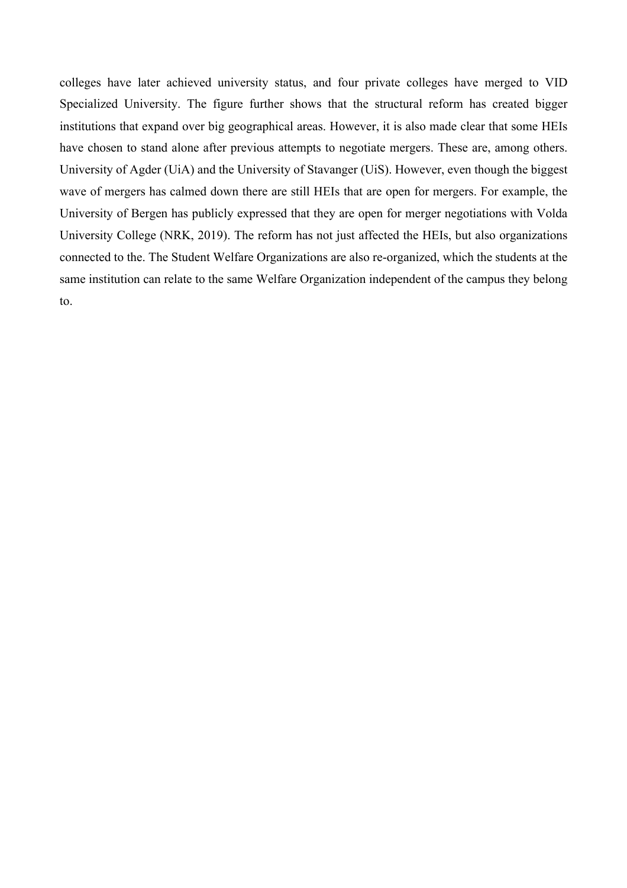colleges have later achieved university status, and four private colleges have merged to VID Specialized University. The figure further shows that the structural reform has created bigger institutions that expand over big geographical areas. However, it is also made clear that some HEIs have chosen to stand alone after previous attempts to negotiate mergers. These are, among others. University of Agder (UiA) and the University of Stavanger (UiS). However, even though the biggest wave of mergers has calmed down there are still HEIs that are open for mergers. For example, the University of Bergen has publicly expressed that they are open for merger negotiations with Volda University College (NRK, 2019). The reform has not just affected the HEIs, but also organizations connected to the. The Student Welfare Organizations are also re-organized, which the students at the same institution can relate to the same Welfare Organization independent of the campus they belong to.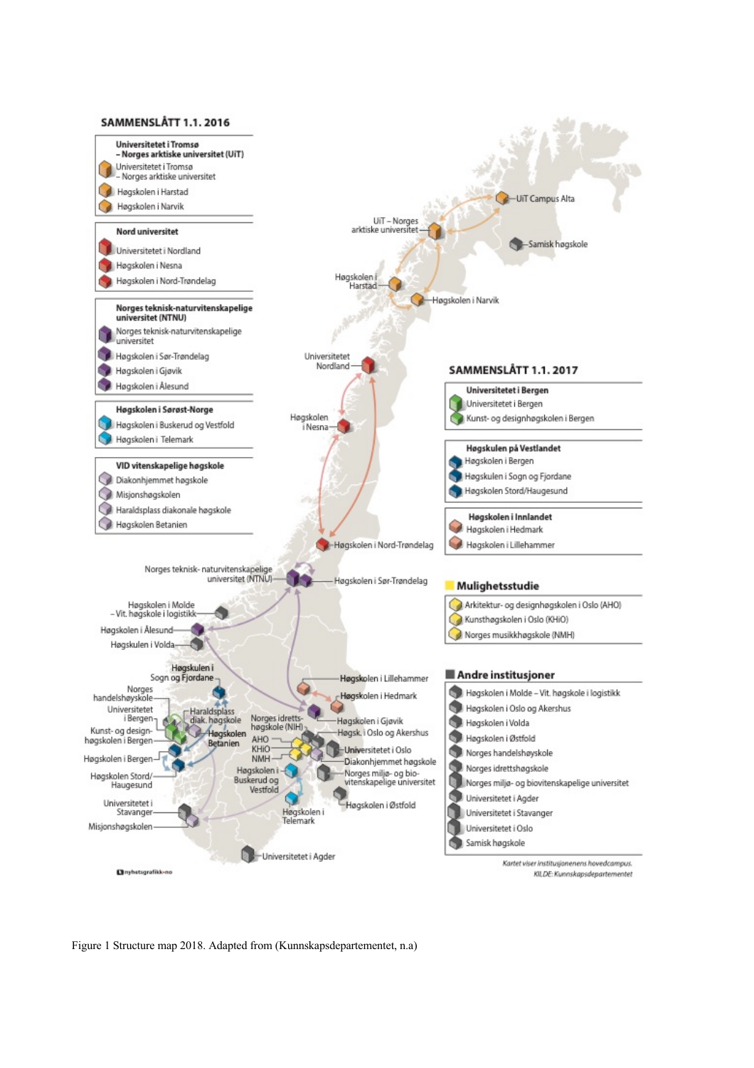**SAMMENSLÅTT 1.1. 2016**

**Universitetet i Tromsø – Norges arktiske universitet (UiT)**
- Universitetet i Tromsø – Norges arktiske universitet
- Høgskolen i Harstad
- Høgskolen i Narvik

**Nord universitet**
- Universitetet i Nordland
- Høgskolen i Nesna
- Høgskolen i Nord-Trøndelag

**Norges teknisk-naturvitenskapelige universitet (NTNU)**
- Norges teknisk-naturvitenskapelige universitet
- Høgskolen i Sør-Trøndelag
- Høgskolen i Gjøvik
- Høgskolen i Ålesund

**Høgskolen i Sørøst-Norge**
- Høgskolen i Buskerud og Vestfold
- Høgskolen i Telemark

**VID vitenskapelige høgskole**
- Diakonhjemmet høgskole
- Misjonshøgskolen
- Haraldsplass diakonale høgskole
- Høgskolen Betanien

**SAMMENSLÅTT 1.1. 2017**

**Universitetet i Bergen**
- Universitetet i Bergen
- Kunst- og designhøgskolen i Bergen

**Høgskulen på Vestlandet**
- Høgskolen i Bergen
- Høgskulen i Sogn og Fjordane
- Høgskolen Stord/Haugesund

**Høgskolen i Innlandet**
- Høgskolen i Hedmark
- Høgskolen i Lillehammer

**Mulighetsstudie**
- Arkitektur- og designhøgskolen i Oslo (AHO)
- Kunsthøgskolen i Oslo (KHiO)
- Norges musikkhøgskole (NMH)

**Andre institusjoner**
- Høgskolen i Molde – Vit. høgskole i logistikk
- Høgskolen i Oslo og Akershus
- Høgskulen i Volda
- Høgskolen i Østfold
- Norges handelshøyskole
- Norges idrettshøgskole
- Norges miljø- og biovitenskapelige universitet
- Universitetet i Agder
- Universitetet i Stavanger
- Universitetet i Oslo
- Samisk høgskole

*Kartet viser institusjonenens hovedcampus.*
*KILDE: Kunnskapsdepartementet*

nyhetsgrafikk.no

Figure 1 Structure map 2018. Adapted from (Kunnskapsdepartementet, n.a)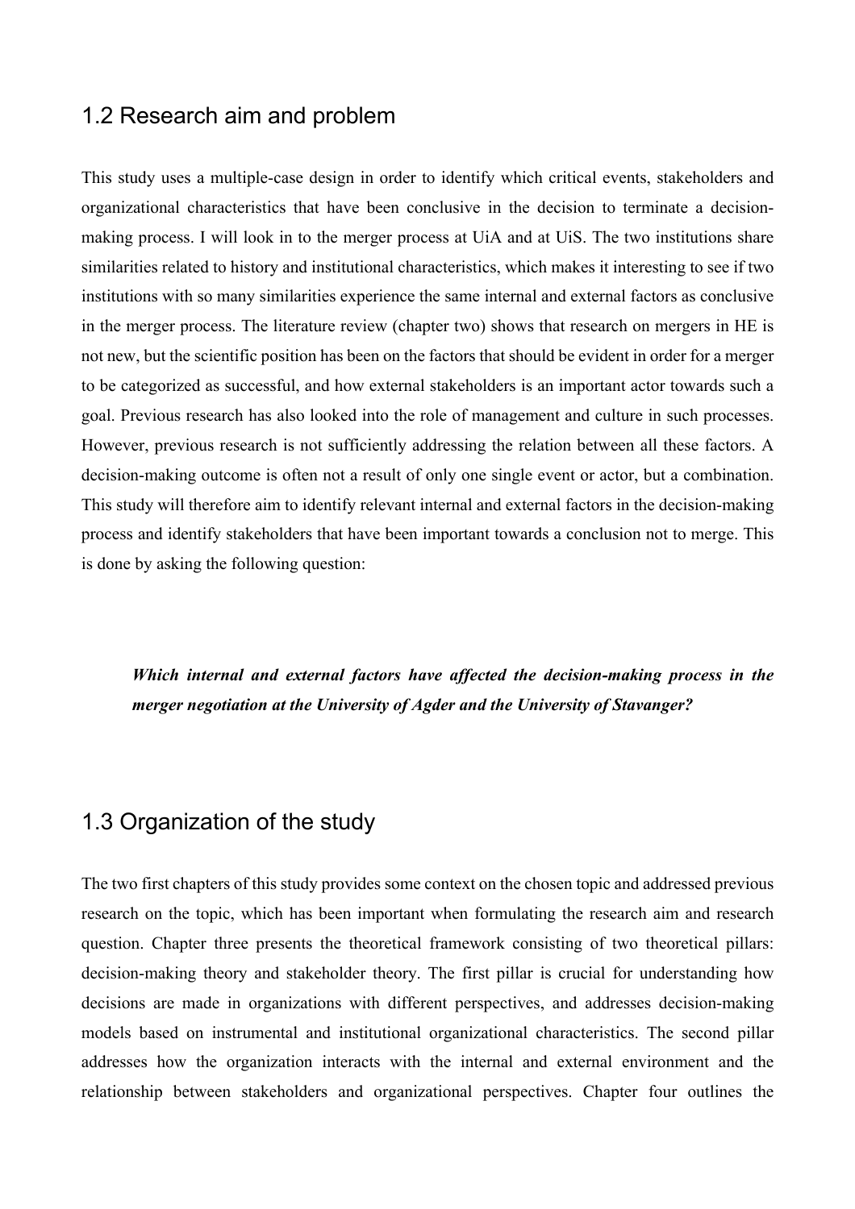## 1.2 Research aim and problem

This study uses a multiple-case design in order to identify which critical events, stakeholders and organizational characteristics that have been conclusive in the decision to terminate a decision-making process. I will look in to the merger process at UiA and at UiS. The two institutions share similarities related to history and institutional characteristics, which makes it interesting to see if two institutions with so many similarities experience the same internal and external factors as conclusive in the merger process. The literature review (chapter two) shows that research on mergers in HE is not new, but the scientific position has been on the factors that should be evident in order for a merger to be categorized as successful, and how external stakeholders is an important actor towards such a goal. Previous research has also looked into the role of management and culture in such processes. However, previous research is not sufficiently addressing the relation between all these factors. A decision-making outcome is often not a result of only one single event or actor, but a combination. This study will therefore aim to identify relevant internal and external factors in the decision-making process and identify stakeholders that have been important towards a conclusion not to merge. This is done by asking the following question:

> ***Which internal and external factors have affected the decision-making process in the merger negotiation at the University of Agder and the University of Stavanger?***

## 1.3 Organization of the study

The two first chapters of this study provides some context on the chosen topic and addressed previous research on the topic, which has been important when formulating the research aim and research question. Chapter three presents the theoretical framework consisting of two theoretical pillars: decision-making theory and stakeholder theory. The first pillar is crucial for understanding how decisions are made in organizations with different perspectives, and addresses decision-making models based on instrumental and institutional organizational characteristics. The second pillar addresses how the organization interacts with the internal and external environment and the relationship between stakeholders and organizational perspectives. Chapter four outlines the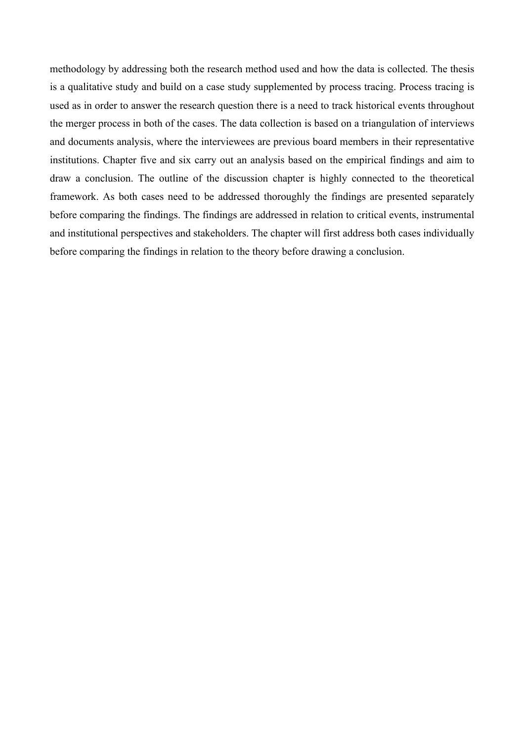methodology by addressing both the research method used and how the data is collected. The thesis is a qualitative study and build on a case study supplemented by process tracing. Process tracing is used as in order to answer the research question there is a need to track historical events throughout the merger process in both of the cases. The data collection is based on a triangulation of interviews and documents analysis, where the interviewees are previous board members in their representative institutions. Chapter five and six carry out an analysis based on the empirical findings and aim to draw a conclusion. The outline of the discussion chapter is highly connected to the theoretical framework. As both cases need to be addressed thoroughly the findings are presented separately before comparing the findings. The findings are addressed in relation to critical events, instrumental and institutional perspectives and stakeholders. The chapter will first address both cases individually before comparing the findings in relation to the theory before drawing a conclusion.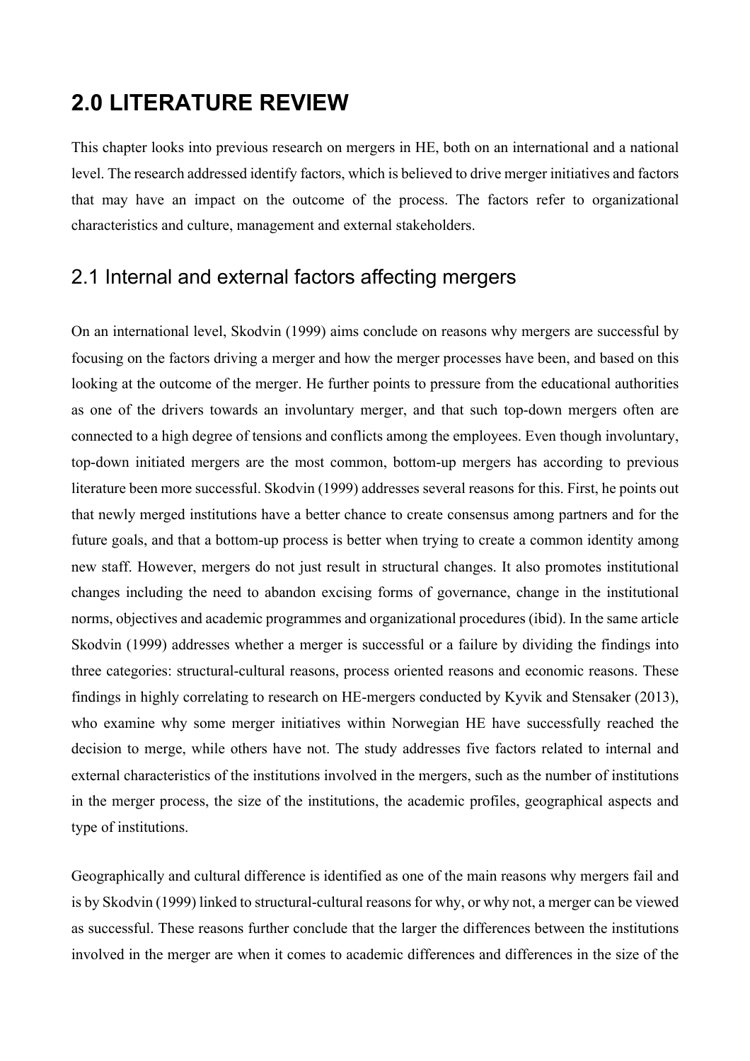# 2.0 LITERATURE REVIEW

This chapter looks into previous research on mergers in HE, both on an international and a national level. The research addressed identify factors, which is believed to drive merger initiatives and factors that may have an impact on the outcome of the process. The factors refer to organizational characteristics and culture, management and external stakeholders.

## 2.1 Internal and external factors affecting mergers

On an international level, Skodvin (1999) aims conclude on reasons why mergers are successful by focusing on the factors driving a merger and how the merger processes have been, and based on this looking at the outcome of the merger. He further points to pressure from the educational authorities as one of the drivers towards an involuntary merger, and that such top-down mergers often are connected to a high degree of tensions and conflicts among the employees. Even though involuntary, top-down initiated mergers are the most common, bottom-up mergers has according to previous literature been more successful. Skodvin (1999) addresses several reasons for this. First, he points out that newly merged institutions have a better chance to create consensus among partners and for the future goals, and that a bottom-up process is better when trying to create a common identity among new staff. However, mergers do not just result in structural changes. It also promotes institutional changes including the need to abandon excising forms of governance, change in the institutional norms, objectives and academic programmes and organizational procedures (ibid). In the same article Skodvin (1999) addresses whether a merger is successful or a failure by dividing the findings into three categories: structural-cultural reasons, process oriented reasons and economic reasons. These findings in highly correlating to research on HE-mergers conducted by Kyvik and Stensaker (2013), who examine why some merger initiatives within Norwegian HE have successfully reached the decision to merge, while others have not. The study addresses five factors related to internal and external characteristics of the institutions involved in the mergers, such as the number of institutions in the merger process, the size of the institutions, the academic profiles, geographical aspects and type of institutions.

Geographically and cultural difference is identified as one of the main reasons why mergers fail and is by Skodvin (1999) linked to structural-cultural reasons for why, or why not, a merger can be viewed as successful. These reasons further conclude that the larger the differences between the institutions involved in the merger are when it comes to academic differences and differences in the size of the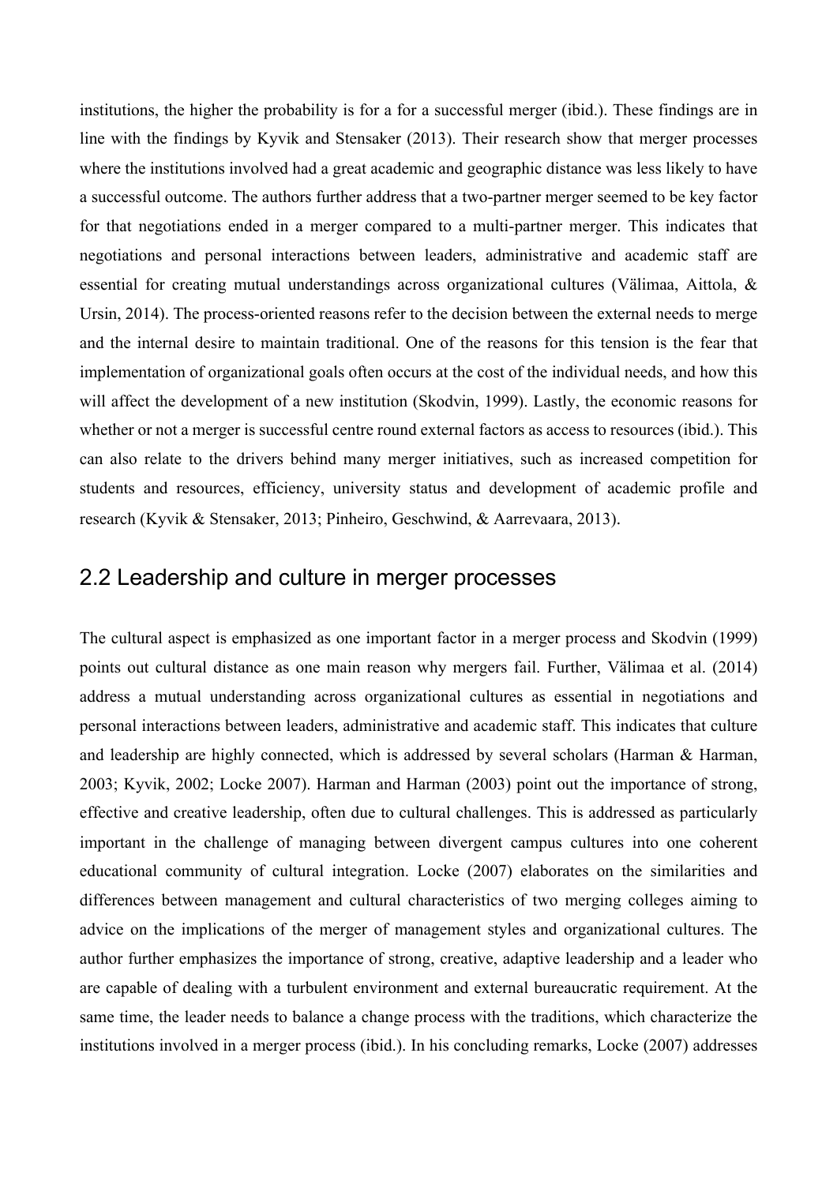institutions, the higher the probability is for a for a successful merger (ibid.). These findings are in line with the findings by Kyvik and Stensaker (2013). Their research show that merger processes where the institutions involved had a great academic and geographic distance was less likely to have a successful outcome. The authors further address that a two-partner merger seemed to be key factor for that negotiations ended in a merger compared to a multi-partner merger. This indicates that negotiations and personal interactions between leaders, administrative and academic staff are essential for creating mutual understandings across organizational cultures (Välimaa, Aittola, & Ursin, 2014). The process-oriented reasons refer to the decision between the external needs to merge and the internal desire to maintain traditional. One of the reasons for this tension is the fear that implementation of organizational goals often occurs at the cost of the individual needs, and how this will affect the development of a new institution (Skodvin, 1999). Lastly, the economic reasons for whether or not a merger is successful centre round external factors as access to resources (ibid.). This can also relate to the drivers behind many merger initiatives, such as increased competition for students and resources, efficiency, university status and development of academic profile and research (Kyvik & Stensaker, 2013; Pinheiro, Geschwind, & Aarrevaara, 2013).

## 2.2 Leadership and culture in merger processes

The cultural aspect is emphasized as one important factor in a merger process and Skodvin (1999) points out cultural distance as one main reason why mergers fail. Further, Välimaa et al. (2014) address a mutual understanding across organizational cultures as essential in negotiations and personal interactions between leaders, administrative and academic staff. This indicates that culture and leadership are highly connected, which is addressed by several scholars (Harman & Harman, 2003; Kyvik, 2002; Locke 2007). Harman and Harman (2003) point out the importance of strong, effective and creative leadership, often due to cultural challenges. This is addressed as particularly important in the challenge of managing between divergent campus cultures into one coherent educational community of cultural integration. Locke (2007) elaborates on the similarities and differences between management and cultural characteristics of two merging colleges aiming to advice on the implications of the merger of management styles and organizational cultures. The author further emphasizes the importance of strong, creative, adaptive leadership and a leader who are capable of dealing with a turbulent environment and external bureaucratic requirement. At the same time, the leader needs to balance a change process with the traditions, which characterize the institutions involved in a merger process (ibid.). In his concluding remarks, Locke (2007) addresses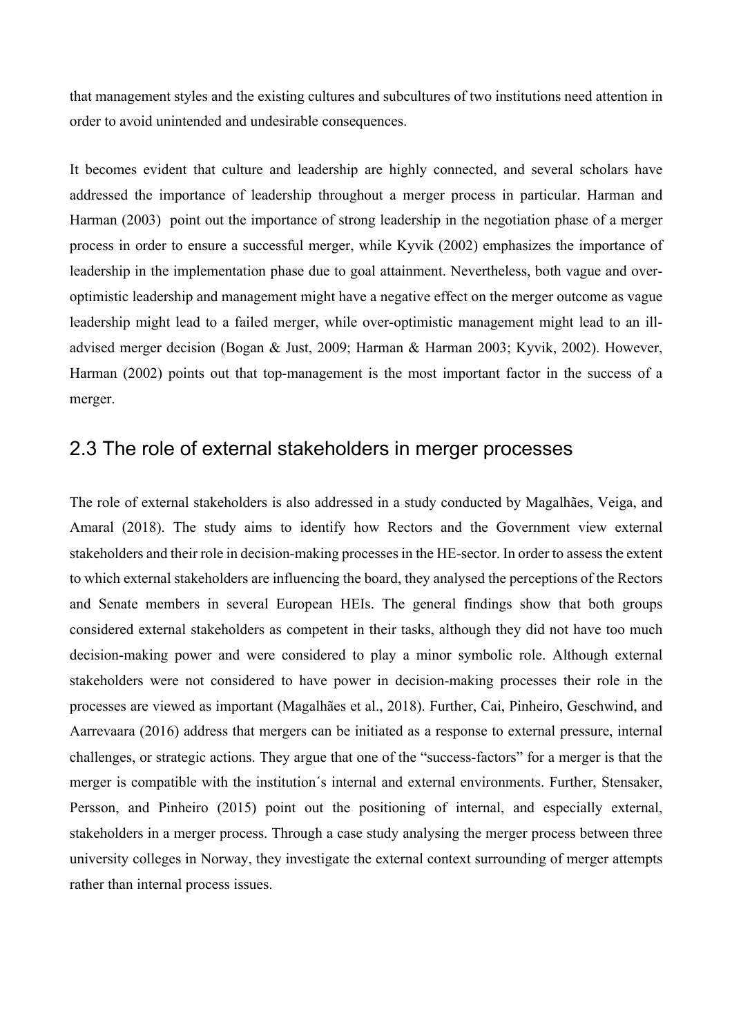that management styles and the existing cultures and subcultures of two institutions need attention in order to avoid unintended and undesirable consequences.

It becomes evident that culture and leadership are highly connected, and several scholars have addressed the importance of leadership throughout a merger process in particular. Harman and Harman (2003) point out the importance of strong leadership in the negotiation phase of a merger process in order to ensure a successful merger, while Kyvik (2002) emphasizes the importance of leadership in the implementation phase due to goal attainment. Nevertheless, both vague and over-optimistic leadership and management might have a negative effect on the merger outcome as vague leadership might lead to a failed merger, while over-optimistic management might lead to an ill-advised merger decision (Bogan & Just, 2009; Harman & Harman 2003; Kyvik, 2002). However, Harman (2002) points out that top-management is the most important factor in the success of a merger.

## 2.3 The role of external stakeholders in merger processes

The role of external stakeholders is also addressed in a study conducted by Magalhães, Veiga, and Amaral (2018). The study aims to identify how Rectors and the Government view external stakeholders and their role in decision-making processes in the HE-sector. In order to assess the extent to which external stakeholders are influencing the board, they analysed the perceptions of the Rectors and Senate members in several European HEIs. The general findings show that both groups considered external stakeholders as competent in their tasks, although they did not have too much decision-making power and were considered to play a minor symbolic role. Although external stakeholders were not considered to have power in decision-making processes their role in the processes are viewed as important (Magalhães et al., 2018). Further, Cai, Pinheiro, Geschwind, and Aarrevaara (2016) address that mergers can be initiated as a response to external pressure, internal challenges, or strategic actions. They argue that one of the "success-factors" for a merger is that the merger is compatible with the institution´s internal and external environments. Further, Stensaker, Persson, and Pinheiro (2015) point out the positioning of internal, and especially external, stakeholders in a merger process. Through a case study analysing the merger process between three university colleges in Norway, they investigate the external context surrounding of merger attempts rather than internal process issues.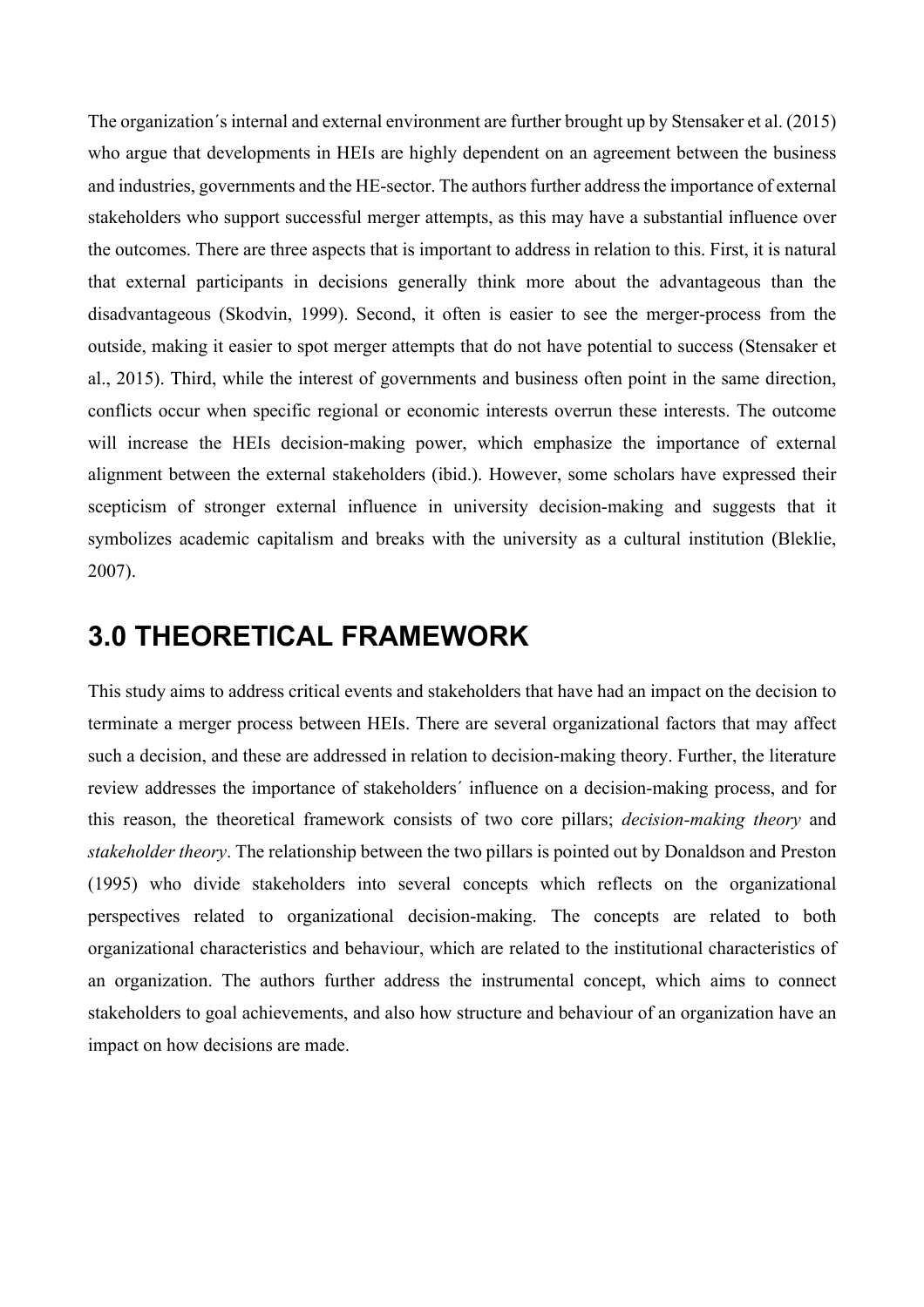The organization´s internal and external environment are further brought up by Stensaker et al. (2015) who argue that developments in HEIs are highly dependent on an agreement between the business and industries, governments and the HE-sector. The authors further address the importance of external stakeholders who support successful merger attempts, as this may have a substantial influence over the outcomes. There are three aspects that is important to address in relation to this. First, it is natural that external participants in decisions generally think more about the advantageous than the disadvantageous (Skodvin, 1999). Second, it often is easier to see the merger-process from the outside, making it easier to spot merger attempts that do not have potential to success (Stensaker et al., 2015). Third, while the interest of governments and business often point in the same direction, conflicts occur when specific regional or economic interests overrun these interests. The outcome will increase the HEIs decision-making power, which emphasize the importance of external alignment between the external stakeholders (ibid.). However, some scholars have expressed their scepticism of stronger external influence in university decision-making and suggests that it symbolizes academic capitalism and breaks with the university as a cultural institution (Bleklie, 2007).

# 3.0 THEORETICAL FRAMEWORK

This study aims to address critical events and stakeholders that have had an impact on the decision to terminate a merger process between HEIs. There are several organizational factors that may affect such a decision, and these are addressed in relation to decision-making theory. Further, the literature review addresses the importance of stakeholders´ influence on a decision-making process, and for this reason, the theoretical framework consists of two core pillars; *decision-making theory* and *stakeholder theory*. The relationship between the two pillars is pointed out by Donaldson and Preston (1995) who divide stakeholders into several concepts which reflects on the organizational perspectives related to organizational decision-making. The concepts are related to both organizational characteristics and behaviour, which are related to the institutional characteristics of an organization. The authors further address the instrumental concept, which aims to connect stakeholders to goal achievements, and also how structure and behaviour of an organization have an impact on how decisions are made.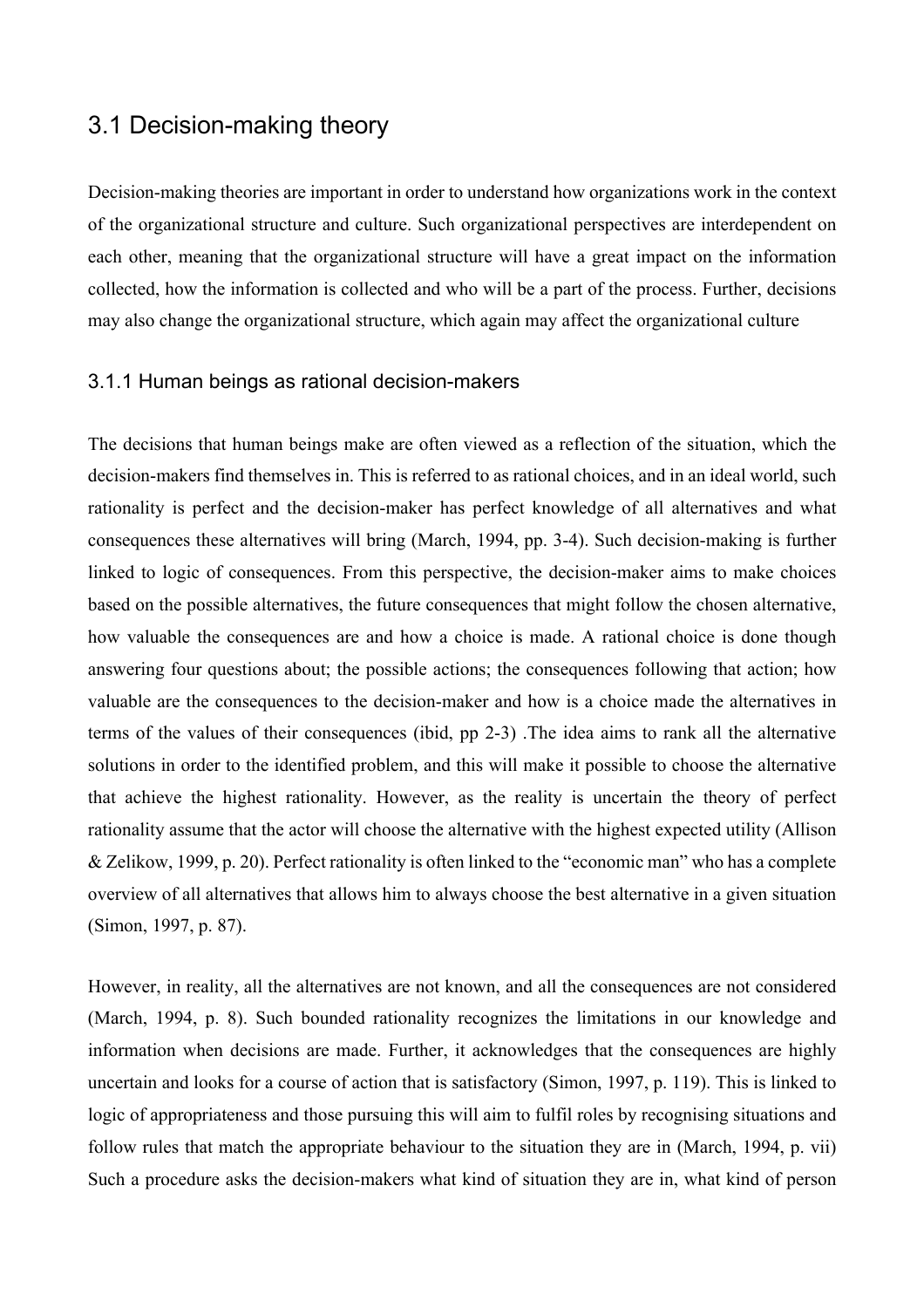## 3.1 Decision-making theory

Decision-making theories are important in order to understand how organizations work in the context of the organizational structure and culture. Such organizational perspectives are interdependent on each other, meaning that the organizational structure will have a great impact on the information collected, how the information is collected and who will be a part of the process. Further, decisions may also change the organizational structure, which again may affect the organizational culture

### 3.1.1 Human beings as rational decision-makers

The decisions that human beings make are often viewed as a reflection of the situation, which the decision-makers find themselves in. This is referred to as rational choices, and in an ideal world, such rationality is perfect and the decision-maker has perfect knowledge of all alternatives and what consequences these alternatives will bring (March, 1994, pp. 3-4). Such decision-making is further linked to logic of consequences. From this perspective, the decision-maker aims to make choices based on the possible alternatives, the future consequences that might follow the chosen alternative, how valuable the consequences are and how a choice is made. A rational choice is done though answering four questions about; the possible actions; the consequences following that action; how valuable are the consequences to the decision-maker and how is a choice made the alternatives in terms of the values of their consequences (ibid, pp 2-3) .The idea aims to rank all the alternative solutions in order to the identified problem, and this will make it possible to choose the alternative that achieve the highest rationality. However, as the reality is uncertain the theory of perfect rationality assume that the actor will choose the alternative with the highest expected utility (Allison & Zelikow, 1999, p. 20). Perfect rationality is often linked to the "economic man" who has a complete overview of all alternatives that allows him to always choose the best alternative in a given situation (Simon, 1997, p. 87).

However, in reality, all the alternatives are not known, and all the consequences are not considered (March, 1994, p. 8). Such bounded rationality recognizes the limitations in our knowledge and information when decisions are made. Further, it acknowledges that the consequences are highly uncertain and looks for a course of action that is satisfactory (Simon, 1997, p. 119). This is linked to logic of appropriateness and those pursuing this will aim to fulfil roles by recognising situations and follow rules that match the appropriate behaviour to the situation they are in (March, 1994, p. vii) Such a procedure asks the decision-makers what kind of situation they are in, what kind of person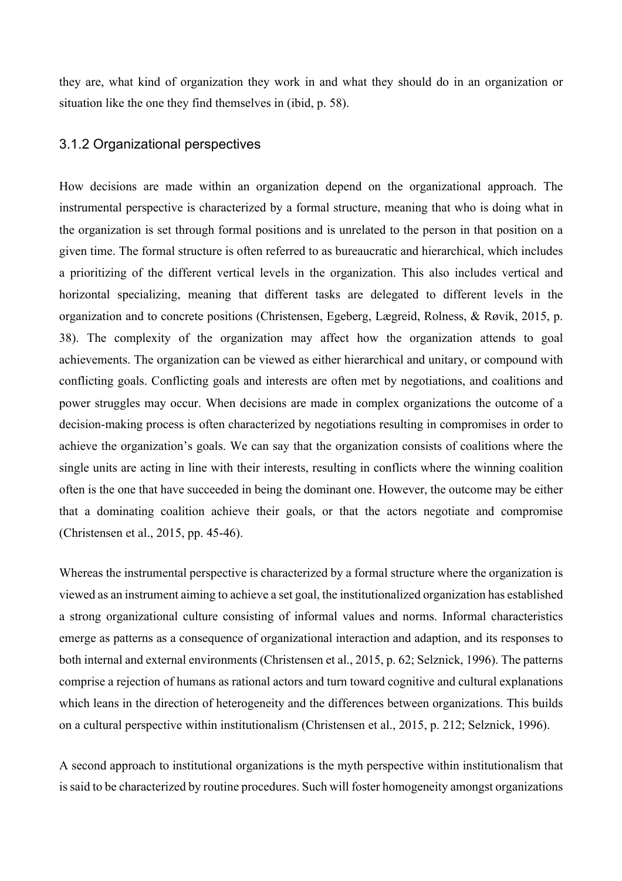they are, what kind of organization they work in and what they should do in an organization or situation like the one they find themselves in (ibid, p. 58).

### 3.1.2 Organizational perspectives

How decisions are made within an organization depend on the organizational approach. The instrumental perspective is characterized by a formal structure, meaning that who is doing what in the organization is set through formal positions and is unrelated to the person in that position on a given time. The formal structure is often referred to as bureaucratic and hierarchical, which includes a prioritizing of the different vertical levels in the organization. This also includes vertical and horizontal specializing, meaning that different tasks are delegated to different levels in the organization and to concrete positions (Christensen, Egeberg, Lægreid, Rolness, & Røvik, 2015, p. 38). The complexity of the organization may affect how the organization attends to goal achievements. The organization can be viewed as either hierarchical and unitary, or compound with conflicting goals. Conflicting goals and interests are often met by negotiations, and coalitions and power struggles may occur. When decisions are made in complex organizations the outcome of a decision-making process is often characterized by negotiations resulting in compromises in order to achieve the organization's goals. We can say that the organization consists of coalitions where the single units are acting in line with their interests, resulting in conflicts where the winning coalition often is the one that have succeeded in being the dominant one. However, the outcome may be either that a dominating coalition achieve their goals, or that the actors negotiate and compromise (Christensen et al., 2015, pp. 45-46).

Whereas the instrumental perspective is characterized by a formal structure where the organization is viewed as an instrument aiming to achieve a set goal, the institutionalized organization has established a strong organizational culture consisting of informal values and norms. Informal characteristics emerge as patterns as a consequence of organizational interaction and adaption, and its responses to both internal and external environments (Christensen et al., 2015, p. 62; Selznick, 1996). The patterns comprise a rejection of humans as rational actors and turn toward cognitive and cultural explanations which leans in the direction of heterogeneity and the differences between organizations. This builds on a cultural perspective within institutionalism (Christensen et al., 2015, p. 212; Selznick, 1996).

A second approach to institutional organizations is the myth perspective within institutionalism that is said to be characterized by routine procedures. Such will foster homogeneity amongst organizations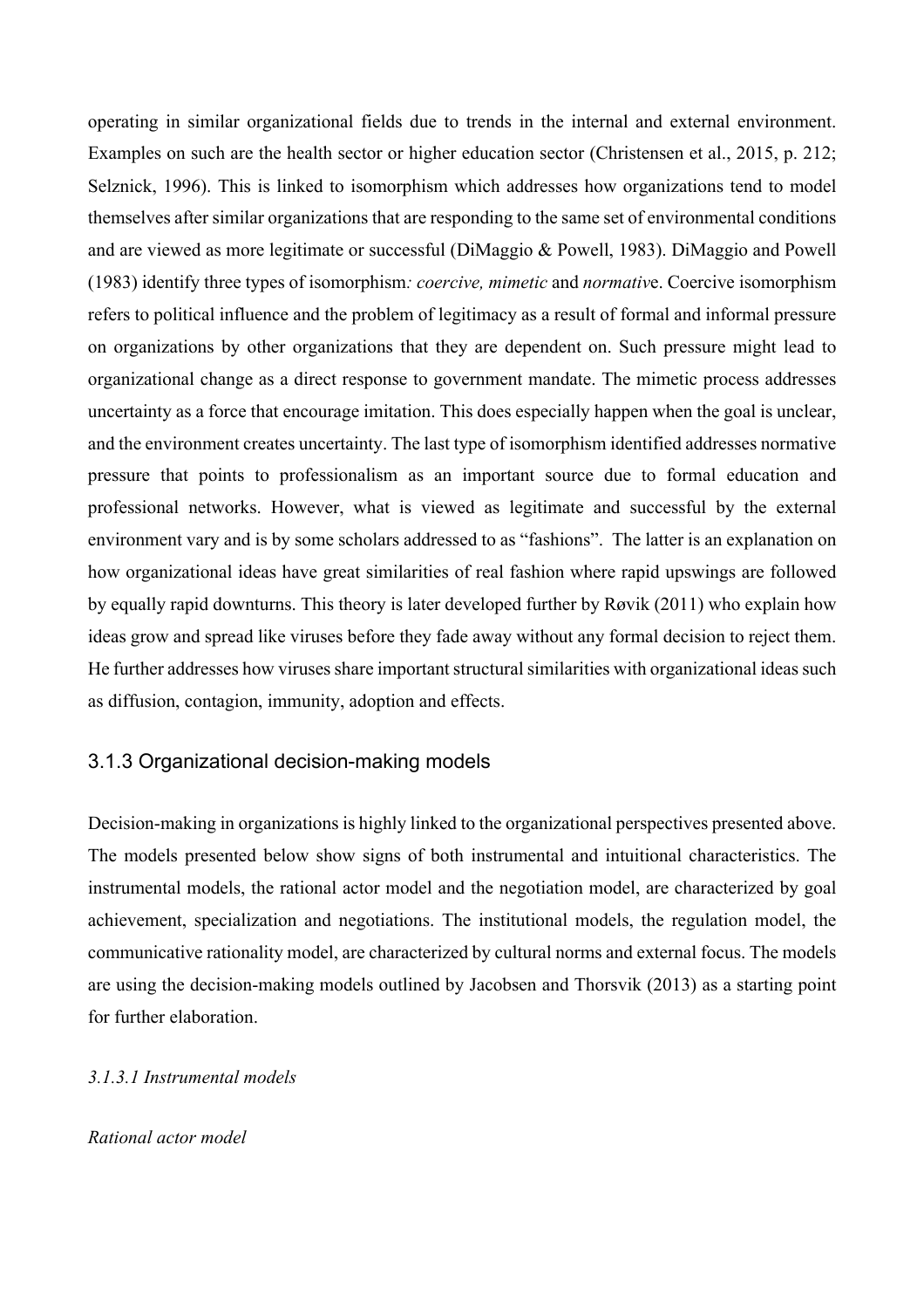operating in similar organizational fields due to trends in the internal and external environment. Examples on such are the health sector or higher education sector (Christensen et al., 2015, p. 212; Selznick, 1996). This is linked to isomorphism which addresses how organizations tend to model themselves after similar organizations that are responding to the same set of environmental conditions and are viewed as more legitimate or successful (DiMaggio & Powell, 1983). DiMaggio and Powell (1983) identify three types of isomorphism*: coercive, mimetic* and *normativ*e. Coercive isomorphism refers to political influence and the problem of legitimacy as a result of formal and informal pressure on organizations by other organizations that they are dependent on. Such pressure might lead to organizational change as a direct response to government mandate. The mimetic process addresses uncertainty as a force that encourage imitation. This does especially happen when the goal is unclear, and the environment creates uncertainty. The last type of isomorphism identified addresses normative pressure that points to professionalism as an important source due to formal education and professional networks. However, what is viewed as legitimate and successful by the external environment vary and is by some scholars addressed to as "fashions". The latter is an explanation on how organizational ideas have great similarities of real fashion where rapid upswings are followed by equally rapid downturns. This theory is later developed further by Røvik (2011) who explain how ideas grow and spread like viruses before they fade away without any formal decision to reject them. He further addresses how viruses share important structural similarities with organizational ideas such as diffusion, contagion, immunity, adoption and effects.

### 3.1.3 Organizational decision-making models

Decision-making in organizations is highly linked to the organizational perspectives presented above. The models presented below show signs of both instrumental and intuitional characteristics. The instrumental models, the rational actor model and the negotiation model, are characterized by goal achievement, specialization and negotiations. The institutional models, the regulation model, the communicative rationality model, are characterized by cultural norms and external focus. The models are using the decision-making models outlined by Jacobsen and Thorsvik (2013) as a starting point for further elaboration.

#### *3.1.3.1 Instrumental models*

*Rational actor model*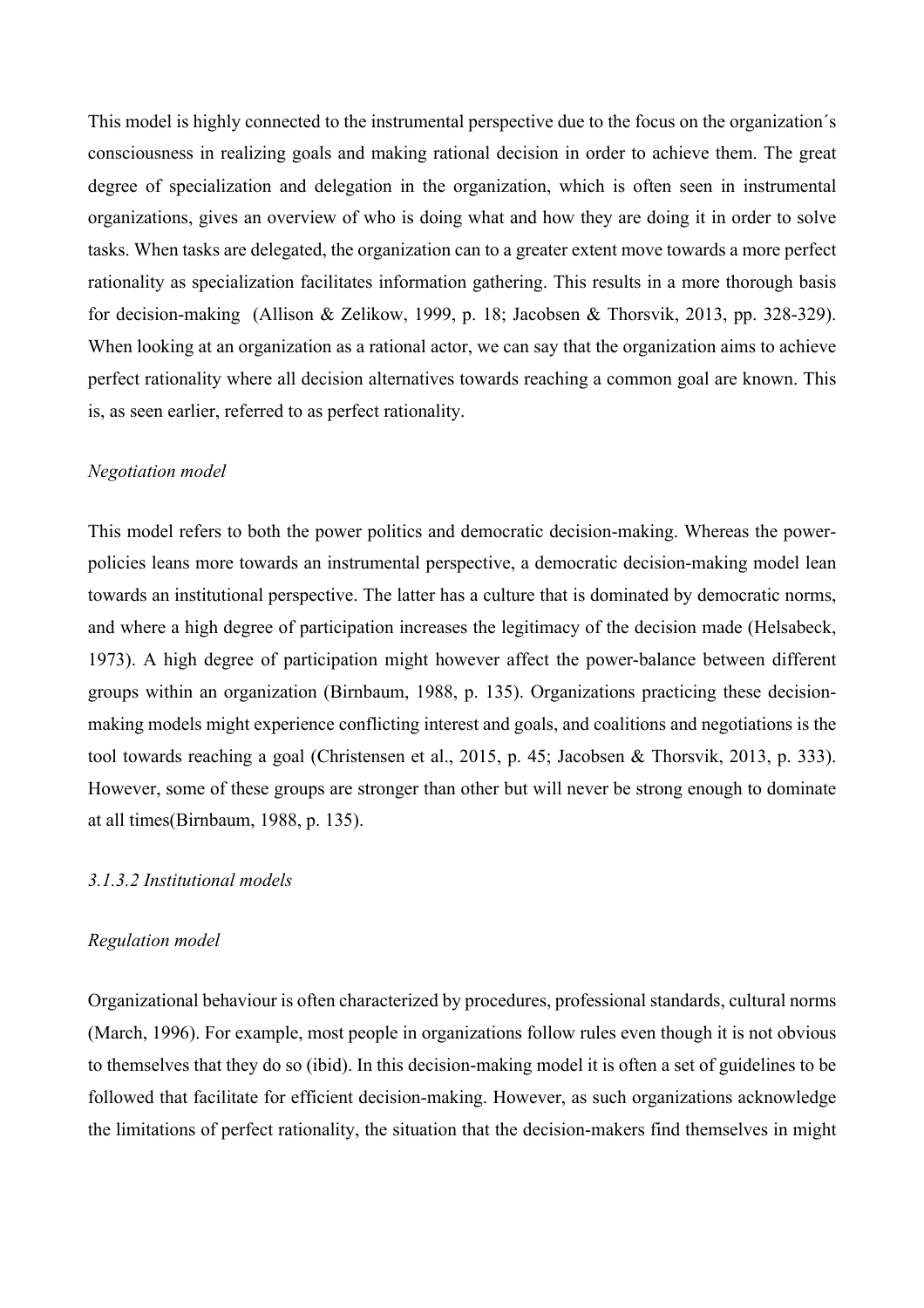This model is highly connected to the instrumental perspective due to the focus on the organization´s consciousness in realizing goals and making rational decision in order to achieve them. The great degree of specialization and delegation in the organization, which is often seen in instrumental organizations, gives an overview of who is doing what and how they are doing it in order to solve tasks. When tasks are delegated, the organization can to a greater extent move towards a more perfect rationality as specialization facilitates information gathering. This results in a more thorough basis for decision-making (Allison & Zelikow, 1999, p. 18; Jacobsen & Thorsvik, 2013, pp. 328-329). When looking at an organization as a rational actor, we can say that the organization aims to achieve perfect rationality where all decision alternatives towards reaching a common goal are known. This is, as seen earlier, referred to as perfect rationality.

*Negotiation model*

This model refers to both the power politics and democratic decision-making. Whereas the power-policies leans more towards an instrumental perspective, a democratic decision-making model lean towards an institutional perspective. The latter has a culture that is dominated by democratic norms, and where a high degree of participation increases the legitimacy of the decision made (Helsabeck, 1973). A high degree of participation might however affect the power-balance between different groups within an organization (Birnbaum, 1988, p. 135). Organizations practicing these decision-making models might experience conflicting interest and goals, and coalitions and negotiations is the tool towards reaching a goal (Christensen et al., 2015, p. 45; Jacobsen & Thorsvik, 2013, p. 333). However, some of these groups are stronger than other but will never be strong enough to dominate at all times(Birnbaum, 1988, p. 135).

#### *3.1.3.2 Institutional models*

*Regulation model*

Organizational behaviour is often characterized by procedures, professional standards, cultural norms (March, 1996). For example, most people in organizations follow rules even though it is not obvious to themselves that they do so (ibid). In this decision-making model it is often a set of guidelines to be followed that facilitate for efficient decision-making. However, as such organizations acknowledge the limitations of perfect rationality, the situation that the decision-makers find themselves in might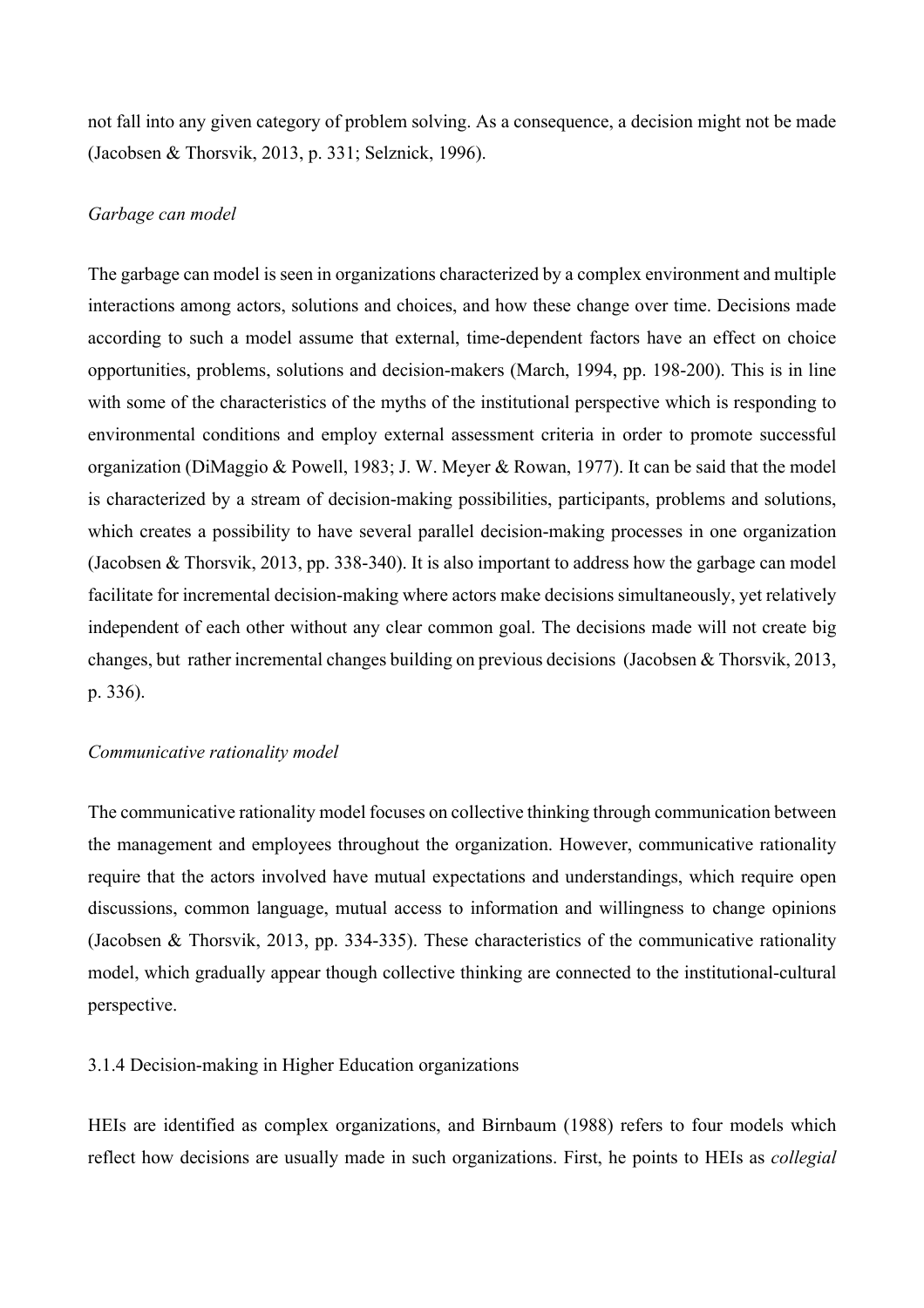not fall into any given category of problem solving. As a consequence, a decision might not be made (Jacobsen & Thorsvik, 2013, p. 331; Selznick, 1996).

*Garbage can model*

The garbage can model is seen in organizations characterized by a complex environment and multiple interactions among actors, solutions and choices, and how these change over time. Decisions made according to such a model assume that external, time-dependent factors have an effect on choice opportunities, problems, solutions and decision-makers (March, 1994, pp. 198-200). This is in line with some of the characteristics of the myths of the institutional perspective which is responding to environmental conditions and employ external assessment criteria in order to promote successful organization (DiMaggio & Powell, 1983; J. W. Meyer & Rowan, 1977). It can be said that the model is characterized by a stream of decision-making possibilities, participants, problems and solutions, which creates a possibility to have several parallel decision-making processes in one organization (Jacobsen & Thorsvik, 2013, pp. 338-340). It is also important to address how the garbage can model facilitate for incremental decision-making where actors make decisions simultaneously, yet relatively independent of each other without any clear common goal. The decisions made will not create big changes, but rather incremental changes building on previous decisions (Jacobsen & Thorsvik, 2013, p. 336).

*Communicative rationality model*

The communicative rationality model focuses on collective thinking through communication between the management and employees throughout the organization. However, communicative rationality require that the actors involved have mutual expectations and understandings, which require open discussions, common language, mutual access to information and willingness to change opinions (Jacobsen & Thorsvik, 2013, pp. 334-335). These characteristics of the communicative rationality model, which gradually appear though collective thinking are connected to the institutional-cultural perspective.

### 3.1.4 Decision-making in Higher Education organizations

HEIs are identified as complex organizations, and Birnbaum (1988) refers to four models which reflect how decisions are usually made in such organizations. First, he points to HEIs as *collegial*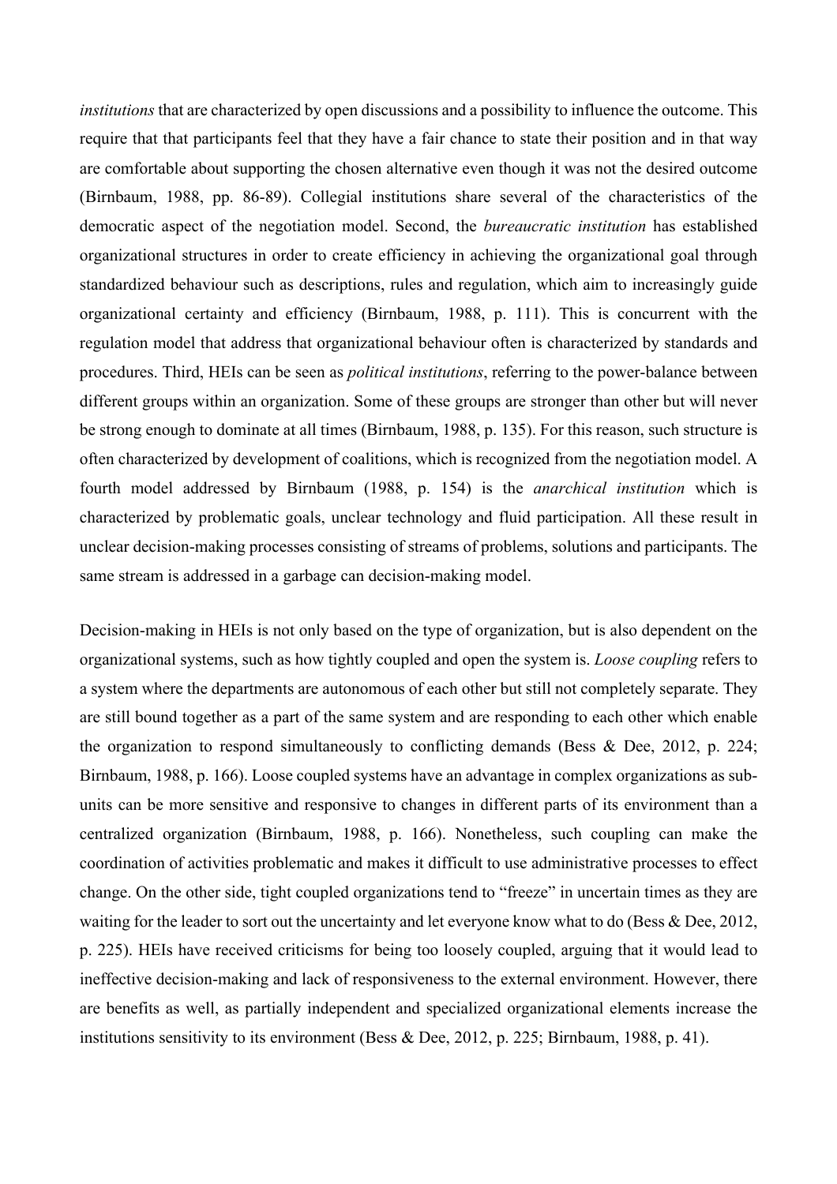*institutions* that are characterized by open discussions and a possibility to influence the outcome. This require that that participants feel that they have a fair chance to state their position and in that way are comfortable about supporting the chosen alternative even though it was not the desired outcome (Birnbaum, 1988, pp. 86-89). Collegial institutions share several of the characteristics of the democratic aspect of the negotiation model. Second, the *bureaucratic institution* has established organizational structures in order to create efficiency in achieving the organizational goal through standardized behaviour such as descriptions, rules and regulation, which aim to increasingly guide organizational certainty and efficiency (Birnbaum, 1988, p. 111). This is concurrent with the regulation model that address that organizational behaviour often is characterized by standards and procedures. Third, HEIs can be seen as *political institutions*, referring to the power-balance between different groups within an organization. Some of these groups are stronger than other but will never be strong enough to dominate at all times (Birnbaum, 1988, p. 135). For this reason, such structure is often characterized by development of coalitions, which is recognized from the negotiation model. A fourth model addressed by Birnbaum (1988, p. 154) is the *anarchical institution* which is characterized by problematic goals, unclear technology and fluid participation. All these result in unclear decision-making processes consisting of streams of problems, solutions and participants. The same stream is addressed in a garbage can decision-making model.

Decision-making in HEIs is not only based on the type of organization, but is also dependent on the organizational systems, such as how tightly coupled and open the system is. *Loose coupling* refers to a system where the departments are autonomous of each other but still not completely separate. They are still bound together as a part of the same system and are responding to each other which enable the organization to respond simultaneously to conflicting demands (Bess & Dee, 2012, p. 224; Birnbaum, 1988, p. 166). Loose coupled systems have an advantage in complex organizations as sub-units can be more sensitive and responsive to changes in different parts of its environment than a centralized organization (Birnbaum, 1988, p. 166). Nonetheless, such coupling can make the coordination of activities problematic and makes it difficult to use administrative processes to effect change. On the other side, tight coupled organizations tend to "freeze" in uncertain times as they are waiting for the leader to sort out the uncertainty and let everyone know what to do (Bess & Dee, 2012, p. 225). HEIs have received criticisms for being too loosely coupled, arguing that it would lead to ineffective decision-making and lack of responsiveness to the external environment. However, there are benefits as well, as partially independent and specialized organizational elements increase the institutions sensitivity to its environment (Bess & Dee, 2012, p. 225; Birnbaum, 1988, p. 41).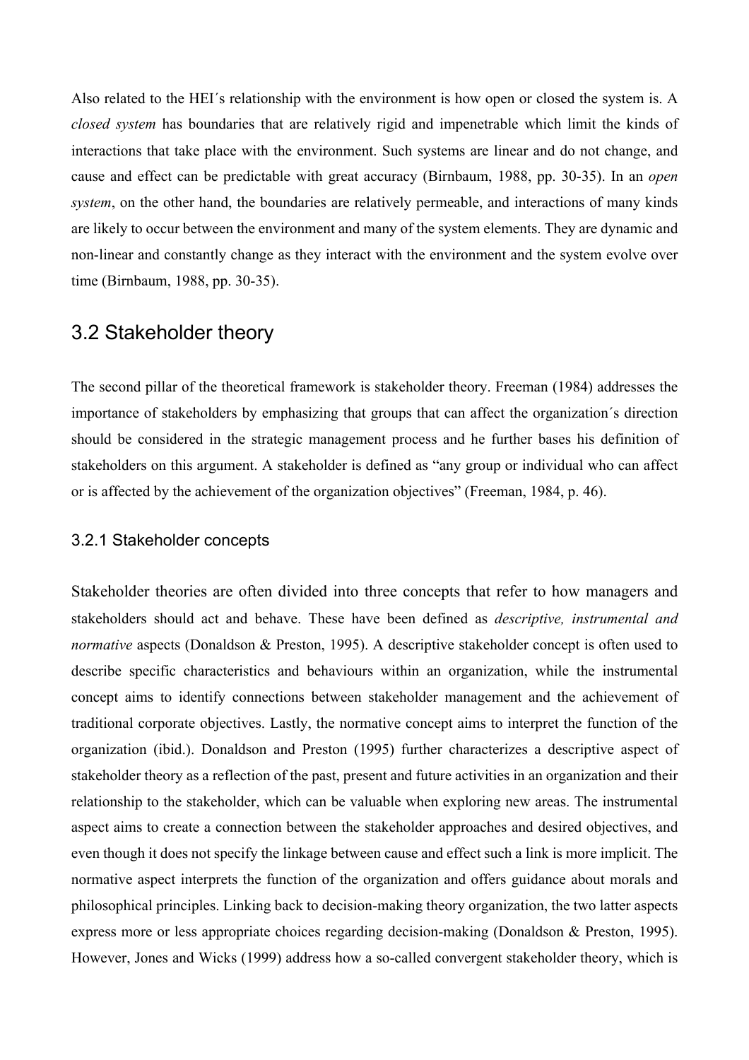Also related to the HEI´s relationship with the environment is how open or closed the system is. A *closed system* has boundaries that are relatively rigid and impenetrable which limit the kinds of interactions that take place with the environment. Such systems are linear and do not change, and cause and effect can be predictable with great accuracy (Birnbaum, 1988, pp. 30-35). In an *open system*, on the other hand, the boundaries are relatively permeable, and interactions of many kinds are likely to occur between the environment and many of the system elements. They are dynamic and non-linear and constantly change as they interact with the environment and the system evolve over time (Birnbaum, 1988, pp. 30-35).

## 3.2 Stakeholder theory

The second pillar of the theoretical framework is stakeholder theory. Freeman (1984) addresses the importance of stakeholders by emphasizing that groups that can affect the organization´s direction should be considered in the strategic management process and he further bases his definition of stakeholders on this argument. A stakeholder is defined as "any group or individual who can affect or is affected by the achievement of the organization objectives" (Freeman, 1984, p. 46).

### 3.2.1 Stakeholder concepts

Stakeholder theories are often divided into three concepts that refer to how managers and stakeholders should act and behave. These have been defined as *descriptive, instrumental and normative* aspects (Donaldson & Preston, 1995). A descriptive stakeholder concept is often used to describe specific characteristics and behaviours within an organization, while the instrumental concept aims to identify connections between stakeholder management and the achievement of traditional corporate objectives. Lastly, the normative concept aims to interpret the function of the organization (ibid.). Donaldson and Preston (1995) further characterizes a descriptive aspect of stakeholder theory as a reflection of the past, present and future activities in an organization and their relationship to the stakeholder, which can be valuable when exploring new areas. The instrumental aspect aims to create a connection between the stakeholder approaches and desired objectives, and even though it does not specify the linkage between cause and effect such a link is more implicit. The normative aspect interprets the function of the organization and offers guidance about morals and philosophical principles. Linking back to decision-making theory organization, the two latter aspects express more or less appropriate choices regarding decision-making (Donaldson & Preston, 1995). However, Jones and Wicks (1999) address how a so-called convergent stakeholder theory, which is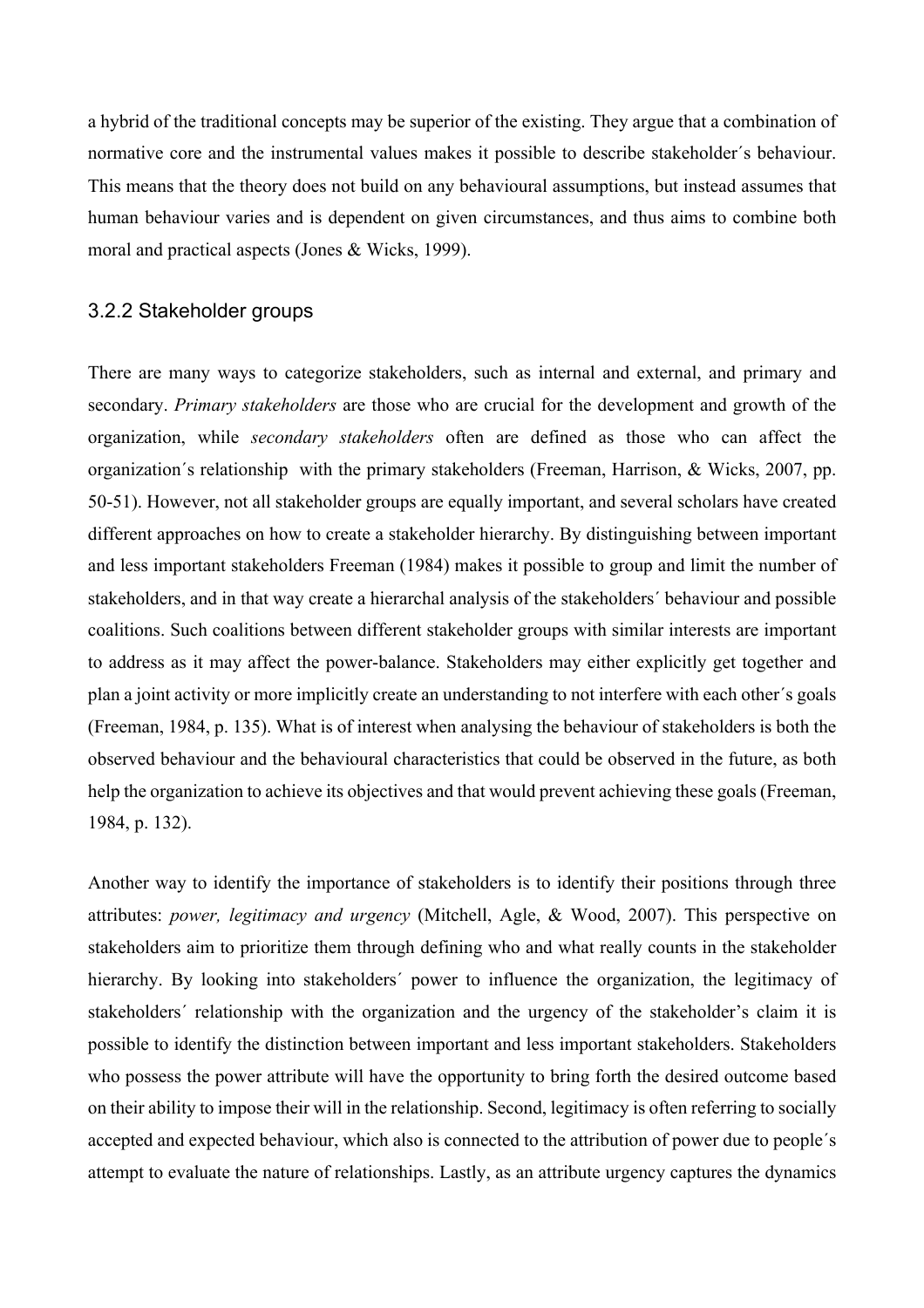a hybrid of the traditional concepts may be superior of the existing. They argue that a combination of normative core and the instrumental values makes it possible to describe stakeholder´s behaviour. This means that the theory does not build on any behavioural assumptions, but instead assumes that human behaviour varies and is dependent on given circumstances, and thus aims to combine both moral and practical aspects (Jones & Wicks, 1999).

### 3.2.2 Stakeholder groups

There are many ways to categorize stakeholders, such as internal and external, and primary and secondary. *Primary stakeholders* are those who are crucial for the development and growth of the organization, while *secondary stakeholders* often are defined as those who can affect the organization´s relationship with the primary stakeholders (Freeman, Harrison, & Wicks, 2007, pp. 50-51). However, not all stakeholder groups are equally important, and several scholars have created different approaches on how to create a stakeholder hierarchy. By distinguishing between important and less important stakeholders Freeman (1984) makes it possible to group and limit the number of stakeholders, and in that way create a hierarchal analysis of the stakeholders´ behaviour and possible coalitions. Such coalitions between different stakeholder groups with similar interests are important to address as it may affect the power-balance. Stakeholders may either explicitly get together and plan a joint activity or more implicitly create an understanding to not interfere with each other´s goals (Freeman, 1984, p. 135). What is of interest when analysing the behaviour of stakeholders is both the observed behaviour and the behavioural characteristics that could be observed in the future, as both help the organization to achieve its objectives and that would prevent achieving these goals (Freeman, 1984, p. 132).

Another way to identify the importance of stakeholders is to identify their positions through three attributes: *power, legitimacy and urgency* (Mitchell, Agle, & Wood, 2007). This perspective on stakeholders aim to prioritize them through defining who and what really counts in the stakeholder hierarchy. By looking into stakeholders´ power to influence the organization, the legitimacy of stakeholders´ relationship with the organization and the urgency of the stakeholder's claim it is possible to identify the distinction between important and less important stakeholders. Stakeholders who possess the power attribute will have the opportunity to bring forth the desired outcome based on their ability to impose their will in the relationship. Second, legitimacy is often referring to socially accepted and expected behaviour, which also is connected to the attribution of power due to people´s attempt to evaluate the nature of relationships. Lastly, as an attribute urgency captures the dynamics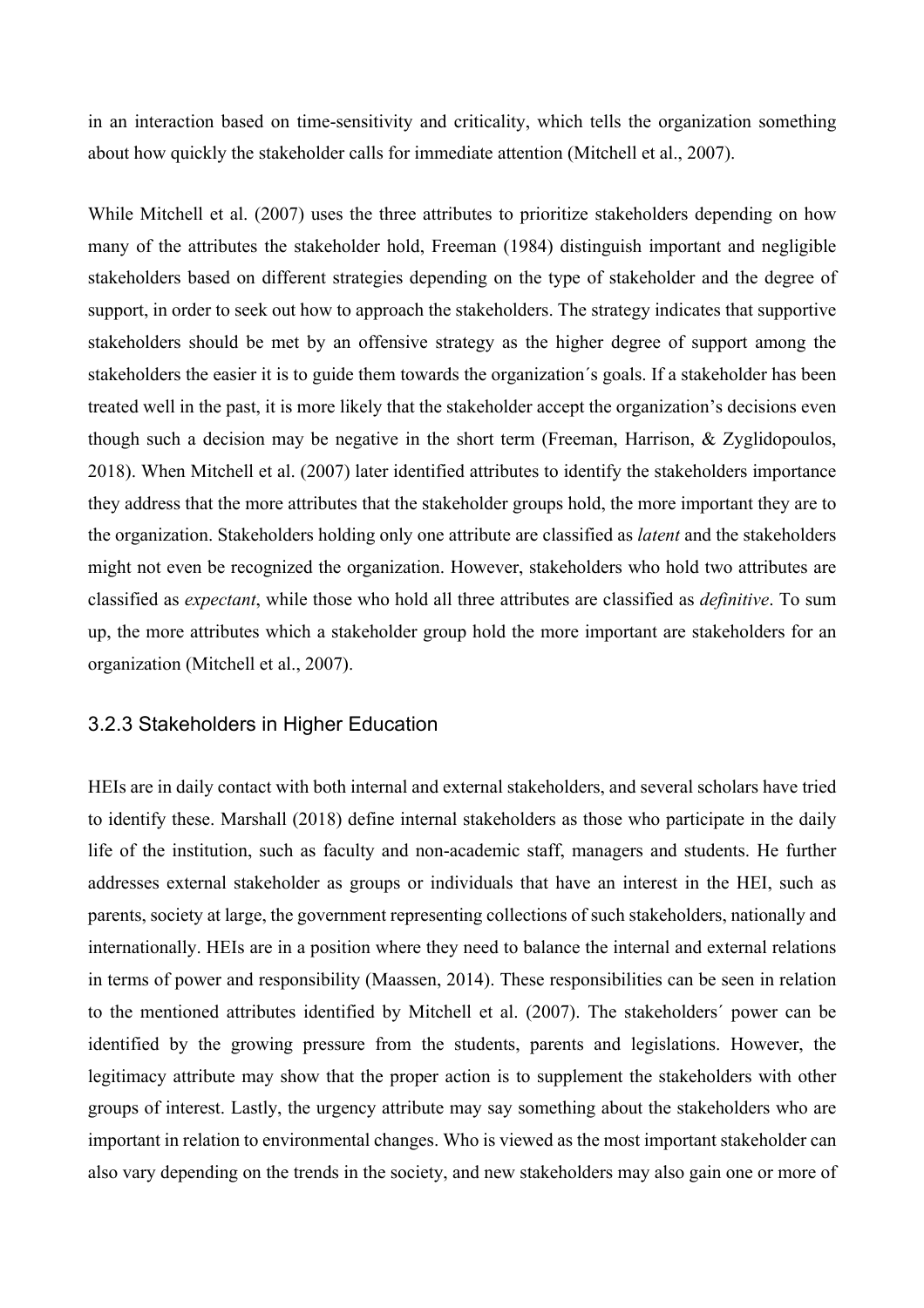in an interaction based on time-sensitivity and criticality, which tells the organization something about how quickly the stakeholder calls for immediate attention (Mitchell et al., 2007).

While Mitchell et al. (2007) uses the three attributes to prioritize stakeholders depending on how many of the attributes the stakeholder hold, Freeman (1984) distinguish important and negligible stakeholders based on different strategies depending on the type of stakeholder and the degree of support, in order to seek out how to approach the stakeholders. The strategy indicates that supportive stakeholders should be met by an offensive strategy as the higher degree of support among the stakeholders the easier it is to guide them towards the organization´s goals. If a stakeholder has been treated well in the past, it is more likely that the stakeholder accept the organization's decisions even though such a decision may be negative in the short term (Freeman, Harrison, & Zyglidopoulos, 2018). When Mitchell et al. (2007) later identified attributes to identify the stakeholders importance they address that the more attributes that the stakeholder groups hold, the more important they are to the organization. Stakeholders holding only one attribute are classified as *latent* and the stakeholders might not even be recognized the organization. However, stakeholders who hold two attributes are classified as *expectant*, while those who hold all three attributes are classified as *definitive*. To sum up, the more attributes which a stakeholder group hold the more important are stakeholders for an organization (Mitchell et al., 2007).

### 3.2.3 Stakeholders in Higher Education

HEIs are in daily contact with both internal and external stakeholders, and several scholars have tried to identify these. Marshall (2018) define internal stakeholders as those who participate in the daily life of the institution, such as faculty and non-academic staff, managers and students. He further addresses external stakeholder as groups or individuals that have an interest in the HEI, such as parents, society at large, the government representing collections of such stakeholders, nationally and internationally. HEIs are in a position where they need to balance the internal and external relations in terms of power and responsibility (Maassen, 2014). These responsibilities can be seen in relation to the mentioned attributes identified by Mitchell et al. (2007). The stakeholders´ power can be identified by the growing pressure from the students, parents and legislations. However, the legitimacy attribute may show that the proper action is to supplement the stakeholders with other groups of interest. Lastly, the urgency attribute may say something about the stakeholders who are important in relation to environmental changes. Who is viewed as the most important stakeholder can also vary depending on the trends in the society, and new stakeholders may also gain one or more of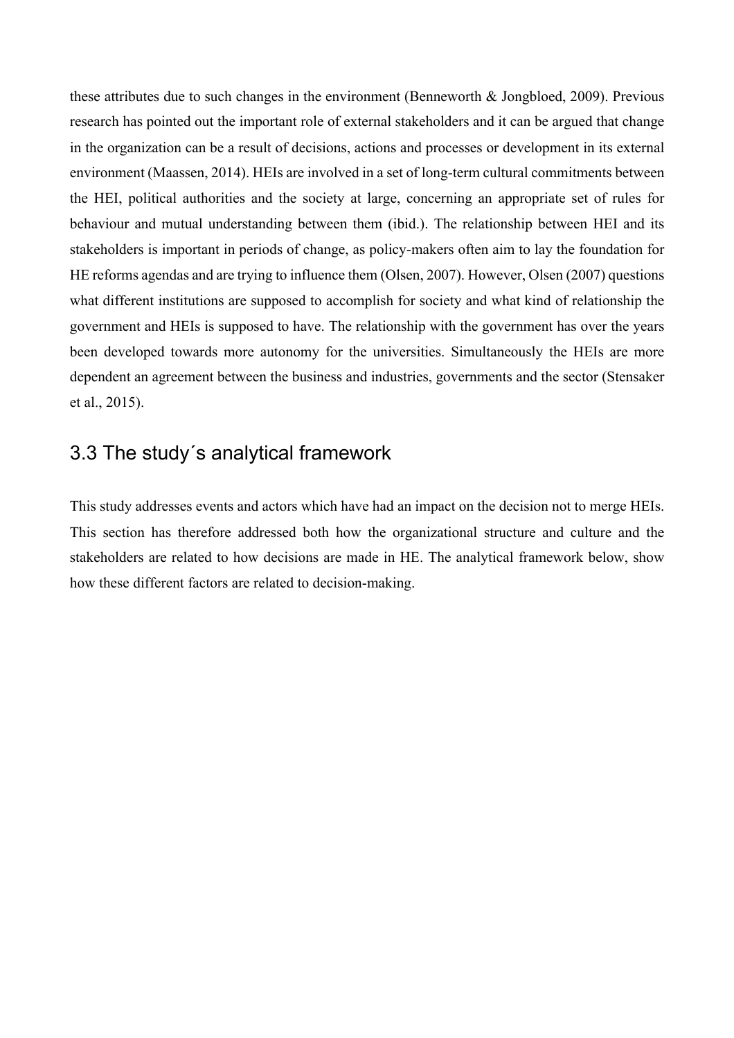these attributes due to such changes in the environment (Benneworth & Jongbloed, 2009). Previous research has pointed out the important role of external stakeholders and it can be argued that change in the organization can be a result of decisions, actions and processes or development in its external environment (Maassen, 2014). HEIs are involved in a set of long-term cultural commitments between the HEI, political authorities and the society at large, concerning an appropriate set of rules for behaviour and mutual understanding between them (ibid.). The relationship between HEI and its stakeholders is important in periods of change, as policy-makers often aim to lay the foundation for HE reforms agendas and are trying to influence them (Olsen, 2007). However, Olsen (2007) questions what different institutions are supposed to accomplish for society and what kind of relationship the government and HEIs is supposed to have. The relationship with the government has over the years been developed towards more autonomy for the universities. Simultaneously the HEIs are more dependent an agreement between the business and industries, governments and the sector (Stensaker et al., 2015).

## 3.3 The study´s analytical framework

This study addresses events and actors which have had an impact on the decision not to merge HEIs. This section has therefore addressed both how the organizational structure and culture and the stakeholders are related to how decisions are made in HE. The analytical framework below, show how these different factors are related to decision-making.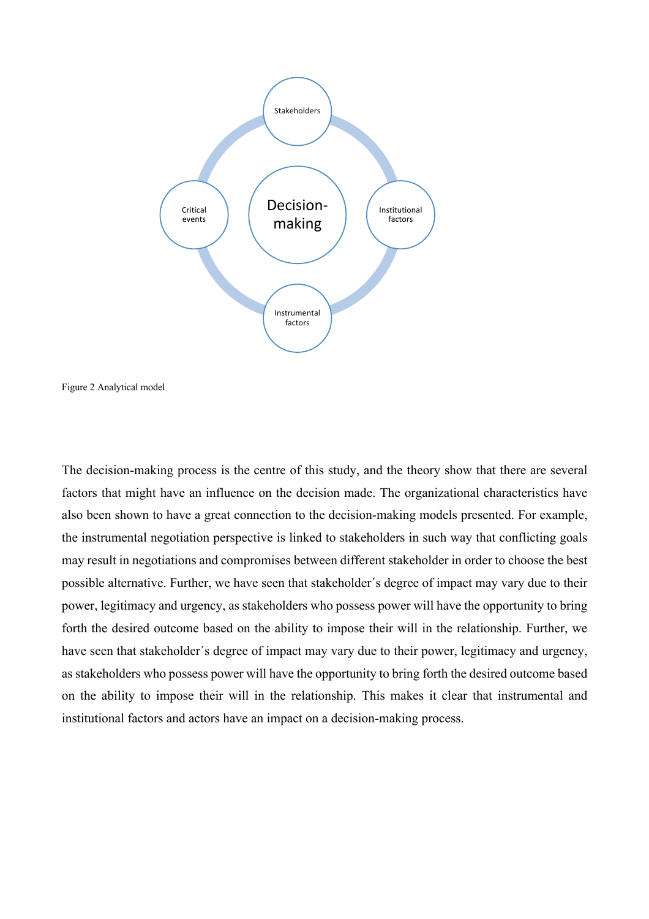Stakeholders

Critical events

Decision-making

Institutional factors

Instrumental factors

Figure 2 Analytical model

The decision-making process is the centre of this study, and the theory show that there are several factors that might have an influence on the decision made. The organizational characteristics have also been shown to have a great connection to the decision-making models presented. For example, the instrumental negotiation perspective is linked to stakeholders in such way that conflicting goals may result in negotiations and compromises between different stakeholder in order to choose the best possible alternative. Further, we have seen that stakeholder´s degree of impact may vary due to their power, legitimacy and urgency, as stakeholders who possess power will have the opportunity to bring forth the desired outcome based on the ability to impose their will in the relationship. Further, we have seen that stakeholder´s degree of impact may vary due to their power, legitimacy and urgency, as stakeholders who possess power will have the opportunity to bring forth the desired outcome based on the ability to impose their will in the relationship. This makes it clear that instrumental and institutional factors and actors have an impact on a decision-making process.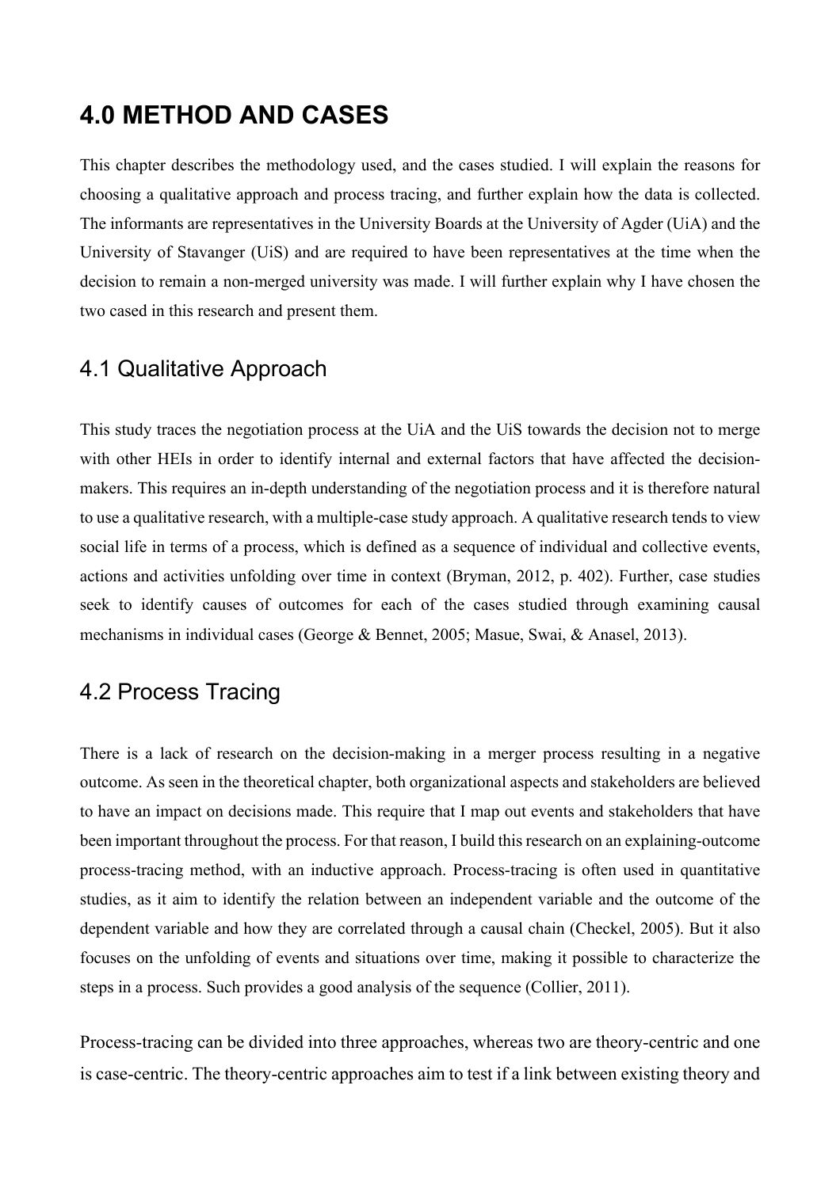# 4.0 METHOD AND CASES

This chapter describes the methodology used, and the cases studied. I will explain the reasons for choosing a qualitative approach and process tracing, and further explain how the data is collected. The informants are representatives in the University Boards at the University of Agder (UiA) and the University of Stavanger (UiS) and are required to have been representatives at the time when the decision to remain a non-merged university was made. I will further explain why I have chosen the two cased in this research and present them.

## 4.1 Qualitative Approach

This study traces the negotiation process at the UiA and the UiS towards the decision not to merge with other HEIs in order to identify internal and external factors that have affected the decision-makers. This requires an in-depth understanding of the negotiation process and it is therefore natural to use a qualitative research, with a multiple-case study approach. A qualitative research tends to view social life in terms of a process, which is defined as a sequence of individual and collective events, actions and activities unfolding over time in context (Bryman, 2012, p. 402). Further, case studies seek to identify causes of outcomes for each of the cases studied through examining causal mechanisms in individual cases (George & Bennet, 2005; Masue, Swai, & Anasel, 2013).

## 4.2 Process Tracing

There is a lack of research on the decision-making in a merger process resulting in a negative outcome. As seen in the theoretical chapter, both organizational aspects and stakeholders are believed to have an impact on decisions made. This require that I map out events and stakeholders that have been important throughout the process. For that reason, I build this research on an explaining-outcome process-tracing method, with an inductive approach. Process-tracing is often used in quantitative studies, as it aim to identify the relation between an independent variable and the outcome of the dependent variable and how they are correlated through a causal chain (Checkel, 2005). But it also focuses on the unfolding of events and situations over time, making it possible to characterize the steps in a process. Such provides a good analysis of the sequence (Collier, 2011).

Process-tracing can be divided into three approaches, whereas two are theory-centric and one is case-centric. The theory-centric approaches aim to test if a link between existing theory and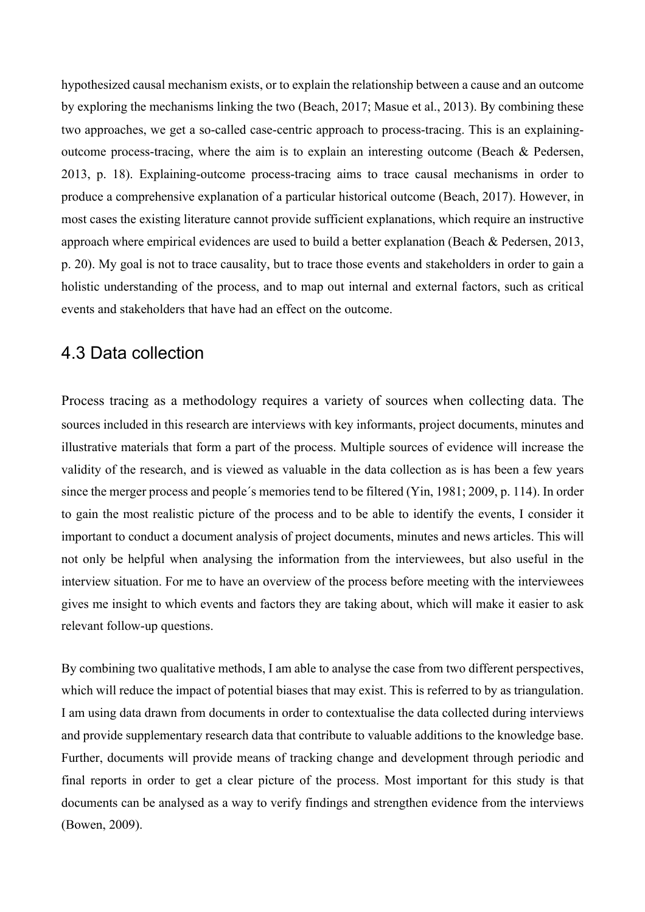hypothesized causal mechanism exists, or to explain the relationship between a cause and an outcome by exploring the mechanisms linking the two (Beach, 2017; Masue et al., 2013). By combining these two approaches, we get a so-called case-centric approach to process-tracing. This is an explaining-outcome process-tracing, where the aim is to explain an interesting outcome (Beach & Pedersen, 2013, p. 18). Explaining-outcome process-tracing aims to trace causal mechanisms in order to produce a comprehensive explanation of a particular historical outcome (Beach, 2017). However, in most cases the existing literature cannot provide sufficient explanations, which require an instructive approach where empirical evidences are used to build a better explanation (Beach & Pedersen, 2013, p. 20). My goal is not to trace causality, but to trace those events and stakeholders in order to gain a holistic understanding of the process, and to map out internal and external factors, such as critical events and stakeholders that have had an effect on the outcome.

## 4.3 Data collection

Process tracing as a methodology requires a variety of sources when collecting data. The sources included in this research are interviews with key informants, project documents, minutes and illustrative materials that form a part of the process. Multiple sources of evidence will increase the validity of the research, and is viewed as valuable in the data collection as is has been a few years since the merger process and people´s memories tend to be filtered (Yin, 1981; 2009, p. 114). In order to gain the most realistic picture of the process and to be able to identify the events, I consider it important to conduct a document analysis of project documents, minutes and news articles. This will not only be helpful when analysing the information from the interviewees, but also useful in the interview situation. For me to have an overview of the process before meeting with the interviewees gives me insight to which events and factors they are taking about, which will make it easier to ask relevant follow-up questions.

By combining two qualitative methods, I am able to analyse the case from two different perspectives, which will reduce the impact of potential biases that may exist. This is referred to by as triangulation. I am using data drawn from documents in order to contextualise the data collected during interviews and provide supplementary research data that contribute to valuable additions to the knowledge base. Further, documents will provide means of tracking change and development through periodic and final reports in order to get a clear picture of the process. Most important for this study is that documents can be analysed as a way to verify findings and strengthen evidence from the interviews (Bowen, 2009).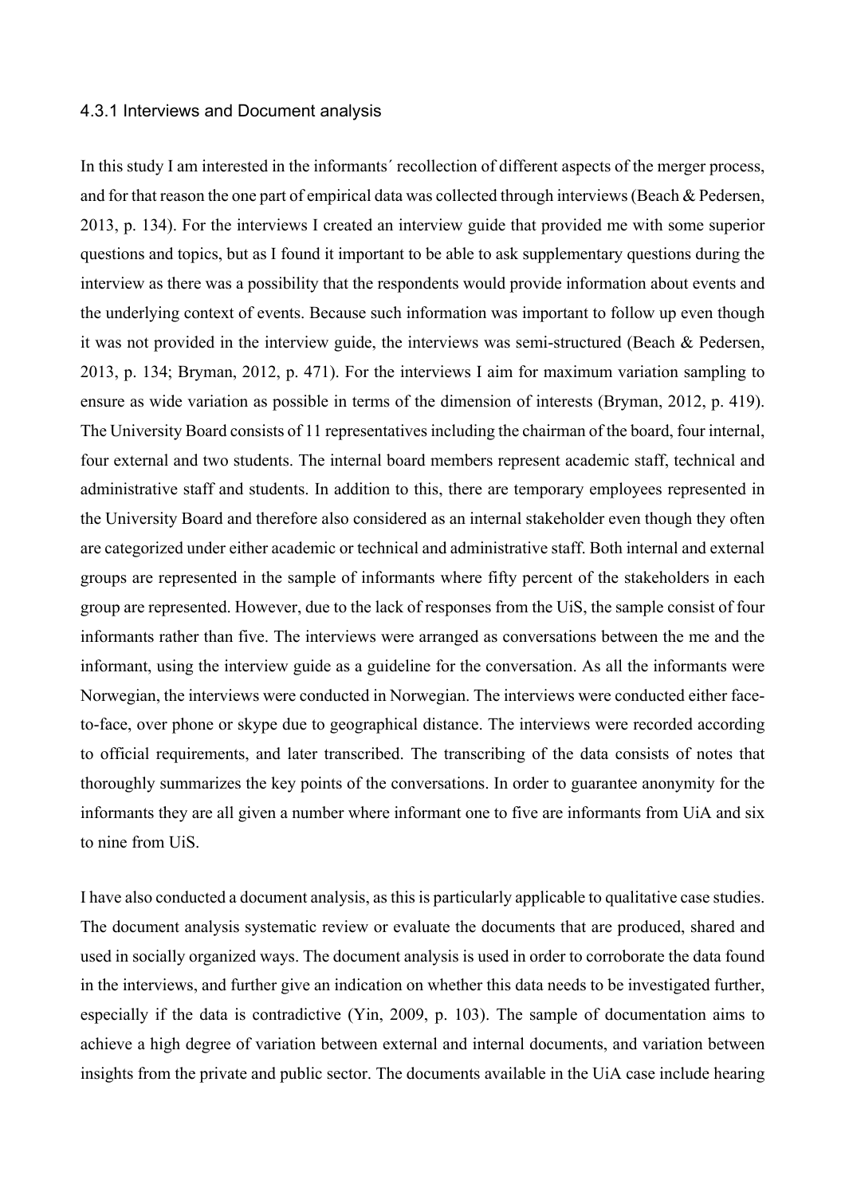### 4.3.1 Interviews and Document analysis

In this study I am interested in the informants´ recollection of different aspects of the merger process, and for that reason the one part of empirical data was collected through interviews (Beach & Pedersen, 2013, p. 134). For the interviews I created an interview guide that provided me with some superior questions and topics, but as I found it important to be able to ask supplementary questions during the interview as there was a possibility that the respondents would provide information about events and the underlying context of events. Because such information was important to follow up even though it was not provided in the interview guide, the interviews was semi-structured (Beach & Pedersen, 2013, p. 134; Bryman, 2012, p. 471). For the interviews I aim for maximum variation sampling to ensure as wide variation as possible in terms of the dimension of interests (Bryman, 2012, p. 419). The University Board consists of 11 representatives including the chairman of the board, four internal, four external and two students. The internal board members represent academic staff, technical and administrative staff and students. In addition to this, there are temporary employees represented in the University Board and therefore also considered as an internal stakeholder even though they often are categorized under either academic or technical and administrative staff. Both internal and external groups are represented in the sample of informants where fifty percent of the stakeholders in each group are represented. However, due to the lack of responses from the UiS, the sample consist of four informants rather than five. The interviews were arranged as conversations between the me and the informant, using the interview guide as a guideline for the conversation. As all the informants were Norwegian, the interviews were conducted in Norwegian. The interviews were conducted either face-to-face, over phone or skype due to geographical distance. The interviews were recorded according to official requirements, and later transcribed. The transcribing of the data consists of notes that thoroughly summarizes the key points of the conversations. In order to guarantee anonymity for the informants they are all given a number where informant one to five are informants from UiA and six to nine from UiS.

I have also conducted a document analysis, as this is particularly applicable to qualitative case studies. The document analysis systematic review or evaluate the documents that are produced, shared and used in socially organized ways. The document analysis is used in order to corroborate the data found in the interviews, and further give an indication on whether this data needs to be investigated further, especially if the data is contradictive (Yin, 2009, p. 103). The sample of documentation aims to achieve a high degree of variation between external and internal documents, and variation between insights from the private and public sector. The documents available in the UiA case include hearing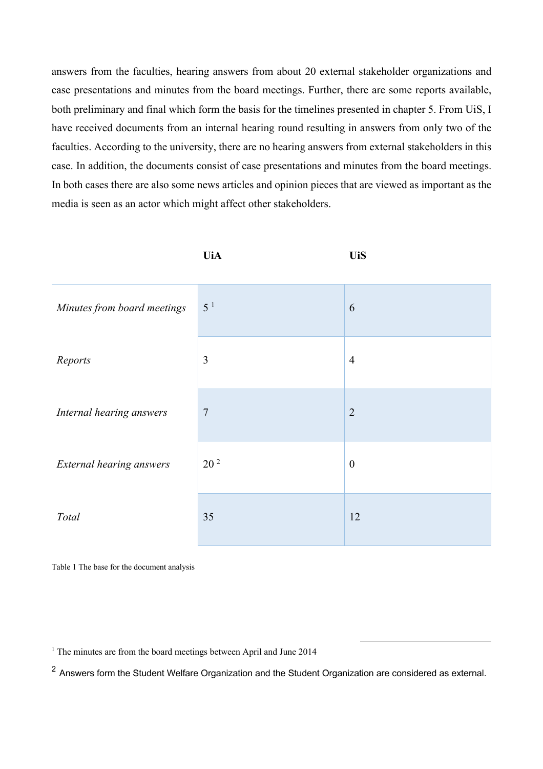answers from the faculties, hearing answers from about 20 external stakeholder organizations and case presentations and minutes from the board meetings. Further, there are some reports available, both preliminary and final which form the basis for the timelines presented in chapter 5. From UiS, I have received documents from an internal hearing round resulting in answers from only two of the faculties. According to the university, there are no hearing answers from external stakeholders in this case. In addition, the documents consist of case presentations and minutes from the board meetings. In both cases there are also some news articles and opinion pieces that are viewed as important as the media is seen as an actor which might affect other stakeholders.

| | **UiA** | **UiS** |
|---|---|---|
| *Minutes from board meetings* | 5 [1] | 6 |
| *Reports* | 3 | 4 |
| *Internal hearing answers* | 7 | 2 |
| *External hearing answers* | 20 [2] | 0 |
| *Total* | 35 | 12 |

Table 1 The base for the document analysis

[1] The minutes are from the board meetings between April and June 2014

[2] Answers form the Student Welfare Organization and the Student Organization are considered as external.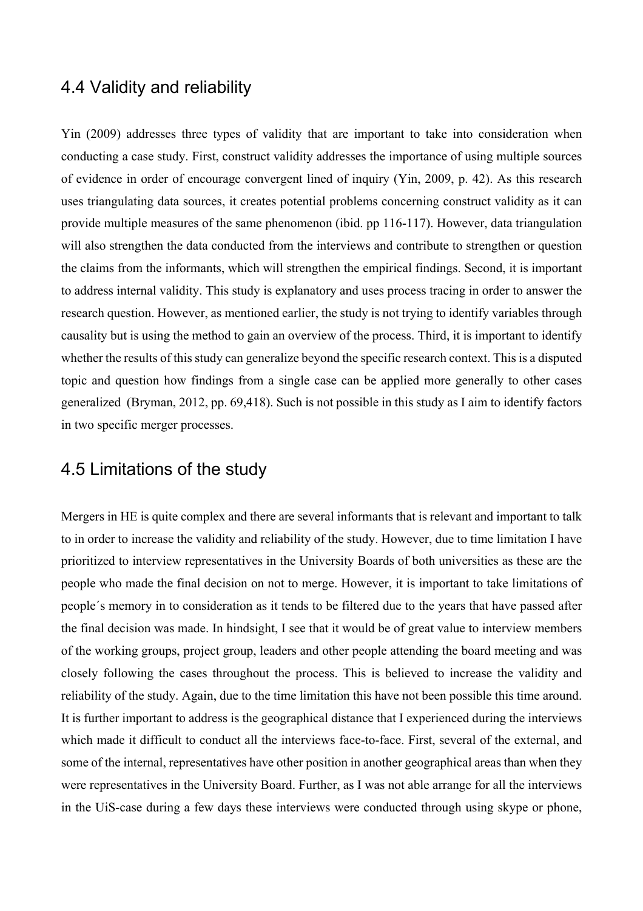## 4.4 Validity and reliability

Yin (2009) addresses three types of validity that are important to take into consideration when conducting a case study. First, construct validity addresses the importance of using multiple sources of evidence in order of encourage convergent lined of inquiry (Yin, 2009, p. 42). As this research uses triangulating data sources, it creates potential problems concerning construct validity as it can provide multiple measures of the same phenomenon (ibid. pp 116-117). However, data triangulation will also strengthen the data conducted from the interviews and contribute to strengthen or question the claims from the informants, which will strengthen the empirical findings. Second, it is important to address internal validity. This study is explanatory and uses process tracing in order to answer the research question. However, as mentioned earlier, the study is not trying to identify variables through causality but is using the method to gain an overview of the process. Third, it is important to identify whether the results of this study can generalize beyond the specific research context. This is a disputed topic and question how findings from a single case can be applied more generally to other cases generalized (Bryman, 2012, pp. 69,418). Such is not possible in this study as I aim to identify factors in two specific merger processes.

## 4.5 Limitations of the study

Mergers in HE is quite complex and there are several informants that is relevant and important to talk to in order to increase the validity and reliability of the study. However, due to time limitation I have prioritized to interview representatives in the University Boards of both universities as these are the people who made the final decision on not to merge. However, it is important to take limitations of people´s memory in to consideration as it tends to be filtered due to the years that have passed after the final decision was made. In hindsight, I see that it would be of great value to interview members of the working groups, project group, leaders and other people attending the board meeting and was closely following the cases throughout the process. This is believed to increase the validity and reliability of the study. Again, due to the time limitation this have not been possible this time around. It is further important to address is the geographical distance that I experienced during the interviews which made it difficult to conduct all the interviews face-to-face. First, several of the external, and some of the internal, representatives have other position in another geographical areas than when they were representatives in the University Board. Further, as I was not able arrange for all the interviews in the UiS-case during a few days these interviews were conducted through using skype or phone,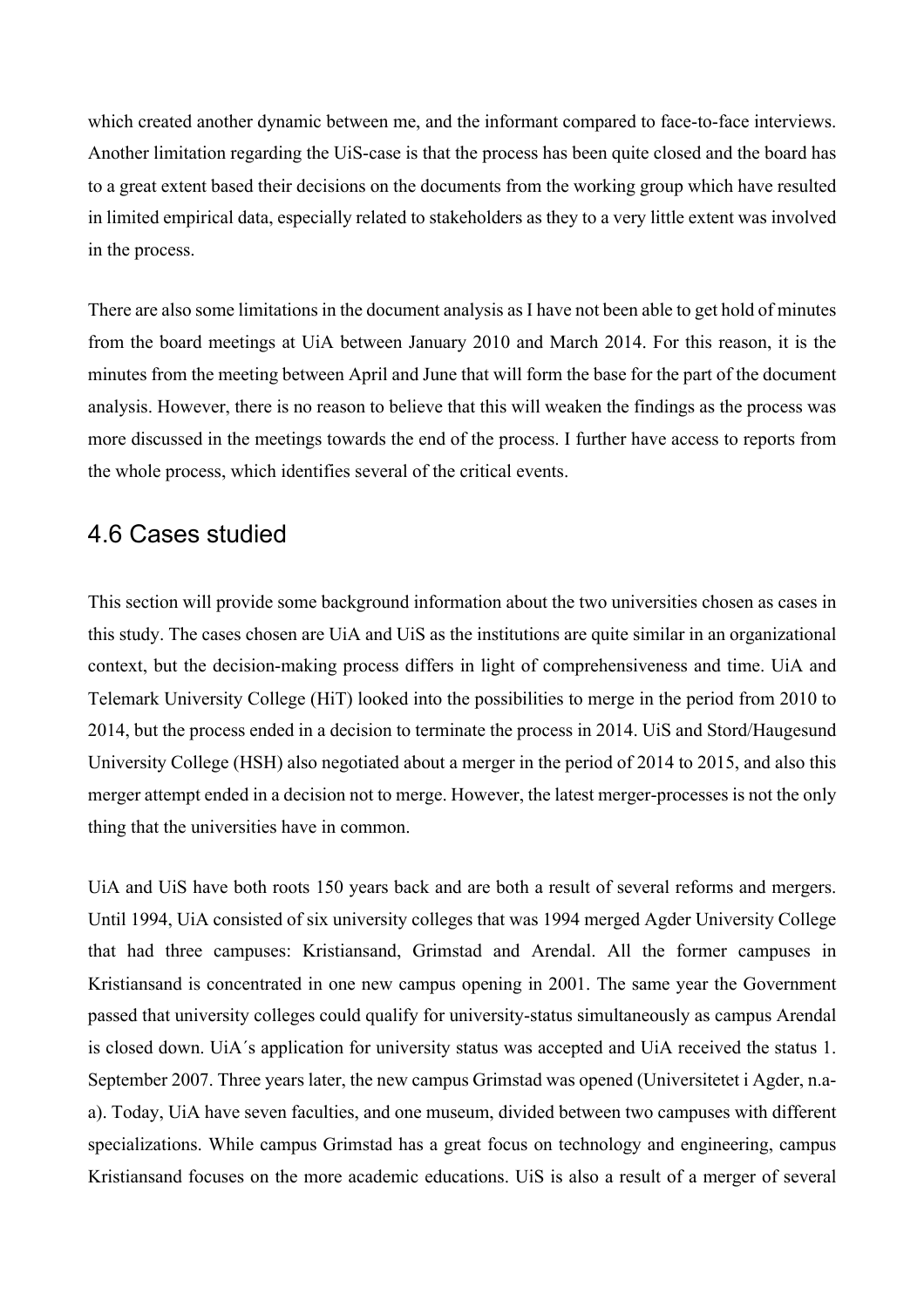which created another dynamic between me, and the informant compared to face-to-face interviews. Another limitation regarding the UiS-case is that the process has been quite closed and the board has to a great extent based their decisions on the documents from the working group which have resulted in limited empirical data, especially related to stakeholders as they to a very little extent was involved in the process.

There are also some limitations in the document analysis as I have not been able to get hold of minutes from the board meetings at UiA between January 2010 and March 2014. For this reason, it is the minutes from the meeting between April and June that will form the base for the part of the document analysis. However, there is no reason to believe that this will weaken the findings as the process was more discussed in the meetings towards the end of the process. I further have access to reports from the whole process, which identifies several of the critical events.

## 4.6 Cases studied

This section will provide some background information about the two universities chosen as cases in this study. The cases chosen are UiA and UiS as the institutions are quite similar in an organizational context, but the decision-making process differs in light of comprehensiveness and time. UiA and Telemark University College (HiT) looked into the possibilities to merge in the period from 2010 to 2014, but the process ended in a decision to terminate the process in 2014. UiS and Stord/Haugesund University College (HSH) also negotiated about a merger in the period of 2014 to 2015, and also this merger attempt ended in a decision not to merge. However, the latest merger-processes is not the only thing that the universities have in common.

UiA and UiS have both roots 150 years back and are both a result of several reforms and mergers. Until 1994, UiA consisted of six university colleges that was 1994 merged Agder University College that had three campuses: Kristiansand, Grimstad and Arendal. All the former campuses in Kristiansand is concentrated in one new campus opening in 2001. The same year the Government passed that university colleges could qualify for university-status simultaneously as campus Arendal is closed down. UiA´s application for university status was accepted and UiA received the status 1. September 2007. Three years later, the new campus Grimstad was opened (Universitetet i Agder, n.a-a). Today, UiA have seven faculties, and one museum, divided between two campuses with different specializations. While campus Grimstad has a great focus on technology and engineering, campus Kristiansand focuses on the more academic educations. UiS is also a result of a merger of several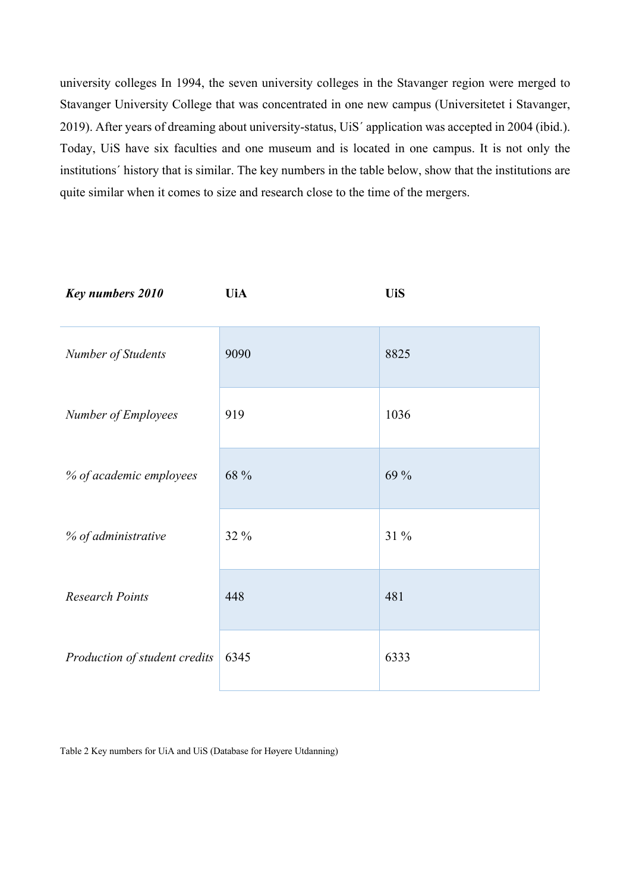university colleges In 1994, the seven university colleges in the Stavanger region were merged to Stavanger University College that was concentrated in one new campus (Universitetet i Stavanger, 2019). After years of dreaming about university-status, UiS´ application was accepted in 2004 (ibid.). Today, UiS have six faculties and one museum and is located in one campus. It is not only the institutions´ history that is similar. The key numbers in the table below, show that the institutions are quite similar when it comes to size and research close to the time of the mergers.

| ***Key numbers 2010*** | **UiA** | **UiS** |
|---|---|---|
| *Number of Students* | 9090 | 8825 |
| *Number of Employees* | 919 | 1036 |
| *% of academic employees* | 68 % | 69 % |
| *% of administrative* | 32 % | 31 % |
| *Research Points* | 448 | 481 |
| *Production of student credits* | 6345 | 6333 |

Table 2 Key numbers for UiA and UiS (Database for Høyere Utdanning)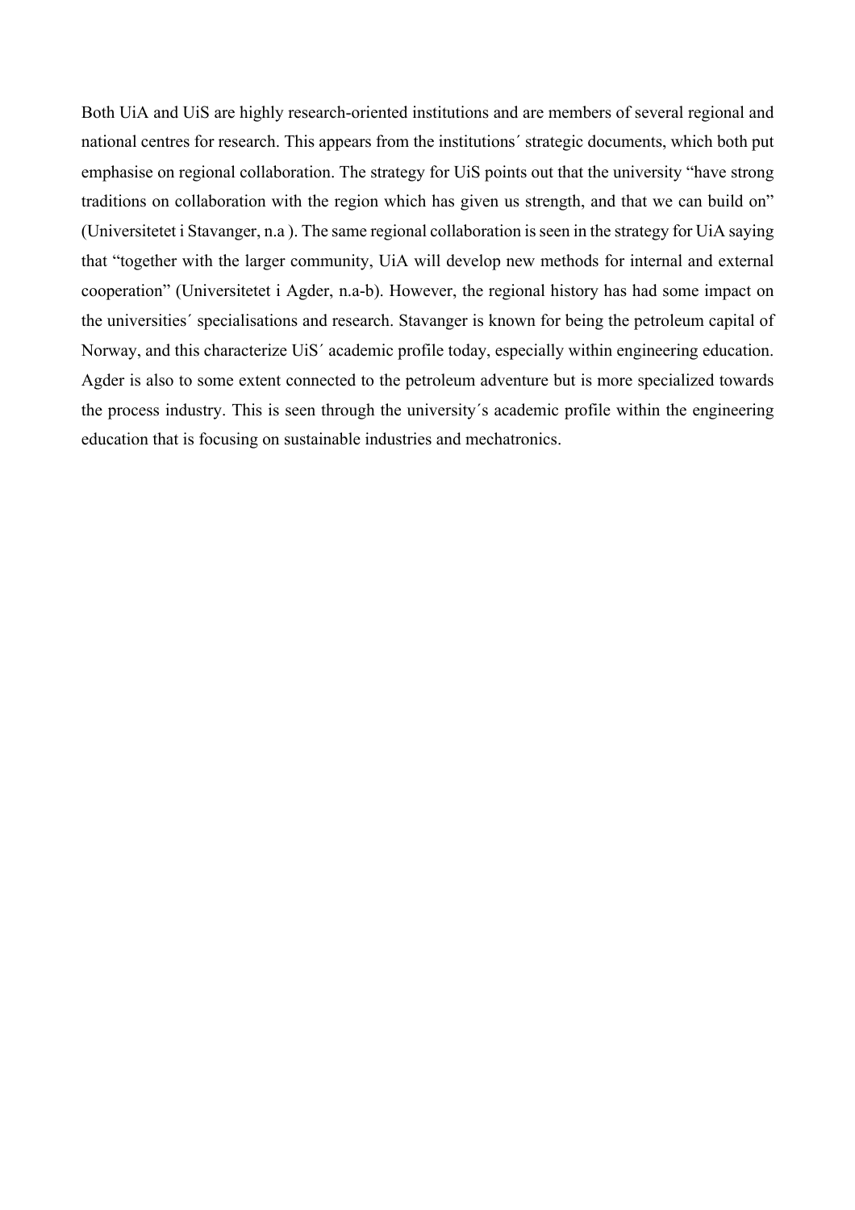Both UiA and UiS are highly research-oriented institutions and are members of several regional and national centres for research. This appears from the institutions´ strategic documents, which both put emphasise on regional collaboration. The strategy for UiS points out that the university "have strong traditions on collaboration with the region which has given us strength, and that we can build on" (Universitetet i Stavanger, n.a ). The same regional collaboration is seen in the strategy for UiA saying that "together with the larger community, UiA will develop new methods for internal and external cooperation" (Universitetet i Agder, n.a-b). However, the regional history has had some impact on the universities´ specialisations and research. Stavanger is known for being the petroleum capital of Norway, and this characterize UiS´ academic profile today, especially within engineering education. Agder is also to some extent connected to the petroleum adventure but is more specialized towards the process industry. This is seen through the university´s academic profile within the engineering education that is focusing on sustainable industries and mechatronics.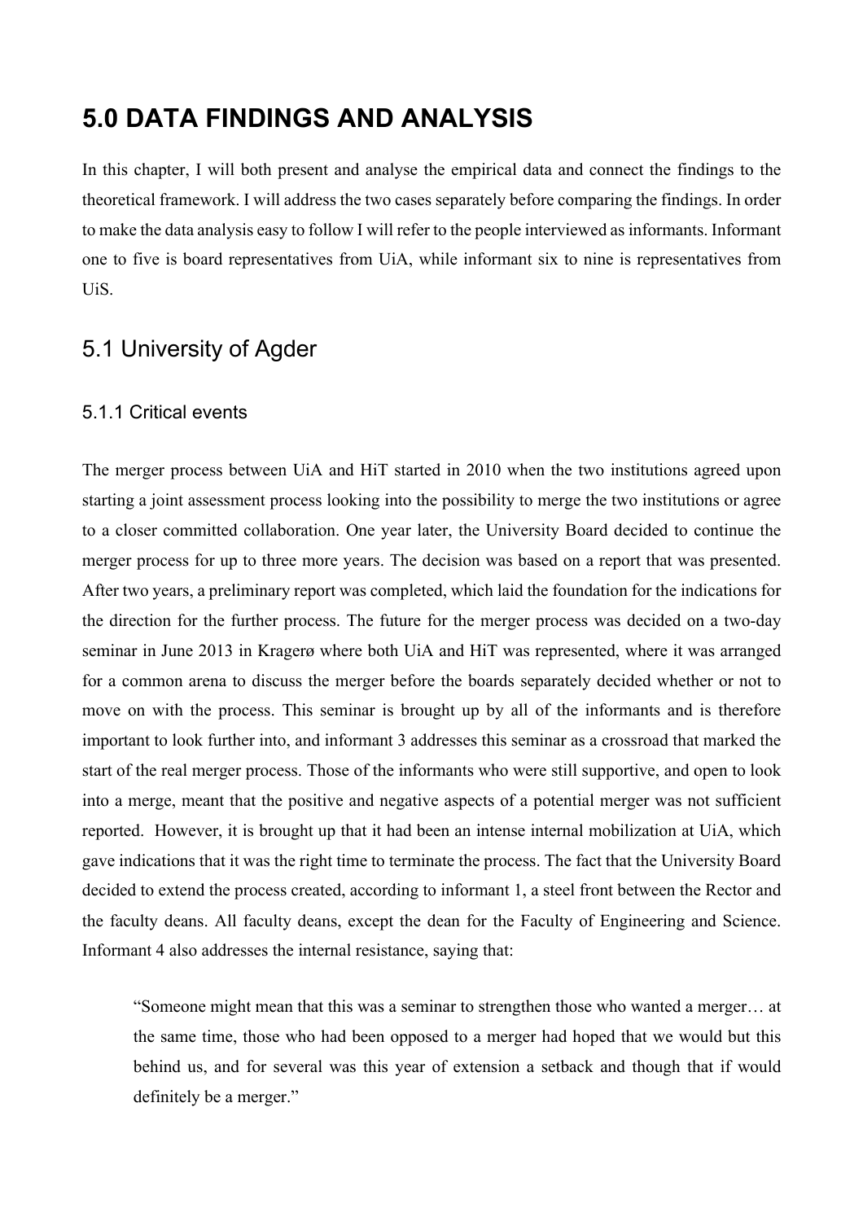# 5.0 DATA FINDINGS AND ANALYSIS

In this chapter, I will both present and analyse the empirical data and connect the findings to the theoretical framework. I will address the two cases separately before comparing the findings. In order to make the data analysis easy to follow I will refer to the people interviewed as informants. Informant one to five is board representatives from UiA, while informant six to nine is representatives from UiS.

## 5.1 University of Agder

### 5.1.1 Critical events

The merger process between UiA and HiT started in 2010 when the two institutions agreed upon starting a joint assessment process looking into the possibility to merge the two institutions or agree to a closer committed collaboration. One year later, the University Board decided to continue the merger process for up to three more years. The decision was based on a report that was presented. After two years, a preliminary report was completed, which laid the foundation for the indications for the direction for the further process. The future for the merger process was decided on a two-day seminar in June 2013 in Kragerø where both UiA and HiT was represented, where it was arranged for a common arena to discuss the merger before the boards separately decided whether or not to move on with the process. This seminar is brought up by all of the informants and is therefore important to look further into, and informant 3 addresses this seminar as a crossroad that marked the start of the real merger process. Those of the informants who were still supportive, and open to look into a merge, meant that the positive and negative aspects of a potential merger was not sufficient reported. However, it is brought up that it had been an intense internal mobilization at UiA, which gave indications that it was the right time to terminate the process. The fact that the University Board decided to extend the process created, according to informant 1, a steel front between the Rector and the faculty deans. All faculty deans, except the dean for the Faculty of Engineering and Science. Informant 4 also addresses the internal resistance, saying that:

> "Someone might mean that this was a seminar to strengthen those who wanted a merger… at the same time, those who had been opposed to a merger had hoped that we would but this behind us, and for several was this year of extension a setback and though that if would definitely be a merger."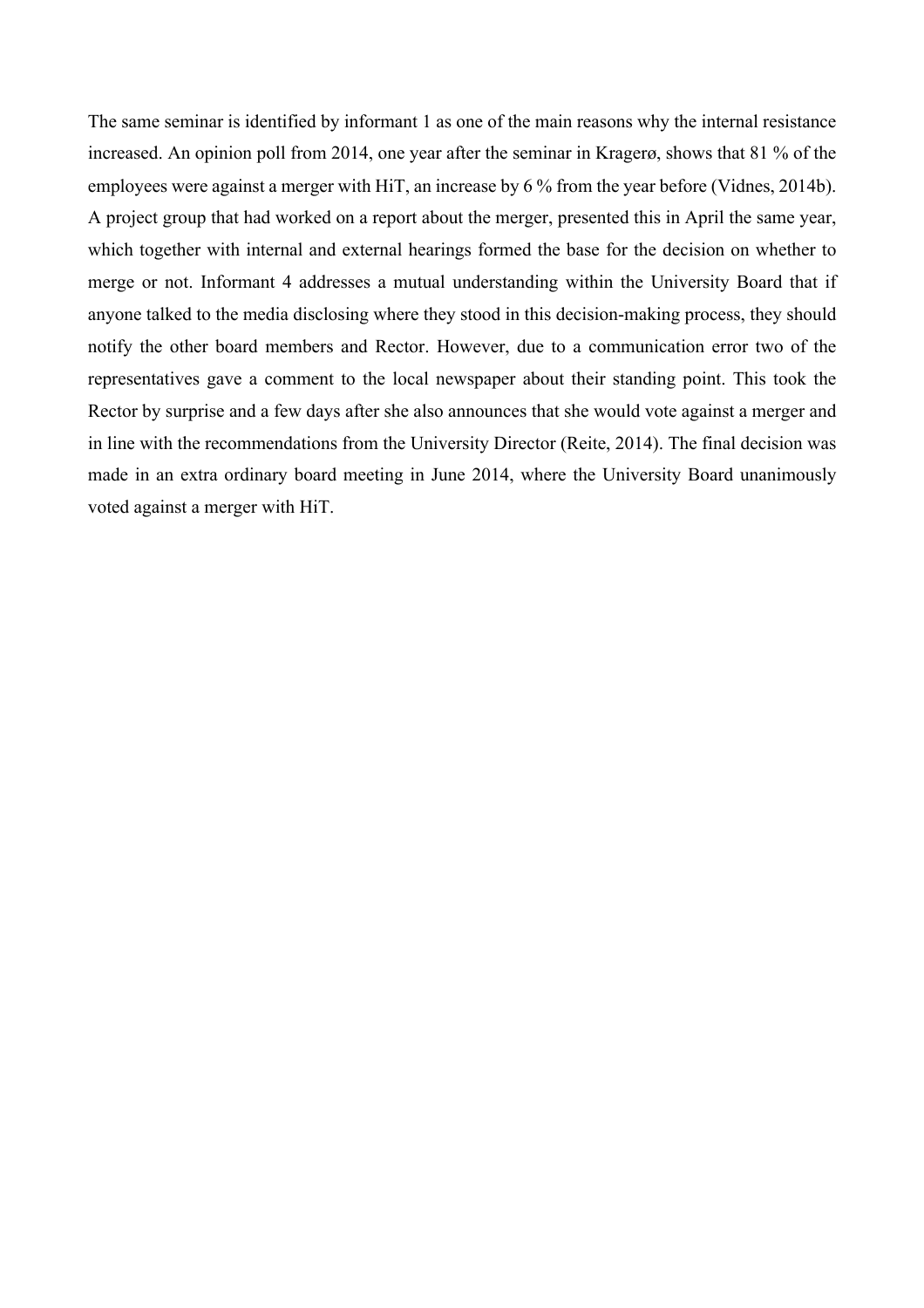The same seminar is identified by informant 1 as one of the main reasons why the internal resistance increased. An opinion poll from 2014, one year after the seminar in Kragerø, shows that 81 % of the employees were against a merger with HiT, an increase by 6 % from the year before (Vidnes, 2014b). A project group that had worked on a report about the merger, presented this in April the same year, which together with internal and external hearings formed the base for the decision on whether to merge or not. Informant 4 addresses a mutual understanding within the University Board that if anyone talked to the media disclosing where they stood in this decision-making process, they should notify the other board members and Rector. However, due to a communication error two of the representatives gave a comment to the local newspaper about their standing point. This took the Rector by surprise and a few days after she also announces that she would vote against a merger and in line with the recommendations from the University Director (Reite, 2014). The final decision was made in an extra ordinary board meeting in June 2014, where the University Board unanimously voted against a merger with HiT.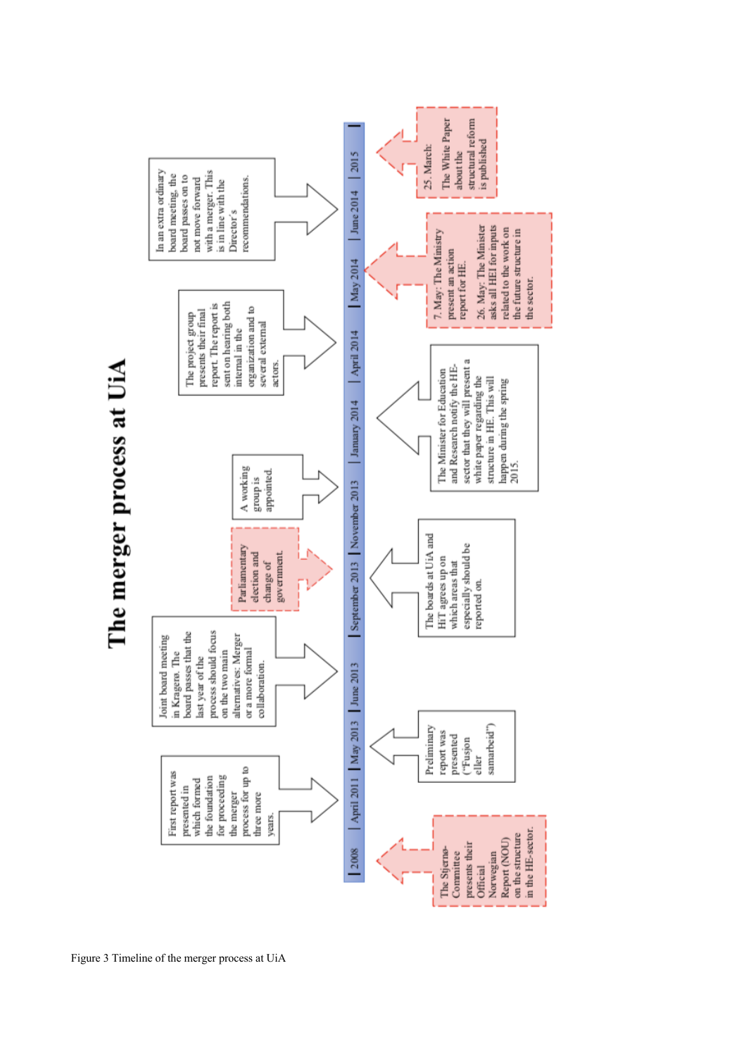# The merger process at UiA

**Timeline:** 2008 | April 2011 | May 2013 | June 2013 | September 2013 | November 2013 | January 2014 | April 2014 | May 2014 | June 2014 | 2015

- **2008:** The Stjernø-Committee presents their Official Norwegian Report (NOU) on the structure in the HE-sector.
- **April 2011:** First report was presented in which formed the foundation for proceeding the merger process for up to three more years.
- **May 2013:** Preliminary report was presented ("Fusjon eller samarbeid")
- **June 2013:** Joint board meeting in Kragerø. The board passes that the last year of the process should focus on the two main alternatives: Merger or a more formal collaboration.
- **September 2013:** The boards at UiA and HiT agrees up on which areas that especially should be reported on.
- **September 2013:** Parliamentary election and change of government.
- **November 2013:** A working group is appointed.
- **January 2014:** The Minister for Education and Research notify the HE-sector that they will present a white paper regarding the structure in HE. This will happen during the spring 2015.
- **April 2014:** The project group presents their final report. The report is sent on hearing both internal in the organization and to several external actors.
- **May 2014:** 7. May: The Ministry present an action report for HE. 26. May: The Minister asks all HEI for inputs related to the work on the future structure in the sector.
- **June 2014:** In an extra ordinary board meeting, the board passes on to not move forward with a merger. This is in line with the Director's recommendations.
- **2015:** 25. March: The White Paper about the structural reform is published

Figure 3 Timeline of the merger process at UiA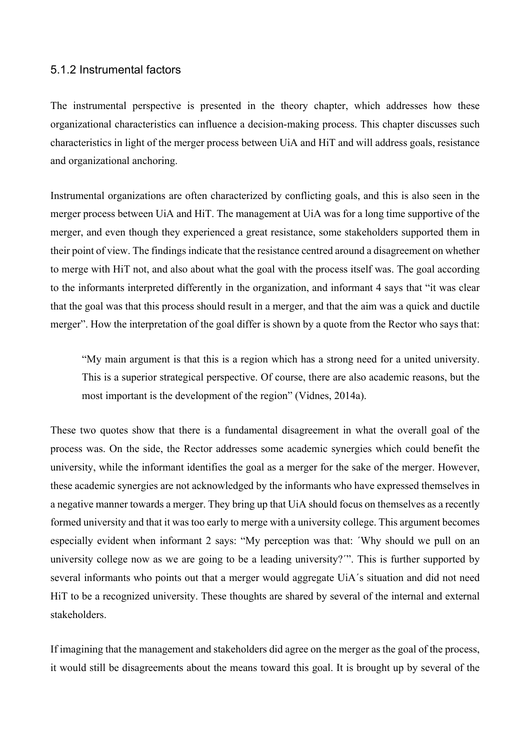### 5.1.2 Instrumental factors

The instrumental perspective is presented in the theory chapter, which addresses how these organizational characteristics can influence a decision-making process. This chapter discusses such characteristics in light of the merger process between UiA and HiT and will address goals, resistance and organizational anchoring.

Instrumental organizations are often characterized by conflicting goals, and this is also seen in the merger process between UiA and HiT. The management at UiA was for a long time supportive of the merger, and even though they experienced a great resistance, some stakeholders supported them in their point of view. The findings indicate that the resistance centred around a disagreement on whether to merge with HiT not, and also about what the goal with the process itself was. The goal according to the informants interpreted differently in the organization, and informant 4 says that "it was clear that the goal was that this process should result in a merger, and that the aim was a quick and ductile merger". How the interpretation of the goal differ is shown by a quote from the Rector who says that:

> "My main argument is that this is a region which has a strong need for a united university. This is a superior strategical perspective. Of course, there are also academic reasons, but the most important is the development of the region" (Vidnes, 2014a).

These two quotes show that there is a fundamental disagreement in what the overall goal of the process was. On the side, the Rector addresses some academic synergies which could benefit the university, while the informant identifies the goal as a merger for the sake of the merger. However, these academic synergies are not acknowledged by the informants who have expressed themselves in a negative manner towards a merger. They bring up that UiA should focus on themselves as a recently formed university and that it was too early to merge with a university college. This argument becomes especially evident when informant 2 says: "My perception was that: ´Why should we pull on an university college now as we are going to be a leading university?´". This is further supported by several informants who points out that a merger would aggregate UiA´s situation and did not need HiT to be a recognized university. These thoughts are shared by several of the internal and external stakeholders.

If imagining that the management and stakeholders did agree on the merger as the goal of the process, it would still be disagreements about the means toward this goal. It is brought up by several of the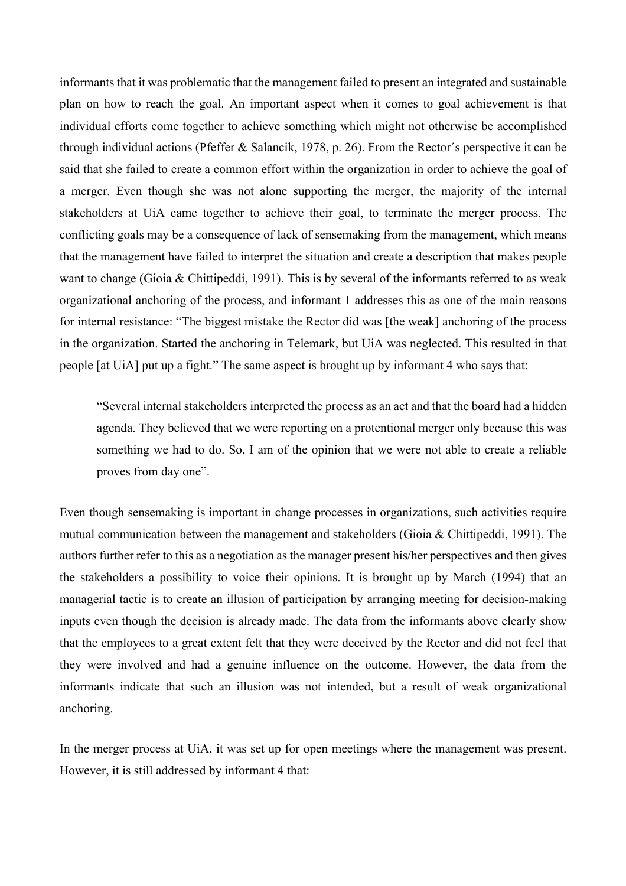informants that it was problematic that the management failed to present an integrated and sustainable plan on how to reach the goal. An important aspect when it comes to goal achievement is that individual efforts come together to achieve something which might not otherwise be accomplished through individual actions (Pfeffer & Salancik, 1978, p. 26). From the Rector´s perspective it can be said that she failed to create a common effort within the organization in order to achieve the goal of a merger. Even though she was not alone supporting the merger, the majority of the internal stakeholders at UiA came together to achieve their goal, to terminate the merger process. The conflicting goals may be a consequence of lack of sensemaking from the management, which means that the management have failed to interpret the situation and create a description that makes people want to change (Gioia & Chittipeddi, 1991). This is by several of the informants referred to as weak organizational anchoring of the process, and informant 1 addresses this as one of the main reasons for internal resistance: "The biggest mistake the Rector did was [the weak] anchoring of the process in the organization. Started the anchoring in Telemark, but UiA was neglected. This resulted in that people [at UiA] put up a fight." The same aspect is brought up by informant 4 who says that:

> "Several internal stakeholders interpreted the process as an act and that the board had a hidden agenda. They believed that we were reporting on a protentional merger only because this was something we had to do. So, I am of the opinion that we were not able to create a reliable proves from day one".

Even though sensemaking is important in change processes in organizations, such activities require mutual communication between the management and stakeholders (Gioia & Chittipeddi, 1991). The authors further refer to this as a negotiation as the manager present his/her perspectives and then gives the stakeholders a possibility to voice their opinions. It is brought up by March (1994) that an managerial tactic is to create an illusion of participation by arranging meeting for decision-making inputs even though the decision is already made. The data from the informants above clearly show that the employees to a great extent felt that they were deceived by the Rector and did not feel that they were involved and had a genuine influence on the outcome. However, the data from the informants indicate that such an illusion was not intended, but a result of weak organizational anchoring.

In the merger process at UiA, it was set up for open meetings where the management was present. However, it is still addressed by informant 4 that: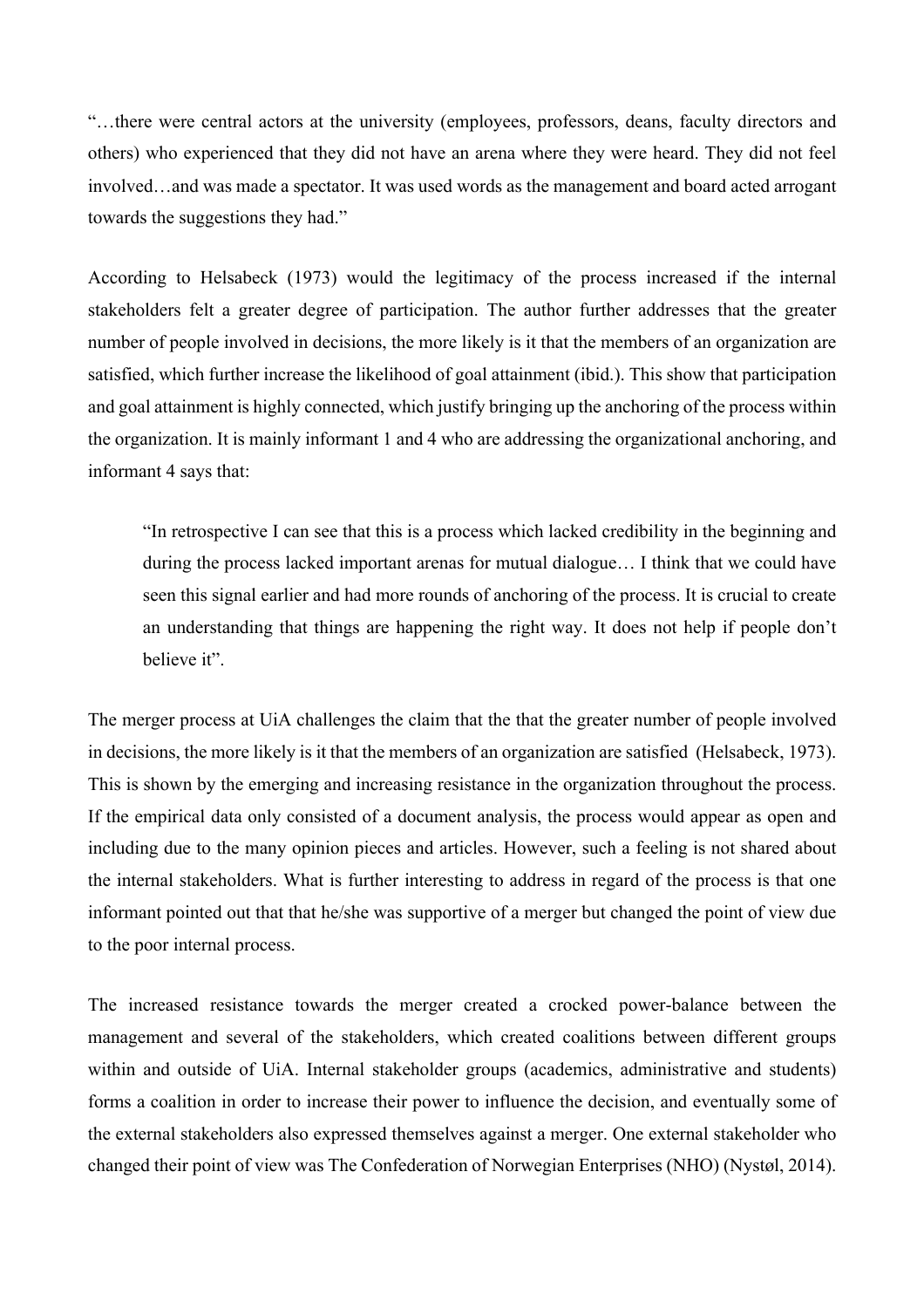"…there were central actors at the university (employees, professors, deans, faculty directors and others) who experienced that they did not have an arena where they were heard. They did not feel involved…and was made a spectator. It was used words as the management and board acted arrogant towards the suggestions they had."

According to Helsabeck (1973) would the legitimacy of the process increased if the internal stakeholders felt a greater degree of participation. The author further addresses that the greater number of people involved in decisions, the more likely is it that the members of an organization are satisfied, which further increase the likelihood of goal attainment (ibid.). This show that participation and goal attainment is highly connected, which justify bringing up the anchoring of the process within the organization. It is mainly informant 1 and 4 who are addressing the organizational anchoring, and informant 4 says that:

> "In retrospective I can see that this is a process which lacked credibility in the beginning and during the process lacked important arenas for mutual dialogue… I think that we could have seen this signal earlier and had more rounds of anchoring of the process. It is crucial to create an understanding that things are happening the right way. It does not help if people don't believe it".

The merger process at UiA challenges the claim that the that the greater number of people involved in decisions, the more likely is it that the members of an organization are satisfied (Helsabeck, 1973). This is shown by the emerging and increasing resistance in the organization throughout the process. If the empirical data only consisted of a document analysis, the process would appear as open and including due to the many opinion pieces and articles. However, such a feeling is not shared about the internal stakeholders. What is further interesting to address in regard of the process is that one informant pointed out that that he/she was supportive of a merger but changed the point of view due to the poor internal process.

The increased resistance towards the merger created a crocked power-balance between the management and several of the stakeholders, which created coalitions between different groups within and outside of UiA. Internal stakeholder groups (academics, administrative and students) forms a coalition in order to increase their power to influence the decision, and eventually some of the external stakeholders also expressed themselves against a merger. One external stakeholder who changed their point of view was The Confederation of Norwegian Enterprises (NHO) (Nystøl, 2014).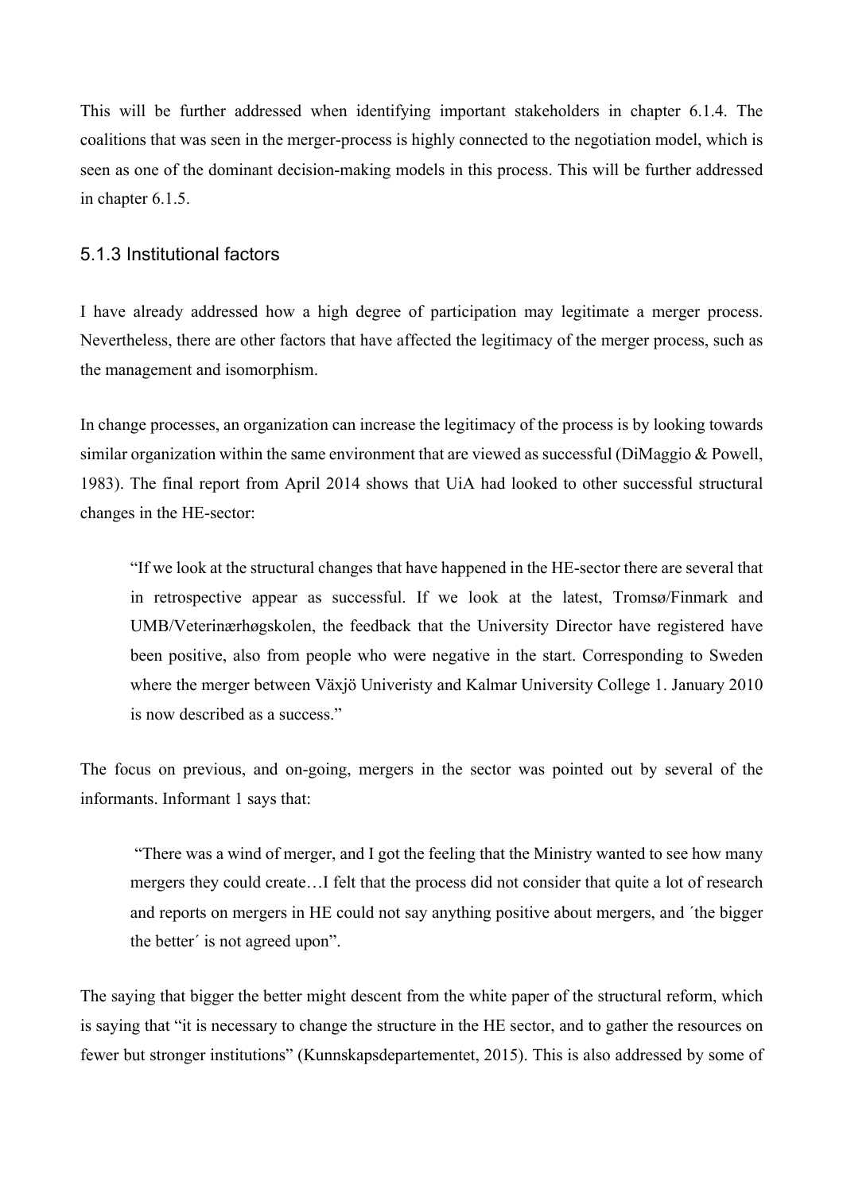This will be further addressed when identifying important stakeholders in chapter 6.1.4. The coalitions that was seen in the merger-process is highly connected to the negotiation model, which is seen as one of the dominant decision-making models in this process. This will be further addressed in chapter 6.1.5.

### 5.1.3 Institutional factors

I have already addressed how a high degree of participation may legitimate a merger process. Nevertheless, there are other factors that have affected the legitimacy of the merger process, such as the management and isomorphism.

In change processes, an organization can increase the legitimacy of the process is by looking towards similar organization within the same environment that are viewed as successful (DiMaggio & Powell, 1983). The final report from April 2014 shows that UiA had looked to other successful structural changes in the HE-sector:

> "If we look at the structural changes that have happened in the HE-sector there are several that in retrospective appear as successful. If we look at the latest, Tromsø/Finmark and UMB/Veterinærhøgskolen, the feedback that the University Director have registered have been positive, also from people who were negative in the start. Corresponding to Sweden where the merger between Växjö Univeristy and Kalmar University College 1. January 2010 is now described as a success."

The focus on previous, and on-going, mergers in the sector was pointed out by several of the informants. Informant 1 says that:

> "There was a wind of merger, and I got the feeling that the Ministry wanted to see how many mergers they could create…I felt that the process did not consider that quite a lot of research and reports on mergers in HE could not say anything positive about mergers, and ´the bigger the better´ is not agreed upon".

The saying that bigger the better might descent from the white paper of the structural reform, which is saying that "it is necessary to change the structure in the HE sector, and to gather the resources on fewer but stronger institutions" (Kunnskapsdepartementet, 2015). This is also addressed by some of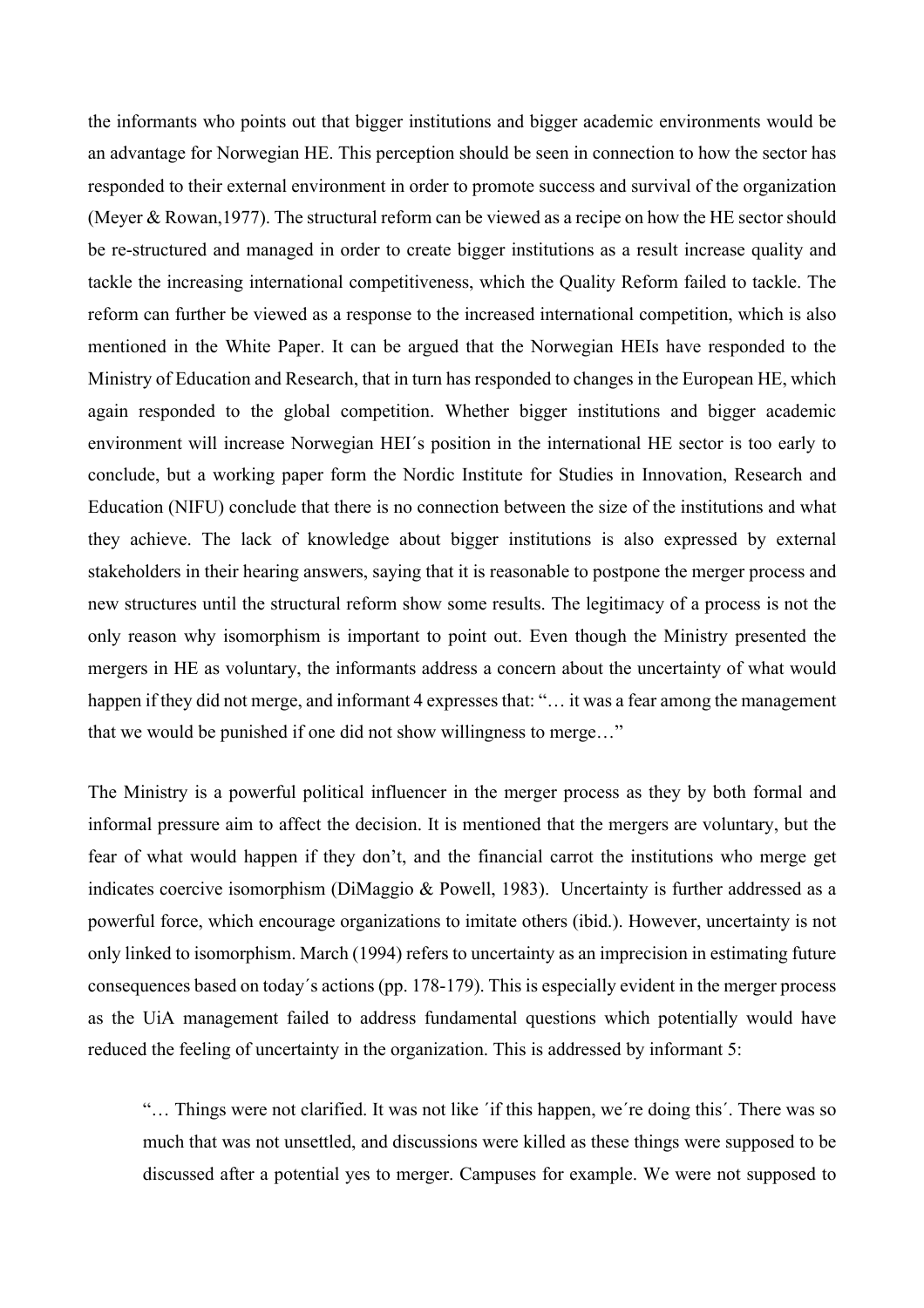the informants who points out that bigger institutions and bigger academic environments would be an advantage for Norwegian HE. This perception should be seen in connection to how the sector has responded to their external environment in order to promote success and survival of the organization (Meyer & Rowan,1977). The structural reform can be viewed as a recipe on how the HE sector should be re-structured and managed in order to create bigger institutions as a result increase quality and tackle the increasing international competitiveness, which the Quality Reform failed to tackle. The reform can further be viewed as a response to the increased international competition, which is also mentioned in the White Paper. It can be argued that the Norwegian HEIs have responded to the Ministry of Education and Research, that in turn has responded to changes in the European HE, which again responded to the global competition. Whether bigger institutions and bigger academic environment will increase Norwegian HEI´s position in the international HE sector is too early to conclude, but a working paper form the Nordic Institute for Studies in Innovation, Research and Education (NIFU) conclude that there is no connection between the size of the institutions and what they achieve. The lack of knowledge about bigger institutions is also expressed by external stakeholders in their hearing answers, saying that it is reasonable to postpone the merger process and new structures until the structural reform show some results. The legitimacy of a process is not the only reason why isomorphism is important to point out. Even though the Ministry presented the mergers in HE as voluntary, the informants address a concern about the uncertainty of what would happen if they did not merge, and informant 4 expresses that: "… it was a fear among the management that we would be punished if one did not show willingness to merge…"

The Ministry is a powerful political influencer in the merger process as they by both formal and informal pressure aim to affect the decision. It is mentioned that the mergers are voluntary, but the fear of what would happen if they don't, and the financial carrot the institutions who merge get indicates coercive isomorphism (DiMaggio & Powell, 1983). Uncertainty is further addressed as a powerful force, which encourage organizations to imitate others (ibid.). However, uncertainty is not only linked to isomorphism. March (1994) refers to uncertainty as an imprecision in estimating future consequences based on today´s actions (pp. 178-179). This is especially evident in the merger process as the UiA management failed to address fundamental questions which potentially would have reduced the feeling of uncertainty in the organization. This is addressed by informant 5:

> "… Things were not clarified. It was not like ´if this happen, we´re doing this´. There was so much that was not unsettled, and discussions were killed as these things were supposed to be discussed after a potential yes to merger. Campuses for example. We were not supposed to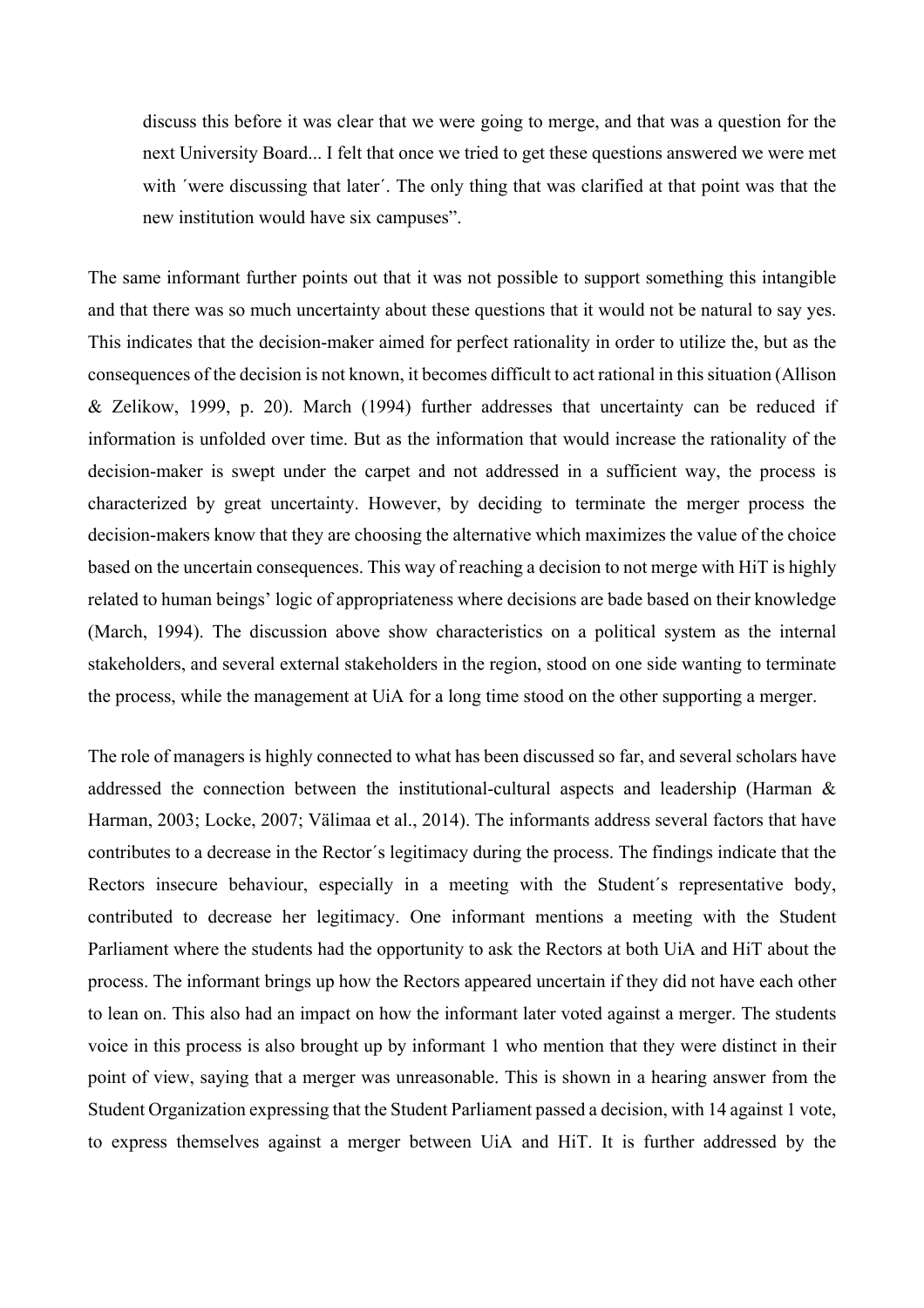> discuss this before it was clear that we were going to merge, and that was a question for the next University Board... I felt that once we tried to get these questions answered we were met with ´were discussing that later´. The only thing that was clarified at that point was that the new institution would have six campuses".

The same informant further points out that it was not possible to support something this intangible and that there was so much uncertainty about these questions that it would not be natural to say yes. This indicates that the decision-maker aimed for perfect rationality in order to utilize the, but as the consequences of the decision is not known, it becomes difficult to act rational in this situation (Allison & Zelikow, 1999, p. 20). March (1994) further addresses that uncertainty can be reduced if information is unfolded over time. But as the information that would increase the rationality of the decision-maker is swept under the carpet and not addressed in a sufficient way, the process is characterized by great uncertainty. However, by deciding to terminate the merger process the decision-makers know that they are choosing the alternative which maximizes the value of the choice based on the uncertain consequences. This way of reaching a decision to not merge with HiT is highly related to human beings' logic of appropriateness where decisions are bade based on their knowledge (March, 1994). The discussion above show characteristics on a political system as the internal stakeholders, and several external stakeholders in the region, stood on one side wanting to terminate the process, while the management at UiA for a long time stood on the other supporting a merger.

The role of managers is highly connected to what has been discussed so far, and several scholars have addressed the connection between the institutional-cultural aspects and leadership (Harman & Harman, 2003; Locke, 2007; Välimaa et al., 2014). The informants address several factors that have contributes to a decrease in the Rector´s legitimacy during the process. The findings indicate that the Rectors insecure behaviour, especially in a meeting with the Student´s representative body, contributed to decrease her legitimacy. One informant mentions a meeting with the Student Parliament where the students had the opportunity to ask the Rectors at both UiA and HiT about the process. The informant brings up how the Rectors appeared uncertain if they did not have each other to lean on. This also had an impact on how the informant later voted against a merger. The students voice in this process is also brought up by informant 1 who mention that they were distinct in their point of view, saying that a merger was unreasonable. This is shown in a hearing answer from the Student Organization expressing that the Student Parliament passed a decision, with 14 against 1 vote, to express themselves against a merger between UiA and HiT. It is further addressed by the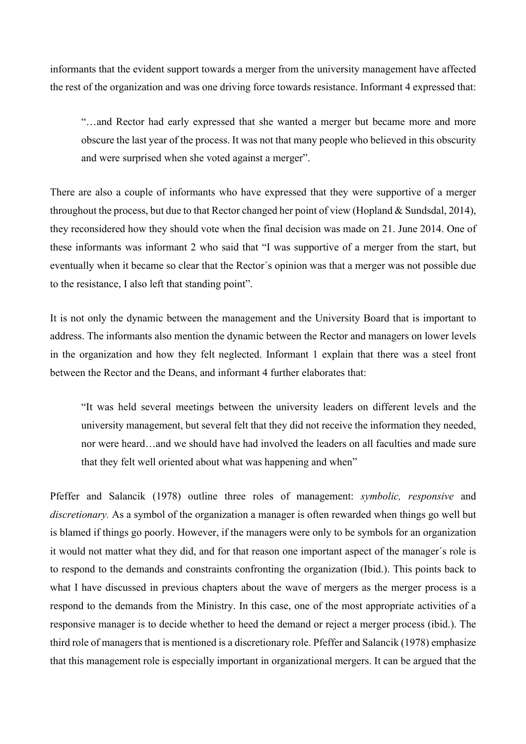informants that the evident support towards a merger from the university management have affected the rest of the organization and was one driving force towards resistance. Informant 4 expressed that:

> "…and Rector had early expressed that she wanted a merger but became more and more obscure the last year of the process. It was not that many people who believed in this obscurity and were surprised when she voted against a merger".

There are also a couple of informants who have expressed that they were supportive of a merger throughout the process, but due to that Rector changed her point of view (Hopland & Sundsdal, 2014), they reconsidered how they should vote when the final decision was made on 21. June 2014. One of these informants was informant 2 who said that "I was supportive of a merger from the start, but eventually when it became so clear that the Rector´s opinion was that a merger was not possible due to the resistance, I also left that standing point".

It is not only the dynamic between the management and the University Board that is important to address. The informants also mention the dynamic between the Rector and managers on lower levels in the organization and how they felt neglected. Informant 1 explain that there was a steel front between the Rector and the Deans, and informant 4 further elaborates that:

> "It was held several meetings between the university leaders on different levels and the university management, but several felt that they did not receive the information they needed, nor were heard…and we should have had involved the leaders on all faculties and made sure that they felt well oriented about what was happening and when"

Pfeffer and Salancik (1978) outline three roles of management: *symbolic, responsive* and *discretionary.* As a symbol of the organization a manager is often rewarded when things go well but is blamed if things go poorly. However, if the managers were only to be symbols for an organization it would not matter what they did, and for that reason one important aspect of the manager´s role is to respond to the demands and constraints confronting the organization (Ibid.). This points back to what I have discussed in previous chapters about the wave of mergers as the merger process is a respond to the demands from the Ministry. In this case, one of the most appropriate activities of a responsive manager is to decide whether to heed the demand or reject a merger process (ibid.). The third role of managers that is mentioned is a discretionary role. Pfeffer and Salancik (1978) emphasize that this management role is especially important in organizational mergers. It can be argued that the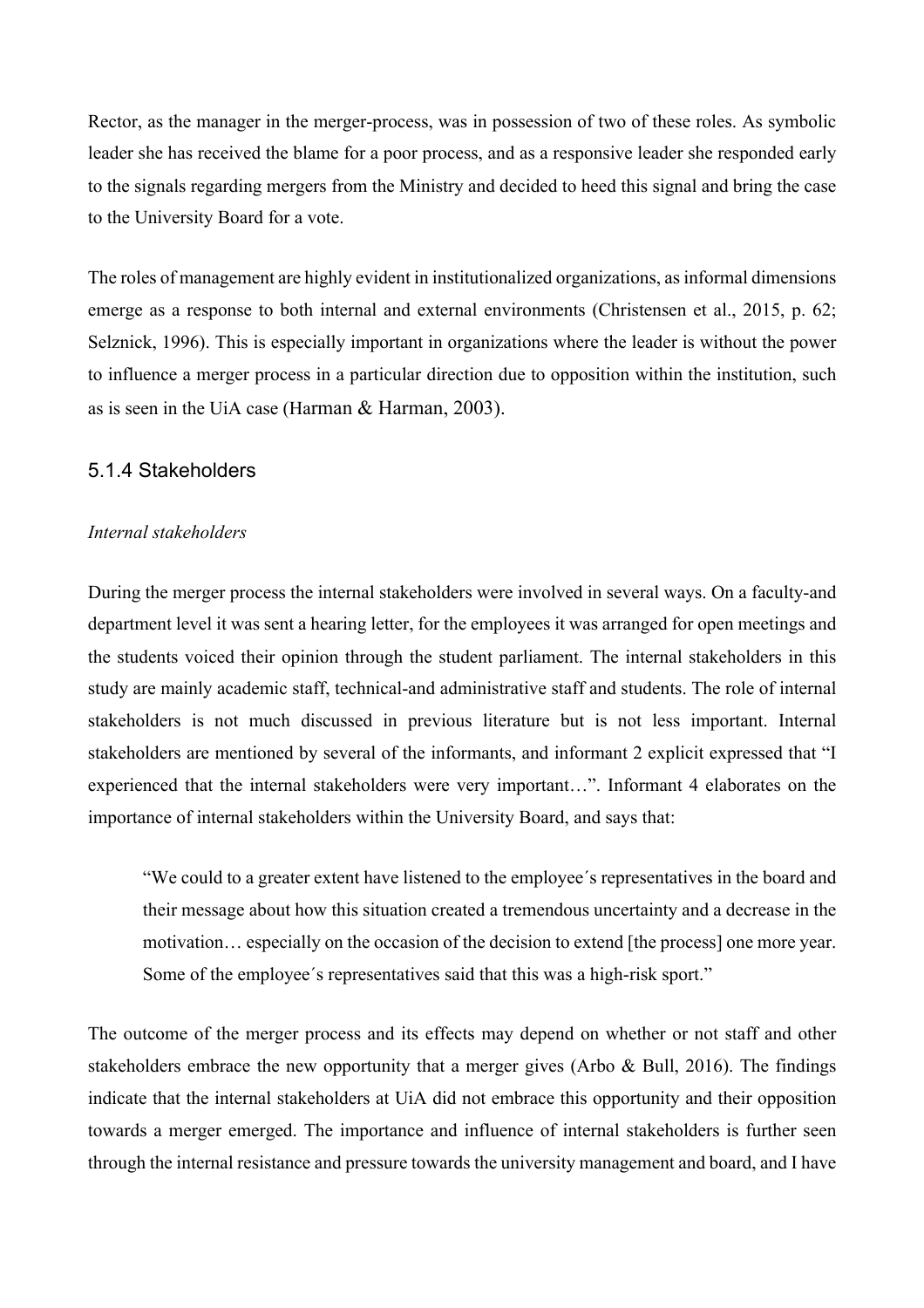Rector, as the manager in the merger-process, was in possession of two of these roles. As symbolic leader she has received the blame for a poor process, and as a responsive leader she responded early to the signals regarding mergers from the Ministry and decided to heed this signal and bring the case to the University Board for a vote.

The roles of management are highly evident in institutionalized organizations, as informal dimensions emerge as a response to both internal and external environments (Christensen et al., 2015, p. 62; Selznick, 1996). This is especially important in organizations where the leader is without the power to influence a merger process in a particular direction due to opposition within the institution, such as is seen in the UiA case (Harman & Harman, 2003).

### 5.1.4 Stakeholders

*Internal stakeholders*

During the merger process the internal stakeholders were involved in several ways. On a faculty-and department level it was sent a hearing letter, for the employees it was arranged for open meetings and the students voiced their opinion through the student parliament. The internal stakeholders in this study are mainly academic staff, technical-and administrative staff and students. The role of internal stakeholders is not much discussed in previous literature but is not less important. Internal stakeholders are mentioned by several of the informants, and informant 2 explicit expressed that "I experienced that the internal stakeholders were very important…". Informant 4 elaborates on the importance of internal stakeholders within the University Board, and says that:

> "We could to a greater extent have listened to the employee´s representatives in the board and their message about how this situation created a tremendous uncertainty and a decrease in the motivation… especially on the occasion of the decision to extend [the process] one more year. Some of the employee´s representatives said that this was a high-risk sport."

The outcome of the merger process and its effects may depend on whether or not staff and other stakeholders embrace the new opportunity that a merger gives (Arbo & Bull, 2016). The findings indicate that the internal stakeholders at UiA did not embrace this opportunity and their opposition towards a merger emerged. The importance and influence of internal stakeholders is further seen through the internal resistance and pressure towards the university management and board, and I have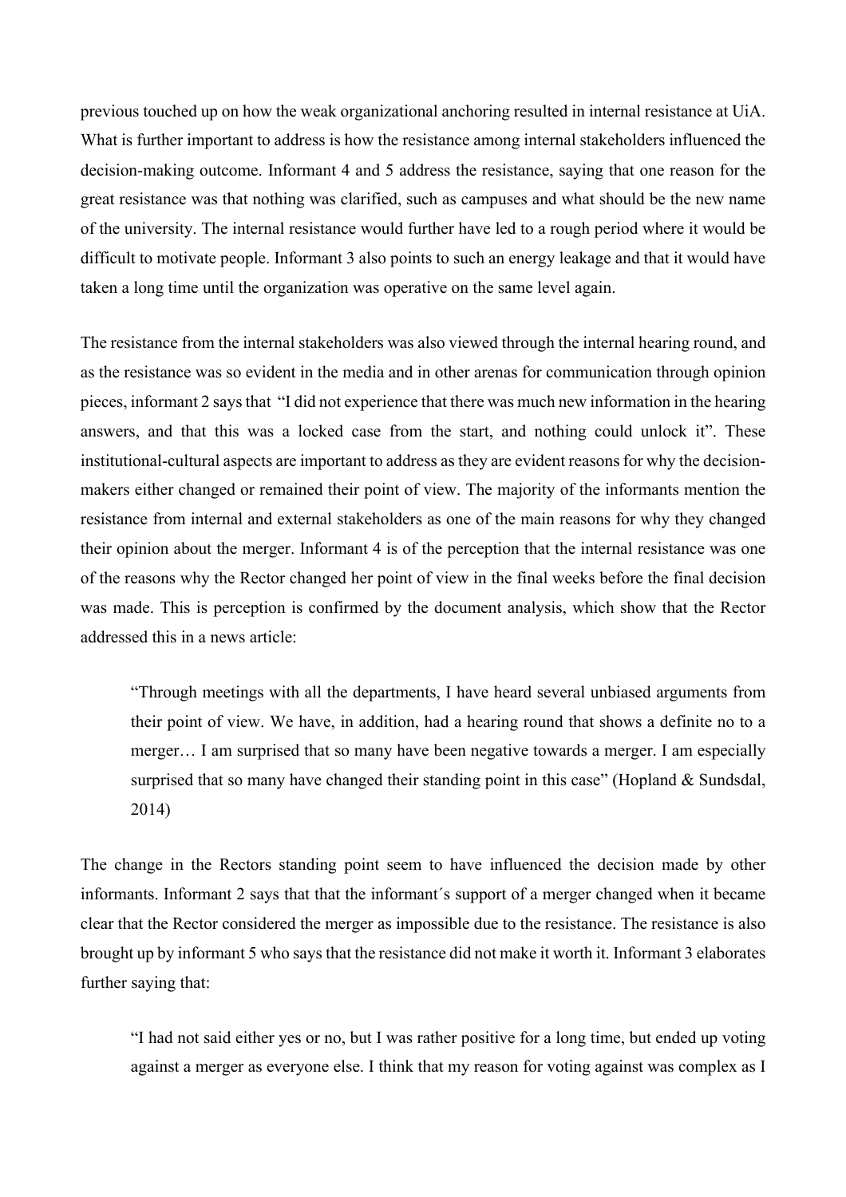previous touched up on how the weak organizational anchoring resulted in internal resistance at UiA. What is further important to address is how the resistance among internal stakeholders influenced the decision-making outcome. Informant 4 and 5 address the resistance, saying that one reason for the great resistance was that nothing was clarified, such as campuses and what should be the new name of the university. The internal resistance would further have led to a rough period where it would be difficult to motivate people. Informant 3 also points to such an energy leakage and that it would have taken a long time until the organization was operative on the same level again.

The resistance from the internal stakeholders was also viewed through the internal hearing round, and as the resistance was so evident in the media and in other arenas for communication through opinion pieces, informant 2 says that "I did not experience that there was much new information in the hearing answers, and that this was a locked case from the start, and nothing could unlock it". These institutional-cultural aspects are important to address as they are evident reasons for why the decision-makers either changed or remained their point of view. The majority of the informants mention the resistance from internal and external stakeholders as one of the main reasons for why they changed their opinion about the merger. Informant 4 is of the perception that the internal resistance was one of the reasons why the Rector changed her point of view in the final weeks before the final decision was made. This is perception is confirmed by the document analysis, which show that the Rector addressed this in a news article:

> "Through meetings with all the departments, I have heard several unbiased arguments from their point of view. We have, in addition, had a hearing round that shows a definite no to a merger… I am surprised that so many have been negative towards a merger. I am especially surprised that so many have changed their standing point in this case" (Hopland & Sundsdal, 2014)

The change in the Rectors standing point seem to have influenced the decision made by other informants. Informant 2 says that that the informant´s support of a merger changed when it became clear that the Rector considered the merger as impossible due to the resistance. The resistance is also brought up by informant 5 who says that the resistance did not make it worth it. Informant 3 elaborates further saying that:

> "I had not said either yes or no, but I was rather positive for a long time, but ended up voting against a merger as everyone else. I think that my reason for voting against was complex as I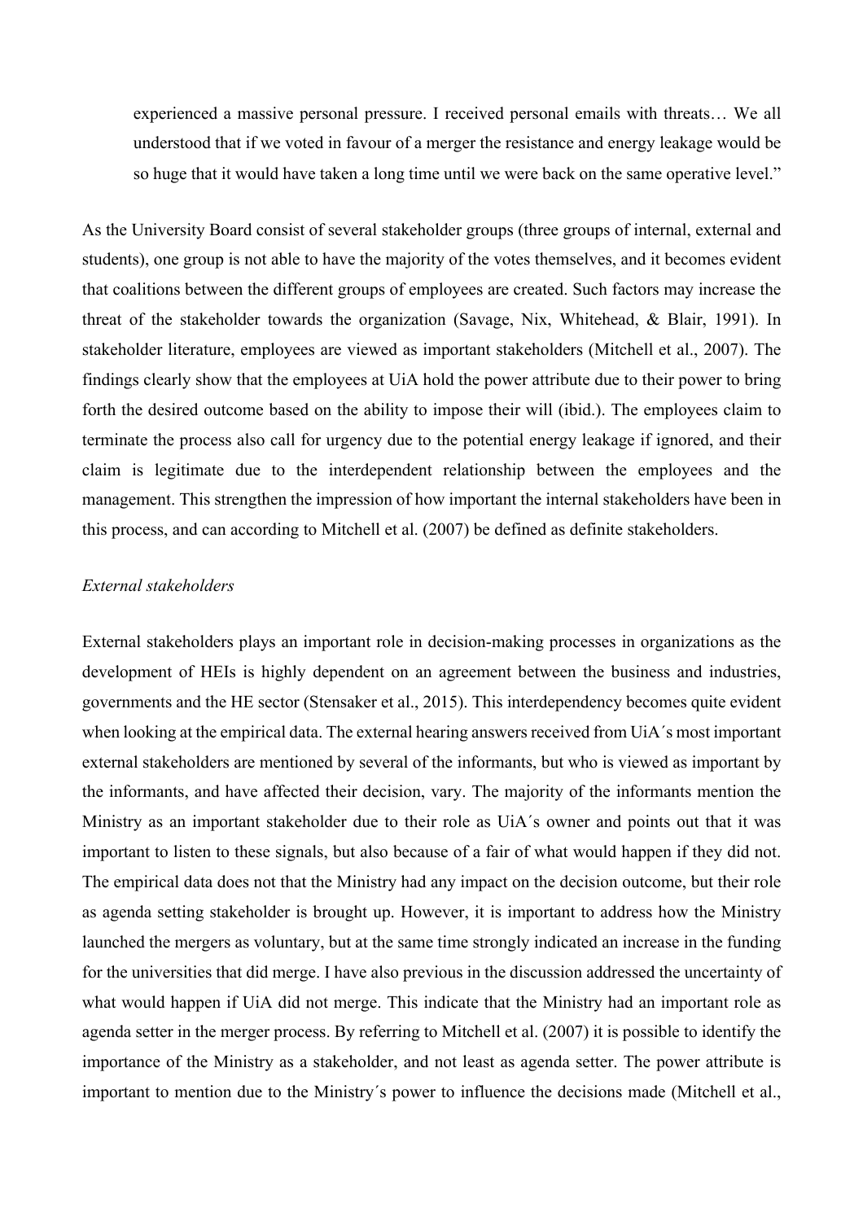> experienced a massive personal pressure. I received personal emails with threats… We all understood that if we voted in favour of a merger the resistance and energy leakage would be so huge that it would have taken a long time until we were back on the same operative level."

As the University Board consist of several stakeholder groups (three groups of internal, external and students), one group is not able to have the majority of the votes themselves, and it becomes evident that coalitions between the different groups of employees are created. Such factors may increase the threat of the stakeholder towards the organization (Savage, Nix, Whitehead, & Blair, 1991). In stakeholder literature, employees are viewed as important stakeholders (Mitchell et al., 2007). The findings clearly show that the employees at UiA hold the power attribute due to their power to bring forth the desired outcome based on the ability to impose their will (ibid.). The employees claim to terminate the process also call for urgency due to the potential energy leakage if ignored, and their claim is legitimate due to the interdependent relationship between the employees and the management. This strengthen the impression of how important the internal stakeholders have been in this process, and can according to Mitchell et al. (2007) be defined as definite stakeholders.

*External stakeholders*

External stakeholders plays an important role in decision-making processes in organizations as the development of HEIs is highly dependent on an agreement between the business and industries, governments and the HE sector (Stensaker et al., 2015). This interdependency becomes quite evident when looking at the empirical data. The external hearing answers received from UiA´s most important external stakeholders are mentioned by several of the informants, but who is viewed as important by the informants, and have affected their decision, vary. The majority of the informants mention the Ministry as an important stakeholder due to their role as UiA´s owner and points out that it was important to listen to these signals, but also because of a fair of what would happen if they did not. The empirical data does not that the Ministry had any impact on the decision outcome, but their role as agenda setting stakeholder is brought up. However, it is important to address how the Ministry launched the mergers as voluntary, but at the same time strongly indicated an increase in the funding for the universities that did merge. I have also previous in the discussion addressed the uncertainty of what would happen if UiA did not merge. This indicate that the Ministry had an important role as agenda setter in the merger process. By referring to Mitchell et al. (2007) it is possible to identify the importance of the Ministry as a stakeholder, and not least as agenda setter. The power attribute is important to mention due to the Ministry´s power to influence the decisions made (Mitchell et al.,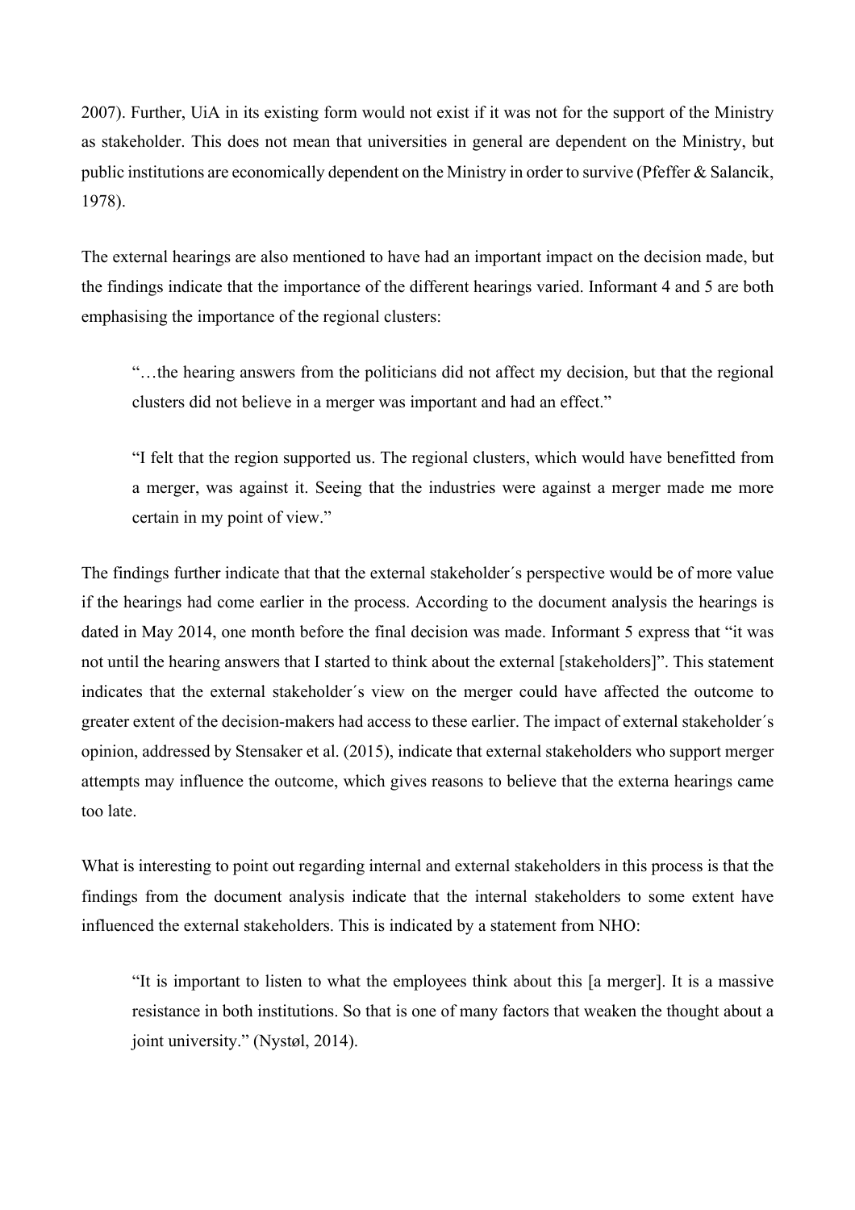2007). Further, UiA in its existing form would not exist if it was not for the support of the Ministry as stakeholder. This does not mean that universities in general are dependent on the Ministry, but public institutions are economically dependent on the Ministry in order to survive (Pfeffer & Salancik, 1978).

The external hearings are also mentioned to have had an important impact on the decision made, but the findings indicate that the importance of the different hearings varied. Informant 4 and 5 are both emphasising the importance of the regional clusters:

> "…the hearing answers from the politicians did not affect my decision, but that the regional clusters did not believe in a merger was important and had an effect."

> "I felt that the region supported us. The regional clusters, which would have benefitted from a merger, was against it. Seeing that the industries were against a merger made me more certain in my point of view."

The findings further indicate that that the external stakeholder´s perspective would be of more value if the hearings had come earlier in the process. According to the document analysis the hearings is dated in May 2014, one month before the final decision was made. Informant 5 express that "it was not until the hearing answers that I started to think about the external [stakeholders]". This statement indicates that the external stakeholder´s view on the merger could have affected the outcome to greater extent of the decision-makers had access to these earlier. The impact of external stakeholder´s opinion, addressed by Stensaker et al. (2015), indicate that external stakeholders who support merger attempts may influence the outcome, which gives reasons to believe that the externa hearings came too late.

What is interesting to point out regarding internal and external stakeholders in this process is that the findings from the document analysis indicate that the internal stakeholders to some extent have influenced the external stakeholders. This is indicated by a statement from NHO:

> "It is important to listen to what the employees think about this [a merger]. It is a massive resistance in both institutions. So that is one of many factors that weaken the thought about a joint university." (Nystøl, 2014).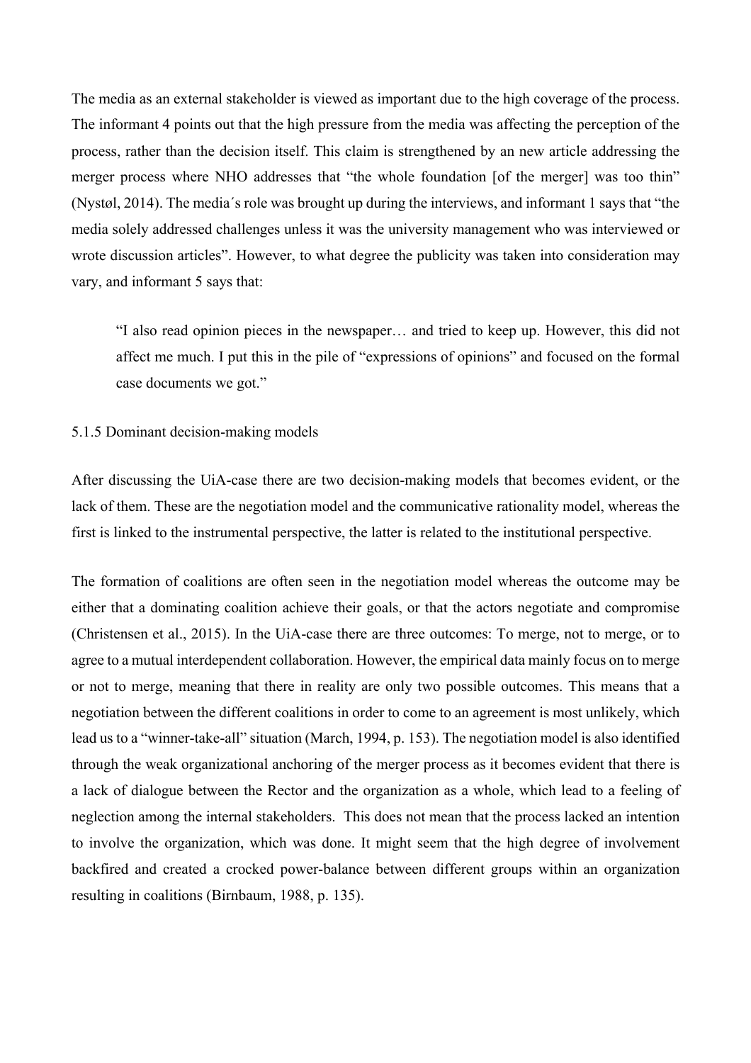The media as an external stakeholder is viewed as important due to the high coverage of the process. The informant 4 points out that the high pressure from the media was affecting the perception of the process, rather than the decision itself. This claim is strengthened by an new article addressing the merger process where NHO addresses that "the whole foundation [of the merger] was too thin" (Nystøl, 2014). The media´s role was brought up during the interviews, and informant 1 says that "the media solely addressed challenges unless it was the university management who was interviewed or wrote discussion articles". However, to what degree the publicity was taken into consideration may vary, and informant 5 says that:

> "I also read opinion pieces in the newspaper… and tried to keep up. However, this did not affect me much. I put this in the pile of "expressions of opinions" and focused on the formal case documents we got."

### 5.1.5 Dominant decision-making models

After discussing the UiA-case there are two decision-making models that becomes evident, or the lack of them. These are the negotiation model and the communicative rationality model, whereas the first is linked to the instrumental perspective, the latter is related to the institutional perspective.

The formation of coalitions are often seen in the negotiation model whereas the outcome may be either that a dominating coalition achieve their goals, or that the actors negotiate and compromise (Christensen et al., 2015). In the UiA-case there are three outcomes: To merge, not to merge, or to agree to a mutual interdependent collaboration. However, the empirical data mainly focus on to merge or not to merge, meaning that there in reality are only two possible outcomes. This means that a negotiation between the different coalitions in order to come to an agreement is most unlikely, which lead us to a "winner-take-all" situation (March, 1994, p. 153). The negotiation model is also identified through the weak organizational anchoring of the merger process as it becomes evident that there is a lack of dialogue between the Rector and the organization as a whole, which lead to a feeling of neglection among the internal stakeholders. This does not mean that the process lacked an intention to involve the organization, which was done. It might seem that the high degree of involvement backfired and created a crocked power-balance between different groups within an organization resulting in coalitions (Birnbaum, 1988, p. 135).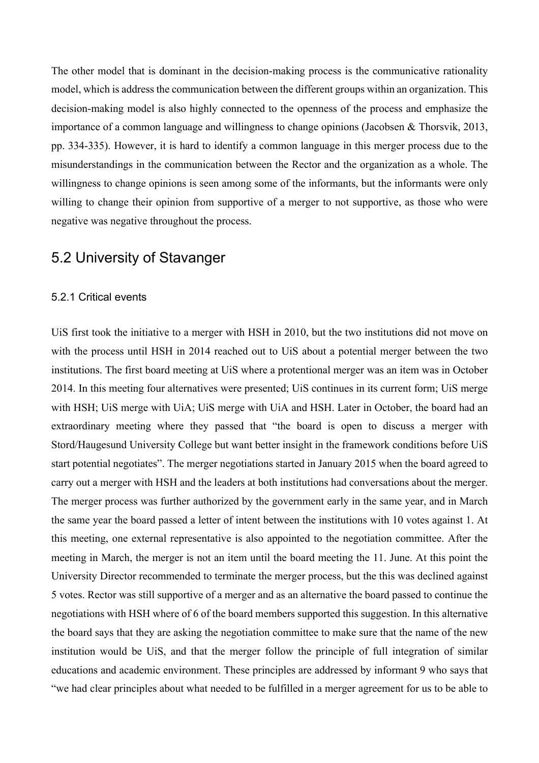The other model that is dominant in the decision-making process is the communicative rationality model, which is address the communication between the different groups within an organization. This decision-making model is also highly connected to the openness of the process and emphasize the importance of a common language and willingness to change opinions (Jacobsen & Thorsvik, 2013, pp. 334-335). However, it is hard to identify a common language in this merger process due to the misunderstandings in the communication between the Rector and the organization as a whole. The willingness to change opinions is seen among some of the informants, but the informants were only willing to change their opinion from supportive of a merger to not supportive, as those who were negative was negative throughout the process.

## 5.2 University of Stavanger

### 5.2.1 Critical events

UiS first took the initiative to a merger with HSH in 2010, but the two institutions did not move on with the process until HSH in 2014 reached out to UiS about a potential merger between the two institutions. The first board meeting at UiS where a protentional merger was an item was in October 2014. In this meeting four alternatives were presented; UiS continues in its current form; UiS merge with HSH; UiS merge with UiA; UiS merge with UiA and HSH. Later in October, the board had an extraordinary meeting where they passed that "the board is open to discuss a merger with Stord/Haugesund University College but want better insight in the framework conditions before UiS start potential negotiates". The merger negotiations started in January 2015 when the board agreed to carry out a merger with HSH and the leaders at both institutions had conversations about the merger. The merger process was further authorized by the government early in the same year, and in March the same year the board passed a letter of intent between the institutions with 10 votes against 1. At this meeting, one external representative is also appointed to the negotiation committee. After the meeting in March, the merger is not an item until the board meeting the 11. June. At this point the University Director recommended to terminate the merger process, but the this was declined against 5 votes. Rector was still supportive of a merger and as an alternative the board passed to continue the negotiations with HSH where of 6 of the board members supported this suggestion. In this alternative the board says that they are asking the negotiation committee to make sure that the name of the new institution would be UiS, and that the merger follow the principle of full integration of similar educations and academic environment. These principles are addressed by informant 9 who says that "we had clear principles about what needed to be fulfilled in a merger agreement for us to be able to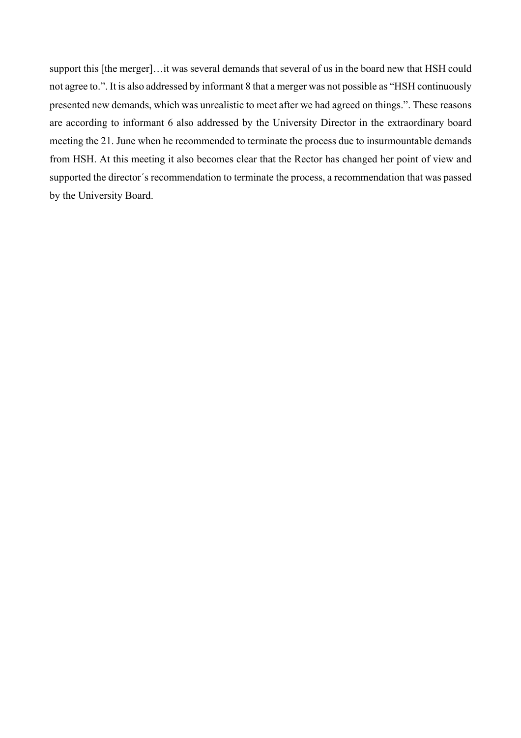support this [the merger]…it was several demands that several of us in the board new that HSH could not agree to.". It is also addressed by informant 8 that a merger was not possible as "HSH continuously presented new demands, which was unrealistic to meet after we had agreed on things.". These reasons are according to informant 6 also addressed by the University Director in the extraordinary board meeting the 21. June when he recommended to terminate the process due to insurmountable demands from HSH. At this meeting it also becomes clear that the Rector has changed her point of view and supported the director´s recommendation to terminate the process, a recommendation that was passed by the University Board.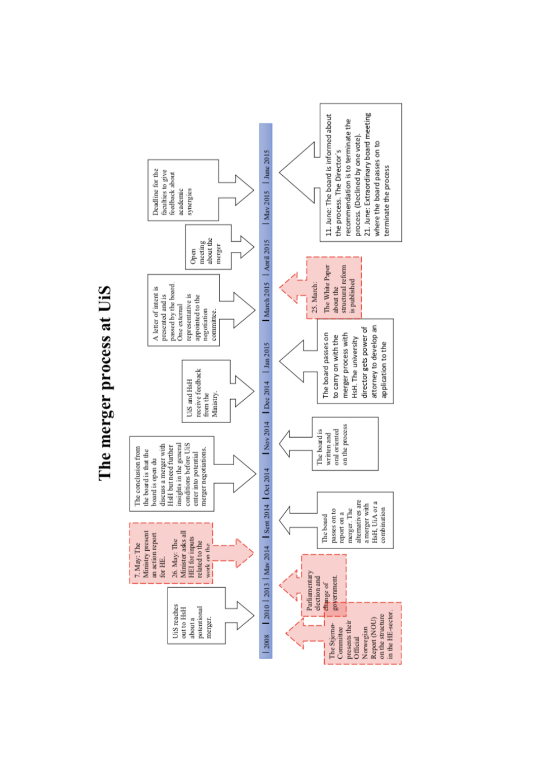# The merger process at UiS

| 2008 | 2010 | 2013 | May 2014 | Sept 2014 | Oct 2014 | Nov 2014 | Dec 2014 | Jan 2015 | March 2015 | April 2015 | May 2015 | June 2015 |

UiS reaches out to HsH about a potentional merger.

7. May: The Ministry present an action report for HE.

26. May: The Minister asks all HEI for inputs related to the work on the structure.

The conclusion from the board is that the board is open du discuss a merger with HsH but need further insights in the general conditions before UiS enter into potential merger negotiations.

UiS and HsH receive feedback from the Ministry.

A letter of intent is presented and is passed by the board. One external representative is appointed to the negotiation committee.

Open meeting about the merger

Deadline for the faculties to give feedback about academic synergies

The Stjernø-Committee presents their Official Norwegian Report (NOU) on the structure in the HE-sector.

Parliamentary election and change of government.

The board passes on to report on a merger. The alternatives are a merger with HsH, UiA or a combination

The board is written and oral oriented on the process

The board passes on to carry on with the merger process with HsH. The university director gets power of attorney to develop an application to the

25. March: The White Paper about the structural reform is published

11. June: The board is informed about the process. The Director's recommendation is to terminate the process. (Declined by one vote).
21. June: Extraordinary board meeting where the board passes on to terminate the process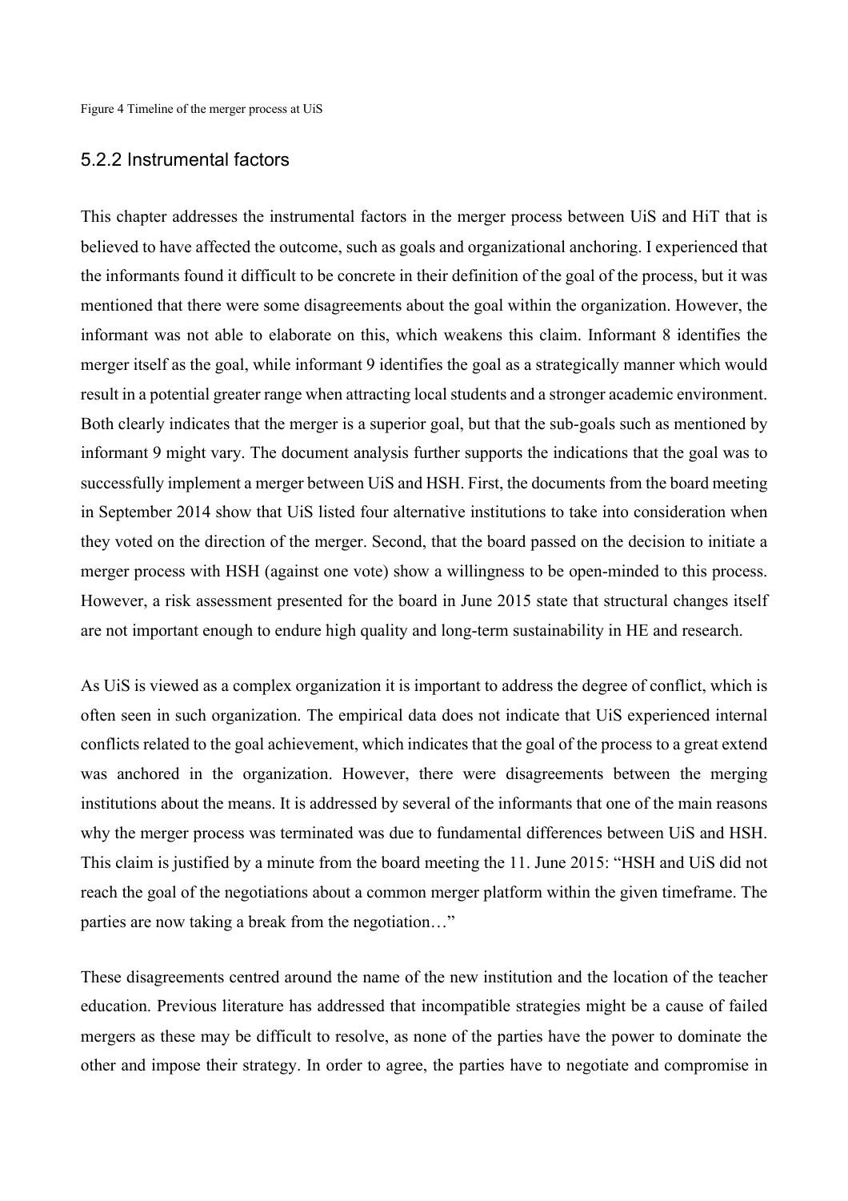Figure 4 Timeline of the merger process at UiS

### 5.2.2 Instrumental factors

This chapter addresses the instrumental factors in the merger process between UiS and HiT that is believed to have affected the outcome, such as goals and organizational anchoring. I experienced that the informants found it difficult to be concrete in their definition of the goal of the process, but it was mentioned that there were some disagreements about the goal within the organization. However, the informant was not able to elaborate on this, which weakens this claim. Informant 8 identifies the merger itself as the goal, while informant 9 identifies the goal as a strategically manner which would result in a potential greater range when attracting local students and a stronger academic environment. Both clearly indicates that the merger is a superior goal, but that the sub-goals such as mentioned by informant 9 might vary. The document analysis further supports the indications that the goal was to successfully implement a merger between UiS and HSH. First, the documents from the board meeting in September 2014 show that UiS listed four alternative institutions to take into consideration when they voted on the direction of the merger. Second, that the board passed on the decision to initiate a merger process with HSH (against one vote) show a willingness to be open-minded to this process. However, a risk assessment presented for the board in June 2015 state that structural changes itself are not important enough to endure high quality and long-term sustainability in HE and research.

As UiS is viewed as a complex organization it is important to address the degree of conflict, which is often seen in such organization. The empirical data does not indicate that UiS experienced internal conflicts related to the goal achievement, which indicates that the goal of the process to a great extend was anchored in the organization. However, there were disagreements between the merging institutions about the means. It is addressed by several of the informants that one of the main reasons why the merger process was terminated was due to fundamental differences between UiS and HSH. This claim is justified by a minute from the board meeting the 11. June 2015: "HSH and UiS did not reach the goal of the negotiations about a common merger platform within the given timeframe. The parties are now taking a break from the negotiation…"

These disagreements centred around the name of the new institution and the location of the teacher education. Previous literature has addressed that incompatible strategies might be a cause of failed mergers as these may be difficult to resolve, as none of the parties have the power to dominate the other and impose their strategy. In order to agree, the parties have to negotiate and compromise in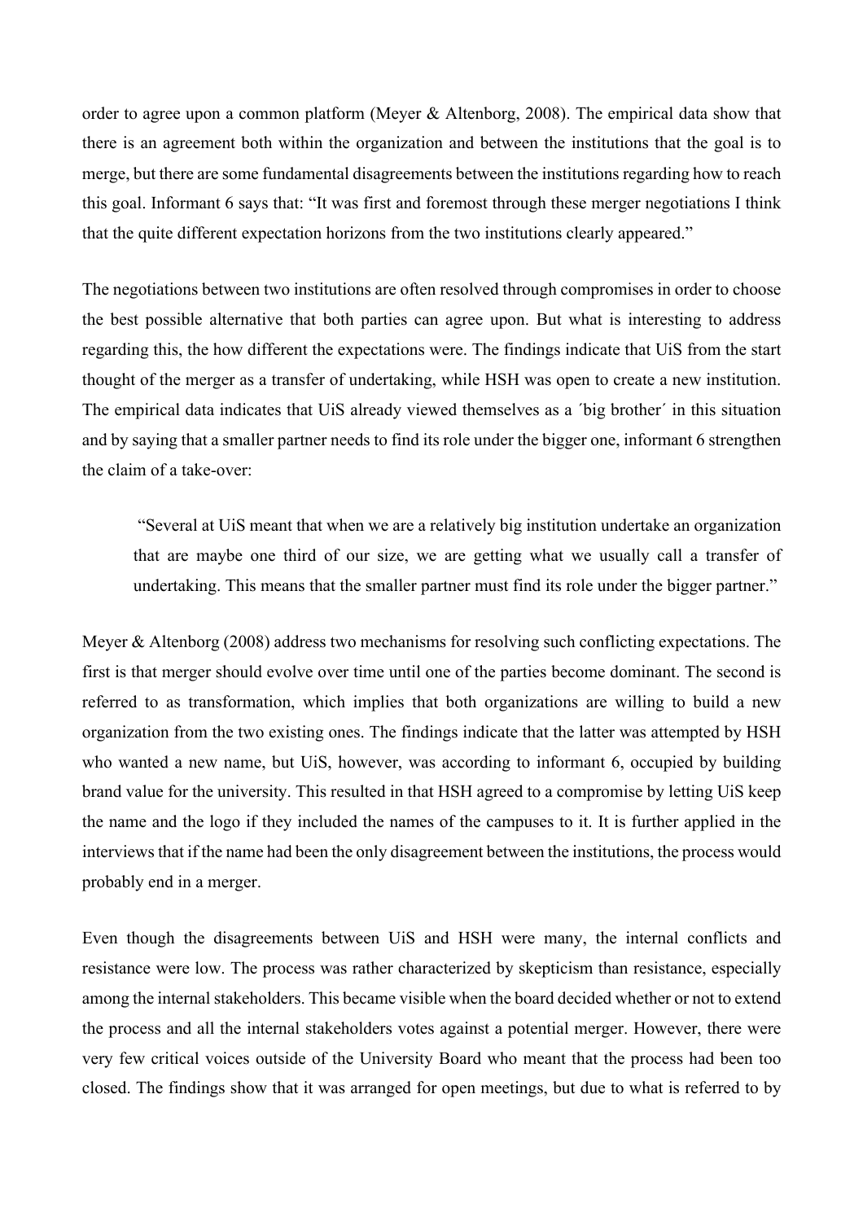order to agree upon a common platform (Meyer & Altenborg, 2008). The empirical data show that there is an agreement both within the organization and between the institutions that the goal is to merge, but there are some fundamental disagreements between the institutions regarding how to reach this goal. Informant 6 says that: "It was first and foremost through these merger negotiations I think that the quite different expectation horizons from the two institutions clearly appeared."

The negotiations between two institutions are often resolved through compromises in order to choose the best possible alternative that both parties can agree upon. But what is interesting to address regarding this, the how different the expectations were. The findings indicate that UiS from the start thought of the merger as a transfer of undertaking, while HSH was open to create a new institution. The empirical data indicates that UiS already viewed themselves as a ´big brother´ in this situation and by saying that a smaller partner needs to find its role under the bigger one, informant 6 strengthen the claim of a take-over:

> "Several at UiS meant that when we are a relatively big institution undertake an organization that are maybe one third of our size, we are getting what we usually call a transfer of undertaking. This means that the smaller partner must find its role under the bigger partner."

Meyer & Altenborg (2008) address two mechanisms for resolving such conflicting expectations. The first is that merger should evolve over time until one of the parties become dominant. The second is referred to as transformation, which implies that both organizations are willing to build a new organization from the two existing ones. The findings indicate that the latter was attempted by HSH who wanted a new name, but UiS, however, was according to informant 6, occupied by building brand value for the university. This resulted in that HSH agreed to a compromise by letting UiS keep the name and the logo if they included the names of the campuses to it. It is further applied in the interviews that if the name had been the only disagreement between the institutions, the process would probably end in a merger.

Even though the disagreements between UiS and HSH were many, the internal conflicts and resistance were low. The process was rather characterized by skepticism than resistance, especially among the internal stakeholders. This became visible when the board decided whether or not to extend the process and all the internal stakeholders votes against a potential merger. However, there were very few critical voices outside of the University Board who meant that the process had been too closed. The findings show that it was arranged for open meetings, but due to what is referred to by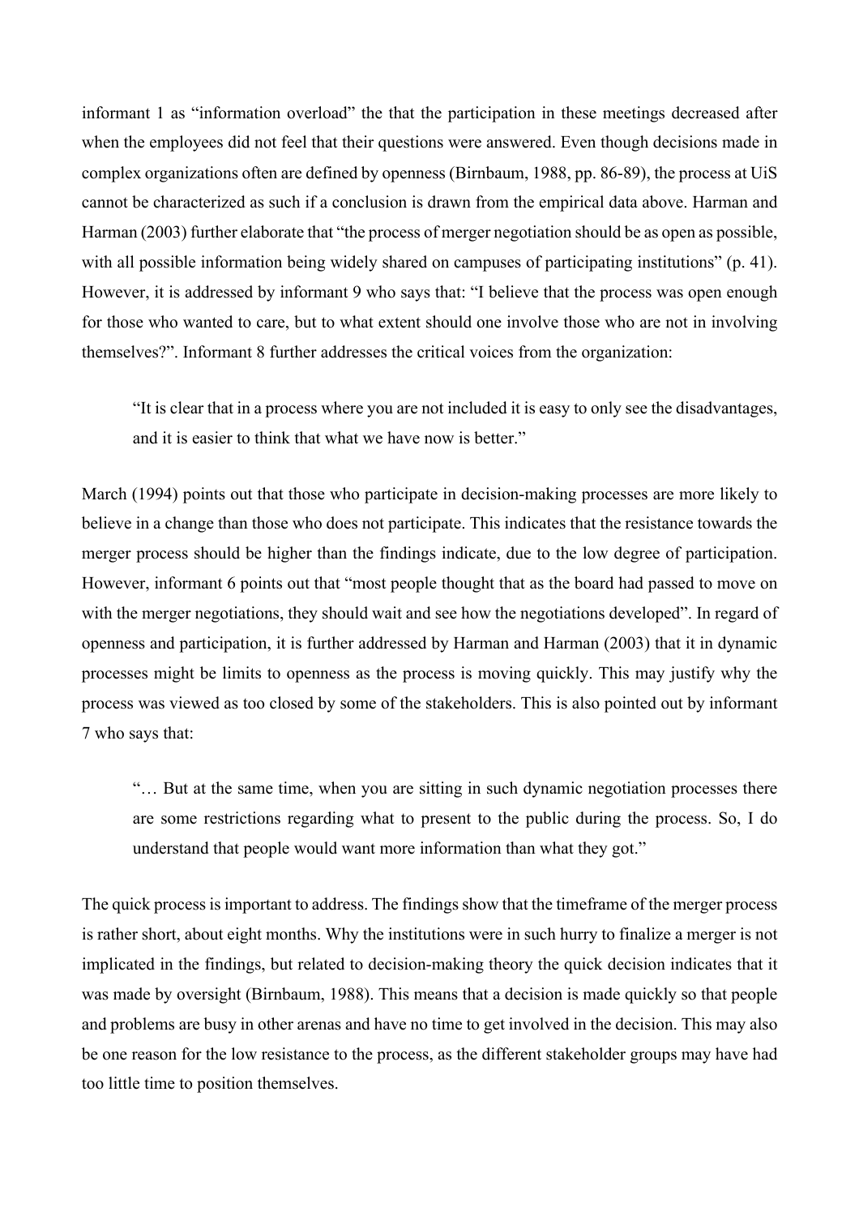informant 1 as "information overload" the that the participation in these meetings decreased after when the employees did not feel that their questions were answered. Even though decisions made in complex organizations often are defined by openness (Birnbaum, 1988, pp. 86-89), the process at UiS cannot be characterized as such if a conclusion is drawn from the empirical data above. Harman and Harman (2003) further elaborate that "the process of merger negotiation should be as open as possible, with all possible information being widely shared on campuses of participating institutions" (p. 41). However, it is addressed by informant 9 who says that: "I believe that the process was open enough for those who wanted to care, but to what extent should one involve those who are not in involving themselves?". Informant 8 further addresses the critical voices from the organization:

> "It is clear that in a process where you are not included it is easy to only see the disadvantages, and it is easier to think that what we have now is better."

March (1994) points out that those who participate in decision-making processes are more likely to believe in a change than those who does not participate. This indicates that the resistance towards the merger process should be higher than the findings indicate, due to the low degree of participation. However, informant 6 points out that "most people thought that as the board had passed to move on with the merger negotiations, they should wait and see how the negotiations developed". In regard of openness and participation, it is further addressed by Harman and Harman (2003) that it in dynamic processes might be limits to openness as the process is moving quickly. This may justify why the process was viewed as too closed by some of the stakeholders. This is also pointed out by informant 7 who says that:

> "… But at the same time, when you are sitting in such dynamic negotiation processes there are some restrictions regarding what to present to the public during the process. So, I do understand that people would want more information than what they got."

The quick process is important to address. The findings show that the timeframe of the merger process is rather short, about eight months. Why the institutions were in such hurry to finalize a merger is not implicated in the findings, but related to decision-making theory the quick decision indicates that it was made by oversight (Birnbaum, 1988). This means that a decision is made quickly so that people and problems are busy in other arenas and have no time to get involved in the decision. This may also be one reason for the low resistance to the process, as the different stakeholder groups may have had too little time to position themselves.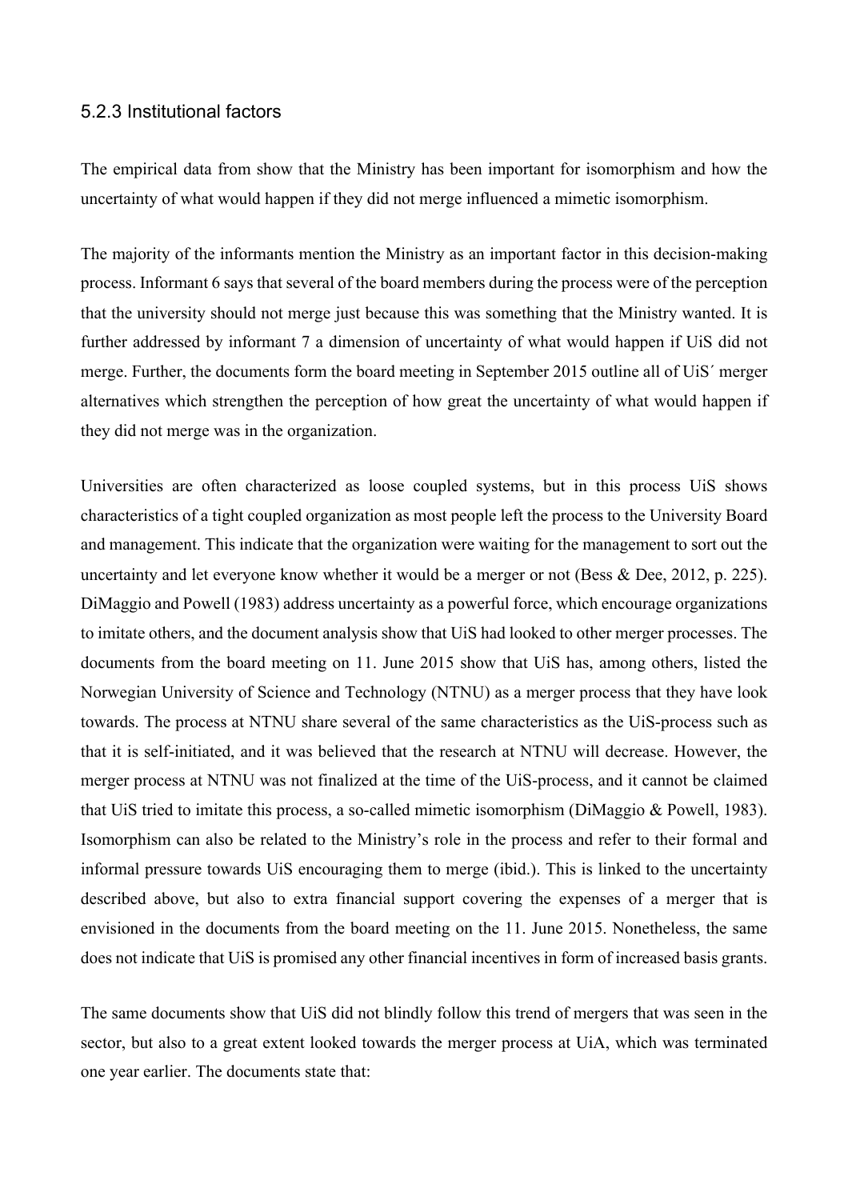### 5.2.3 Institutional factors

The empirical data from show that the Ministry has been important for isomorphism and how the uncertainty of what would happen if they did not merge influenced a mimetic isomorphism.

The majority of the informants mention the Ministry as an important factor in this decision-making process. Informant 6 says that several of the board members during the process were of the perception that the university should not merge just because this was something that the Ministry wanted. It is further addressed by informant 7 a dimension of uncertainty of what would happen if UiS did not merge. Further, the documents form the board meeting in September 2015 outline all of UiS´ merger alternatives which strengthen the perception of how great the uncertainty of what would happen if they did not merge was in the organization.

Universities are often characterized as loose coupled systems, but in this process UiS shows characteristics of a tight coupled organization as most people left the process to the University Board and management. This indicate that the organization were waiting for the management to sort out the uncertainty and let everyone know whether it would be a merger or not (Bess & Dee, 2012, p. 225). DiMaggio and Powell (1983) address uncertainty as a powerful force, which encourage organizations to imitate others, and the document analysis show that UiS had looked to other merger processes. The documents from the board meeting on 11. June 2015 show that UiS has, among others, listed the Norwegian University of Science and Technology (NTNU) as a merger process that they have look towards. The process at NTNU share several of the same characteristics as the UiS-process such as that it is self-initiated, and it was believed that the research at NTNU will decrease. However, the merger process at NTNU was not finalized at the time of the UiS-process, and it cannot be claimed that UiS tried to imitate this process, a so-called mimetic isomorphism (DiMaggio & Powell, 1983). Isomorphism can also be related to the Ministry's role in the process and refer to their formal and informal pressure towards UiS encouraging them to merge (ibid.). This is linked to the uncertainty described above, but also to extra financial support covering the expenses of a merger that is envisioned in the documents from the board meeting on the 11. June 2015. Nonetheless, the same does not indicate that UiS is promised any other financial incentives in form of increased basis grants.

The same documents show that UiS did not blindly follow this trend of mergers that was seen in the sector, but also to a great extent looked towards the merger process at UiA, which was terminated one year earlier. The documents state that: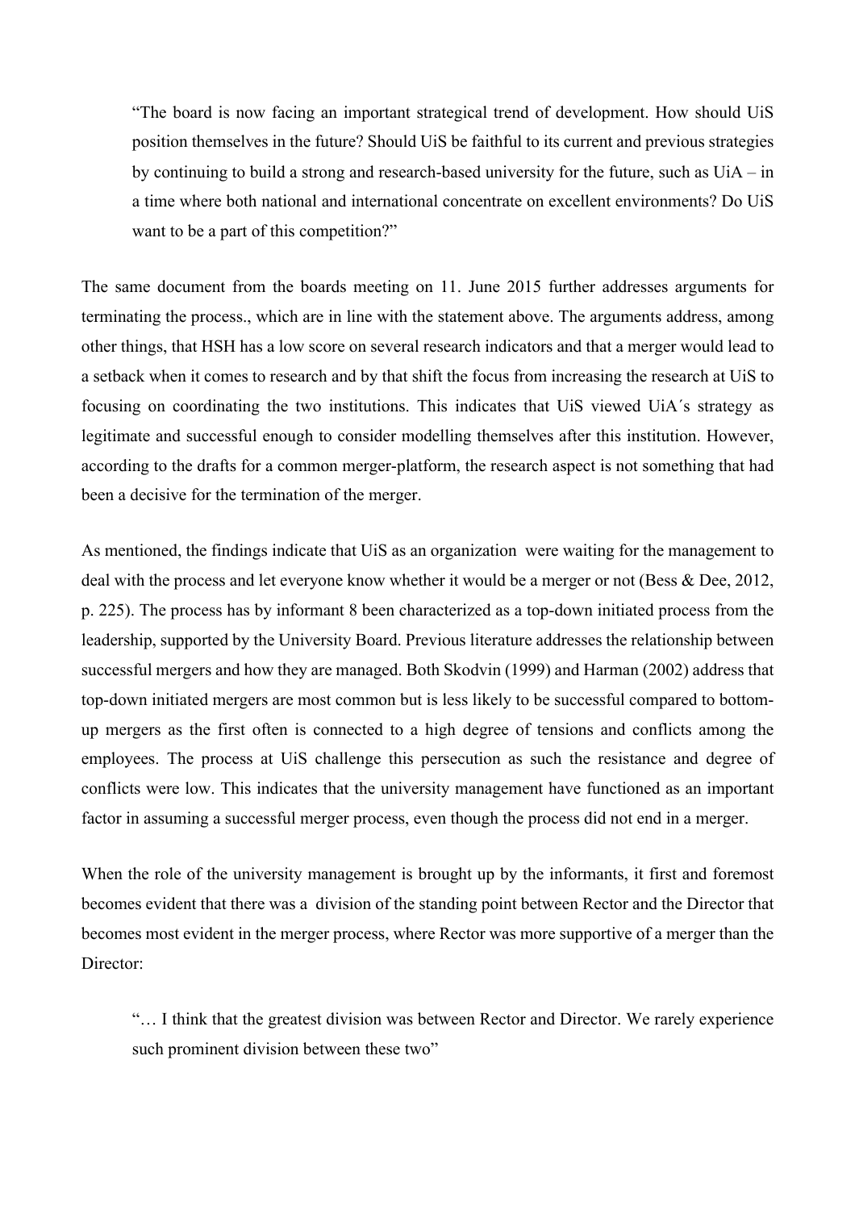> "The board is now facing an important strategical trend of development. How should UiS position themselves in the future? Should UiS be faithful to its current and previous strategies by continuing to build a strong and research-based university for the future, such as UiA – in a time where both national and international concentrate on excellent environments? Do UiS want to be a part of this competition?"

The same document from the boards meeting on 11. June 2015 further addresses arguments for terminating the process., which are in line with the statement above. The arguments address, among other things, that HSH has a low score on several research indicators and that a merger would lead to a setback when it comes to research and by that shift the focus from increasing the research at UiS to focusing on coordinating the two institutions. This indicates that UiS viewed UiA´s strategy as legitimate and successful enough to consider modelling themselves after this institution. However, according to the drafts for a common merger-platform, the research aspect is not something that had been a decisive for the termination of the merger.

As mentioned, the findings indicate that UiS as an organization were waiting for the management to deal with the process and let everyone know whether it would be a merger or not (Bess & Dee, 2012, p. 225). The process has by informant 8 been characterized as a top-down initiated process from the leadership, supported by the University Board. Previous literature addresses the relationship between successful mergers and how they are managed. Both Skodvin (1999) and Harman (2002) address that top-down initiated mergers are most common but is less likely to be successful compared to bottom-up mergers as the first often is connected to a high degree of tensions and conflicts among the employees. The process at UiS challenge this persecution as such the resistance and degree of conflicts were low. This indicates that the university management have functioned as an important factor in assuming a successful merger process, even though the process did not end in a merger.

When the role of the university management is brought up by the informants, it first and foremost becomes evident that there was a division of the standing point between Rector and the Director that becomes most evident in the merger process, where Rector was more supportive of a merger than the Director:

> "… I think that the greatest division was between Rector and Director. We rarely experience such prominent division between these two"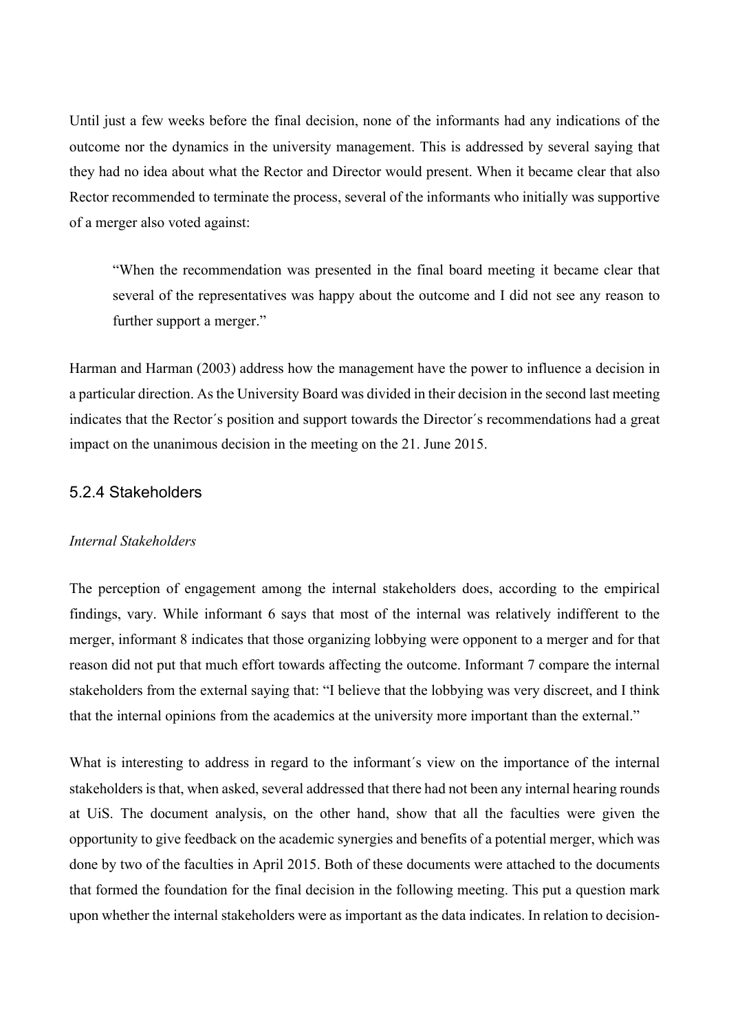Until just a few weeks before the final decision, none of the informants had any indications of the outcome nor the dynamics in the university management. This is addressed by several saying that they had no idea about what the Rector and Director would present. When it became clear that also Rector recommended to terminate the process, several of the informants who initially was supportive of a merger also voted against:

> "When the recommendation was presented in the final board meeting it became clear that several of the representatives was happy about the outcome and I did not see any reason to further support a merger."

Harman and Harman (2003) address how the management have the power to influence a decision in a particular direction. As the University Board was divided in their decision in the second last meeting indicates that the Rector´s position and support towards the Director´s recommendations had a great impact on the unanimous decision in the meeting on the 21. June 2015.

### 5.2.4 Stakeholders

*Internal Stakeholders*

The perception of engagement among the internal stakeholders does, according to the empirical findings, vary. While informant 6 says that most of the internal was relatively indifferent to the merger, informant 8 indicates that those organizing lobbying were opponent to a merger and for that reason did not put that much effort towards affecting the outcome. Informant 7 compare the internal stakeholders from the external saying that: "I believe that the lobbying was very discreet, and I think that the internal opinions from the academics at the university more important than the external."

What is interesting to address in regard to the informant´s view on the importance of the internal stakeholders is that, when asked, several addressed that there had not been any internal hearing rounds at UiS. The document analysis, on the other hand, show that all the faculties were given the opportunity to give feedback on the academic synergies and benefits of a potential merger, which was done by two of the faculties in April 2015. Both of these documents were attached to the documents that formed the foundation for the final decision in the following meeting. This put a question mark upon whether the internal stakeholders were as important as the data indicates. In relation to decision-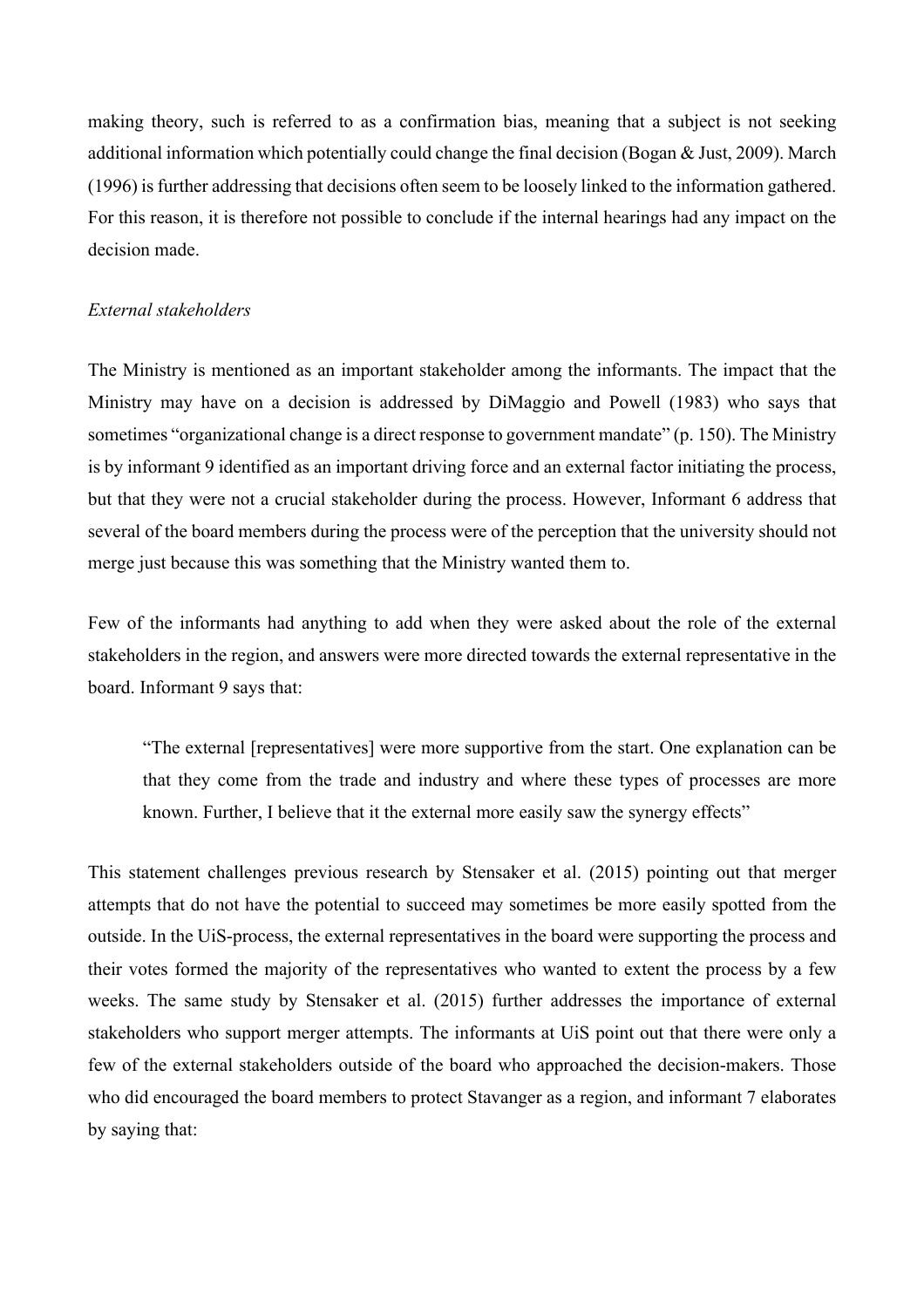making theory, such is referred to as a confirmation bias, meaning that a subject is not seeking additional information which potentially could change the final decision (Bogan & Just, 2009). March (1996) is further addressing that decisions often seem to be loosely linked to the information gathered. For this reason, it is therefore not possible to conclude if the internal hearings had any impact on the decision made.

*External stakeholders*

The Ministry is mentioned as an important stakeholder among the informants. The impact that the Ministry may have on a decision is addressed by DiMaggio and Powell (1983) who says that sometimes "organizational change is a direct response to government mandate" (p. 150). The Ministry is by informant 9 identified as an important driving force and an external factor initiating the process, but that they were not a crucial stakeholder during the process. However, Informant 6 address that several of the board members during the process were of the perception that the university should not merge just because this was something that the Ministry wanted them to.

Few of the informants had anything to add when they were asked about the role of the external stakeholders in the region, and answers were more directed towards the external representative in the board. Informant 9 says that:

> "The external [representatives] were more supportive from the start. One explanation can be that they come from the trade and industry and where these types of processes are more known. Further, I believe that it the external more easily saw the synergy effects"

This statement challenges previous research by Stensaker et al. (2015) pointing out that merger attempts that do not have the potential to succeed may sometimes be more easily spotted from the outside. In the UiS-process, the external representatives in the board were supporting the process and their votes formed the majority of the representatives who wanted to extent the process by a few weeks. The same study by Stensaker et al. (2015) further addresses the importance of external stakeholders who support merger attempts. The informants at UiS point out that there were only a few of the external stakeholders outside of the board who approached the decision-makers. Those who did encouraged the board members to protect Stavanger as a region, and informant 7 elaborates by saying that: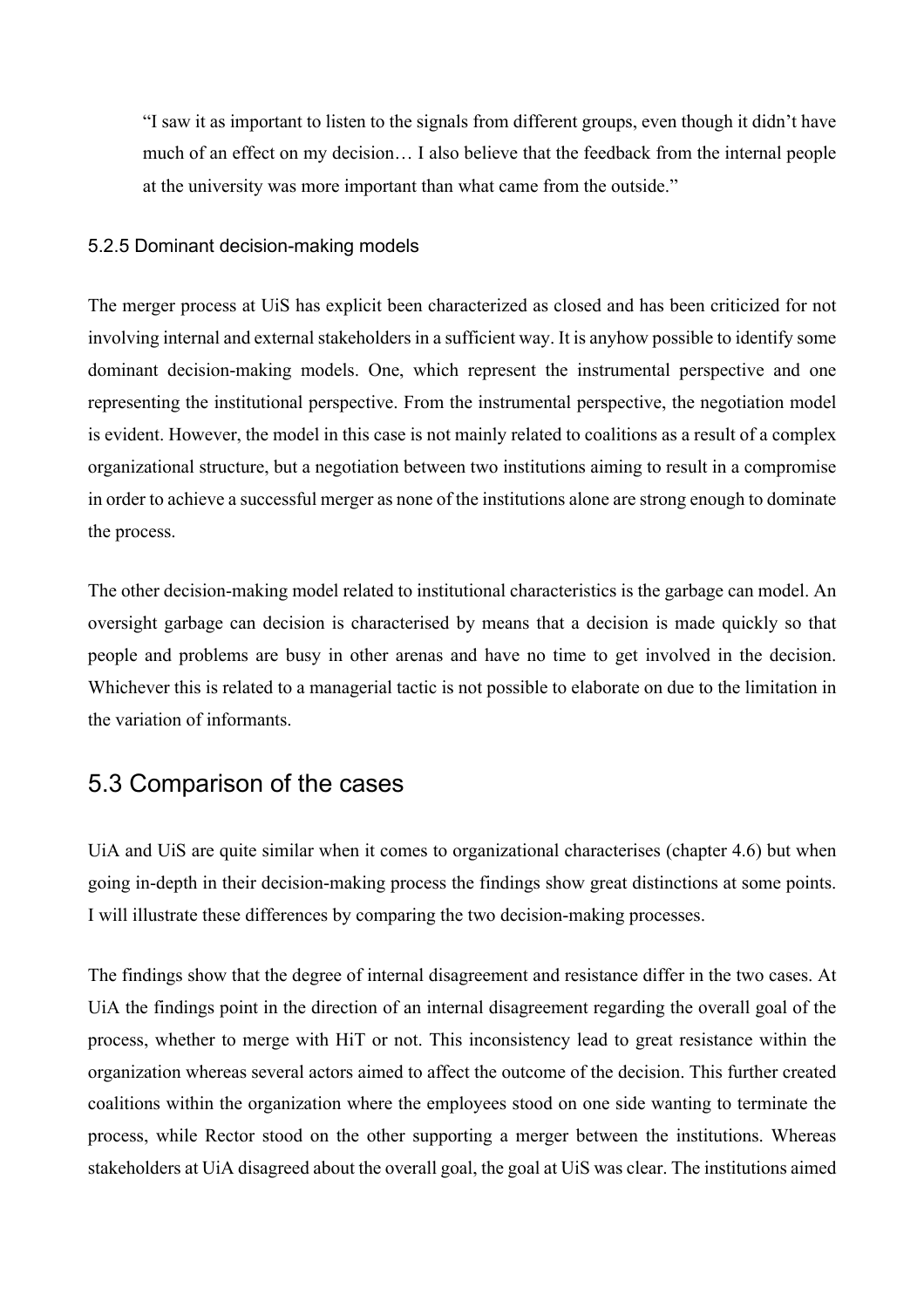> "I saw it as important to listen to the signals from different groups, even though it didn't have much of an effect on my decision… I also believe that the feedback from the internal people at the university was more important than what came from the outside."

### 5.2.5 Dominant decision-making models

The merger process at UiS has explicit been characterized as closed and has been criticized for not involving internal and external stakeholders in a sufficient way. It is anyhow possible to identify some dominant decision-making models. One, which represent the instrumental perspective and one representing the institutional perspective. From the instrumental perspective, the negotiation model is evident. However, the model in this case is not mainly related to coalitions as a result of a complex organizational structure, but a negotiation between two institutions aiming to result in a compromise in order to achieve a successful merger as none of the institutions alone are strong enough to dominate the process.

The other decision-making model related to institutional characteristics is the garbage can model. An oversight garbage can decision is characterised by means that a decision is made quickly so that people and problems are busy in other arenas and have no time to get involved in the decision. Whichever this is related to a managerial tactic is not possible to elaborate on due to the limitation in the variation of informants.

## 5.3 Comparison of the cases

UiA and UiS are quite similar when it comes to organizational characterises (chapter 4.6) but when going in-depth in their decision-making process the findings show great distinctions at some points. I will illustrate these differences by comparing the two decision-making processes.

The findings show that the degree of internal disagreement and resistance differ in the two cases. At UiA the findings point in the direction of an internal disagreement regarding the overall goal of the process, whether to merge with HiT or not. This inconsistency lead to great resistance within the organization whereas several actors aimed to affect the outcome of the decision. This further created coalitions within the organization where the employees stood on one side wanting to terminate the process, while Rector stood on the other supporting a merger between the institutions. Whereas stakeholders at UiA disagreed about the overall goal, the goal at UiS was clear. The institutions aimed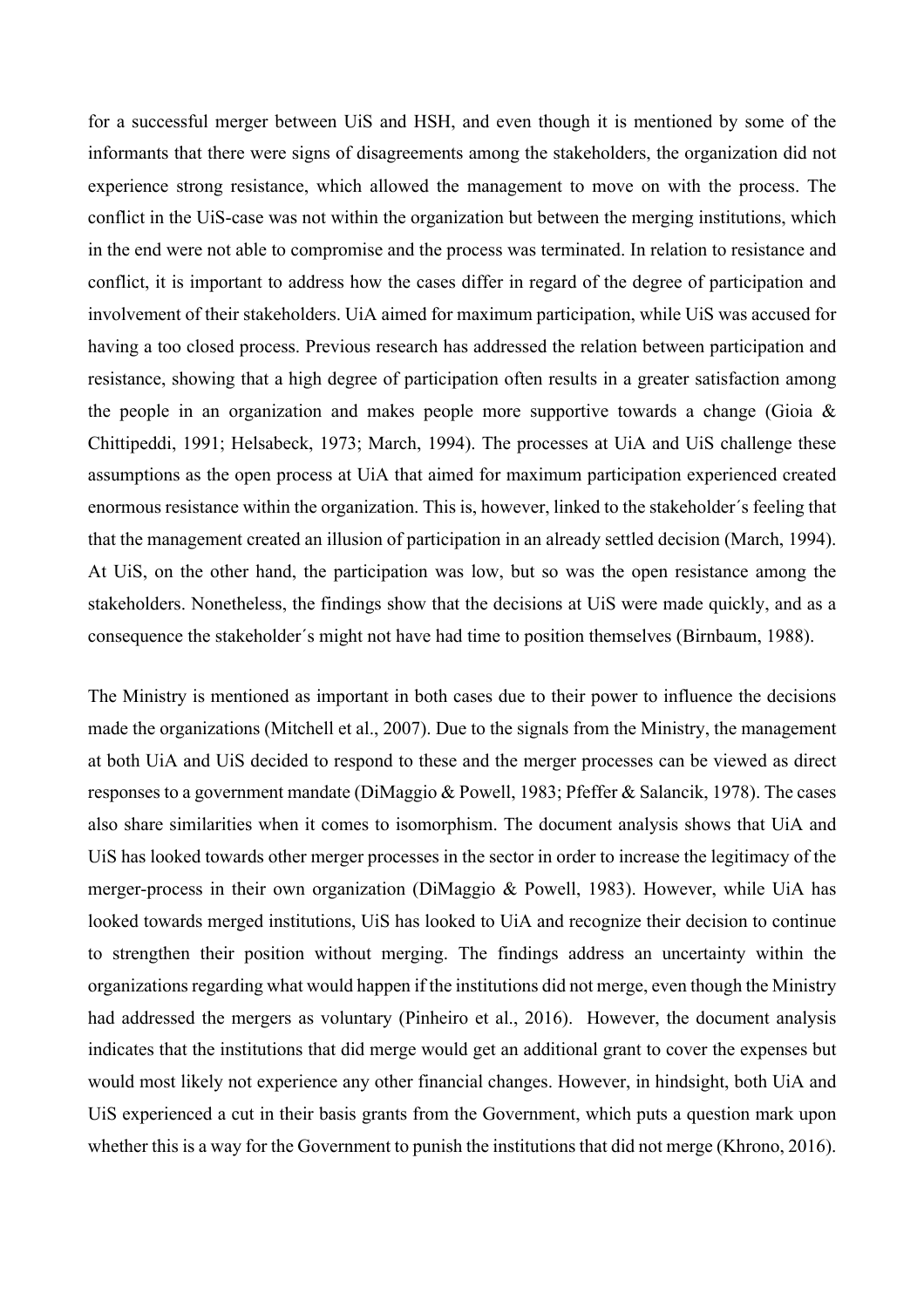for a successful merger between UiS and HSH, and even though it is mentioned by some of the informants that there were signs of disagreements among the stakeholders, the organization did not experience strong resistance, which allowed the management to move on with the process. The conflict in the UiS-case was not within the organization but between the merging institutions, which in the end were not able to compromise and the process was terminated. In relation to resistance and conflict, it is important to address how the cases differ in regard of the degree of participation and involvement of their stakeholders. UiA aimed for maximum participation, while UiS was accused for having a too closed process. Previous research has addressed the relation between participation and resistance, showing that a high degree of participation often results in a greater satisfaction among the people in an organization and makes people more supportive towards a change (Gioia & Chittipeddi, 1991; Helsabeck, 1973; March, 1994). The processes at UiA and UiS challenge these assumptions as the open process at UiA that aimed for maximum participation experienced created enormous resistance within the organization. This is, however, linked to the stakeholder´s feeling that that the management created an illusion of participation in an already settled decision (March, 1994). At UiS, on the other hand, the participation was low, but so was the open resistance among the stakeholders. Nonetheless, the findings show that the decisions at UiS were made quickly, and as a consequence the stakeholder´s might not have had time to position themselves (Birnbaum, 1988).

The Ministry is mentioned as important in both cases due to their power to influence the decisions made the organizations (Mitchell et al., 2007). Due to the signals from the Ministry, the management at both UiA and UiS decided to respond to these and the merger processes can be viewed as direct responses to a government mandate (DiMaggio & Powell, 1983; Pfeffer & Salancik, 1978). The cases also share similarities when it comes to isomorphism. The document analysis shows that UiA and UiS has looked towards other merger processes in the sector in order to increase the legitimacy of the merger-process in their own organization (DiMaggio & Powell, 1983). However, while UiA has looked towards merged institutions, UiS has looked to UiA and recognize their decision to continue to strengthen their position without merging. The findings address an uncertainty within the organizations regarding what would happen if the institutions did not merge, even though the Ministry had addressed the mergers as voluntary (Pinheiro et al., 2016). However, the document analysis indicates that the institutions that did merge would get an additional grant to cover the expenses but would most likely not experience any other financial changes. However, in hindsight, both UiA and UiS experienced a cut in their basis grants from the Government, which puts a question mark upon whether this is a way for the Government to punish the institutions that did not merge (Khrono, 2016).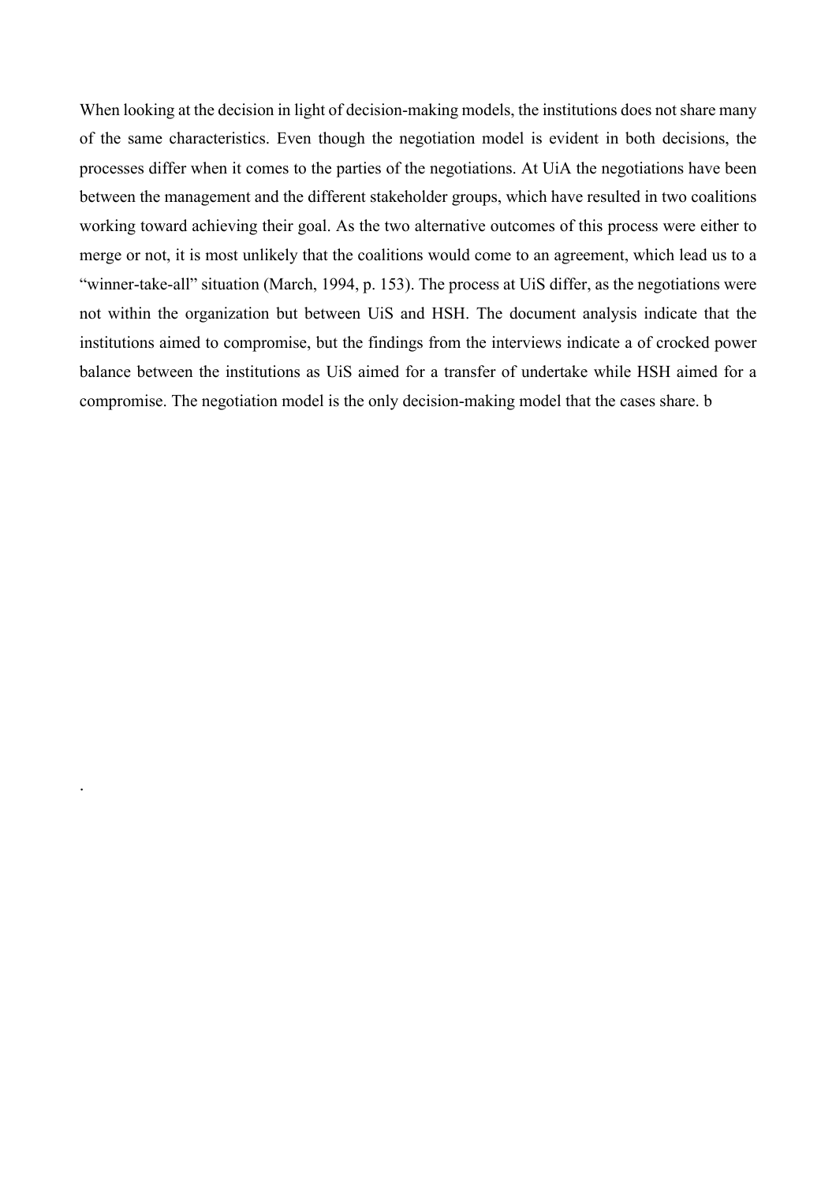When looking at the decision in light of decision-making models, the institutions does not share many of the same characteristics. Even though the negotiation model is evident in both decisions, the processes differ when it comes to the parties of the negotiations. At UiA the negotiations have been between the management and the different stakeholder groups, which have resulted in two coalitions working toward achieving their goal. As the two alternative outcomes of this process were either to merge or not, it is most unlikely that the coalitions would come to an agreement, which lead us to a "winner-take-all" situation (March, 1994, p. 153). The process at UiS differ, as the negotiations were not within the organization but between UiS and HSH. The document analysis indicate that the institutions aimed to compromise, but the findings from the interviews indicate a of crocked power balance between the institutions as UiS aimed for a transfer of undertake while HSH aimed for a compromise. The negotiation model is the only decision-making model that the cases share. b

.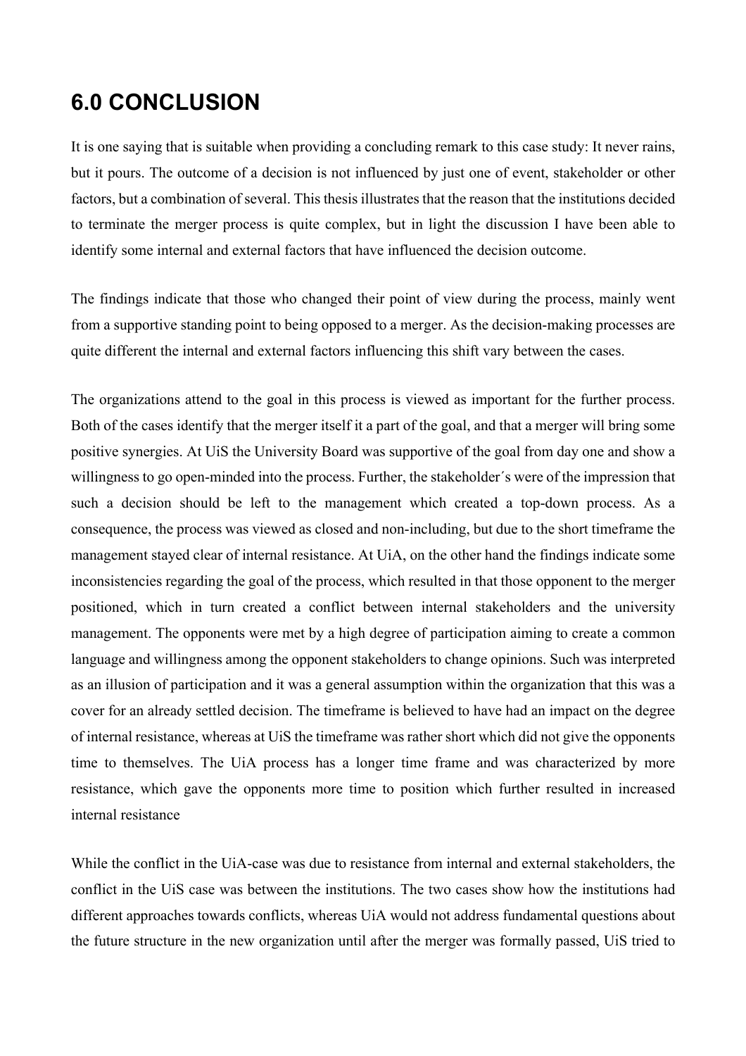# 6.0 CONCLUSION

It is one saying that is suitable when providing a concluding remark to this case study: It never rains, but it pours. The outcome of a decision is not influenced by just one of event, stakeholder or other factors, but a combination of several. This thesis illustrates that the reason that the institutions decided to terminate the merger process is quite complex, but in light the discussion I have been able to identify some internal and external factors that have influenced the decision outcome.

The findings indicate that those who changed their point of view during the process, mainly went from a supportive standing point to being opposed to a merger. As the decision-making processes are quite different the internal and external factors influencing this shift vary between the cases.

The organizations attend to the goal in this process is viewed as important for the further process. Both of the cases identify that the merger itself it a part of the goal, and that a merger will bring some positive synergies. At UiS the University Board was supportive of the goal from day one and show a willingness to go open-minded into the process. Further, the stakeholder´s were of the impression that such a decision should be left to the management which created a top-down process. As a consequence, the process was viewed as closed and non-including, but due to the short timeframe the management stayed clear of internal resistance. At UiA, on the other hand the findings indicate some inconsistencies regarding the goal of the process, which resulted in that those opponent to the merger positioned, which in turn created a conflict between internal stakeholders and the university management. The opponents were met by a high degree of participation aiming to create a common language and willingness among the opponent stakeholders to change opinions. Such was interpreted as an illusion of participation and it was a general assumption within the organization that this was a cover for an already settled decision. The timeframe is believed to have had an impact on the degree of internal resistance, whereas at UiS the timeframe was rather short which did not give the opponents time to themselves. The UiA process has a longer time frame and was characterized by more resistance, which gave the opponents more time to position which further resulted in increased internal resistance

While the conflict in the UiA-case was due to resistance from internal and external stakeholders, the conflict in the UiS case was between the institutions. The two cases show how the institutions had different approaches towards conflicts, whereas UiA would not address fundamental questions about the future structure in the new organization until after the merger was formally passed, UiS tried to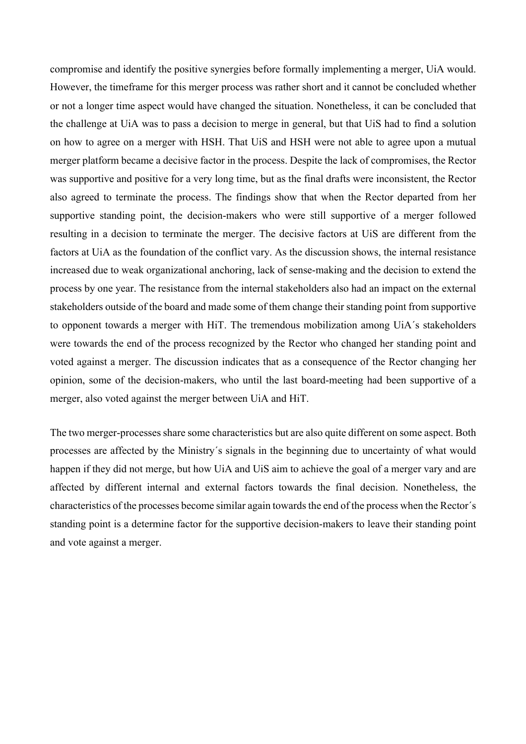compromise and identify the positive synergies before formally implementing a merger, UiA would. However, the timeframe for this merger process was rather short and it cannot be concluded whether or not a longer time aspect would have changed the situation. Nonetheless, it can be concluded that the challenge at UiA was to pass a decision to merge in general, but that UiS had to find a solution on how to agree on a merger with HSH. That UiS and HSH were not able to agree upon a mutual merger platform became a decisive factor in the process. Despite the lack of compromises, the Rector was supportive and positive for a very long time, but as the final drafts were inconsistent, the Rector also agreed to terminate the process. The findings show that when the Rector departed from her supportive standing point, the decision-makers who were still supportive of a merger followed resulting in a decision to terminate the merger. The decisive factors at UiS are different from the factors at UiA as the foundation of the conflict vary. As the discussion shows, the internal resistance increased due to weak organizational anchoring, lack of sense-making and the decision to extend the process by one year. The resistance from the internal stakeholders also had an impact on the external stakeholders outside of the board and made some of them change their standing point from supportive to opponent towards a merger with HiT. The tremendous mobilization among UiA´s stakeholders were towards the end of the process recognized by the Rector who changed her standing point and voted against a merger. The discussion indicates that as a consequence of the Rector changing her opinion, some of the decision-makers, who until the last board-meeting had been supportive of a merger, also voted against the merger between UiA and HiT.

The two merger-processes share some characteristics but are also quite different on some aspect. Both processes are affected by the Ministry´s signals in the beginning due to uncertainty of what would happen if they did not merge, but how UiA and UiS aim to achieve the goal of a merger vary and are affected by different internal and external factors towards the final decision. Nonetheless, the characteristics of the processes become similar again towards the end of the process when the Rector´s standing point is a determine factor for the supportive decision-makers to leave their standing point and vote against a merger.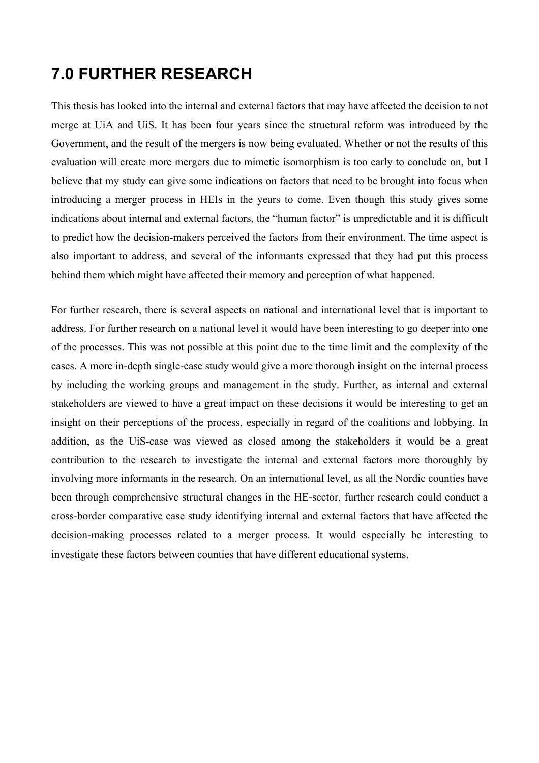# 7.0 FURTHER RESEARCH

This thesis has looked into the internal and external factors that may have affected the decision to not merge at UiA and UiS. It has been four years since the structural reform was introduced by the Government, and the result of the mergers is now being evaluated. Whether or not the results of this evaluation will create more mergers due to mimetic isomorphism is too early to conclude on, but I believe that my study can give some indications on factors that need to be brought into focus when introducing a merger process in HEIs in the years to come. Even though this study gives some indications about internal and external factors, the "human factor" is unpredictable and it is difficult to predict how the decision-makers perceived the factors from their environment. The time aspect is also important to address, and several of the informants expressed that they had put this process behind them which might have affected their memory and perception of what happened.

For further research, there is several aspects on national and international level that is important to address. For further research on a national level it would have been interesting to go deeper into one of the processes. This was not possible at this point due to the time limit and the complexity of the cases. A more in-depth single-case study would give a more thorough insight on the internal process by including the working groups and management in the study. Further, as internal and external stakeholders are viewed to have a great impact on these decisions it would be interesting to get an insight on their perceptions of the process, especially in regard of the coalitions and lobbying. In addition, as the UiS-case was viewed as closed among the stakeholders it would be a great contribution to the research to investigate the internal and external factors more thoroughly by involving more informants in the research. On an international level, as all the Nordic counties have been through comprehensive structural changes in the HE-sector, further research could conduct a cross-border comparative case study identifying internal and external factors that have affected the decision-making processes related to a merger process. It would especially be interesting to investigate these factors between counties that have different educational systems.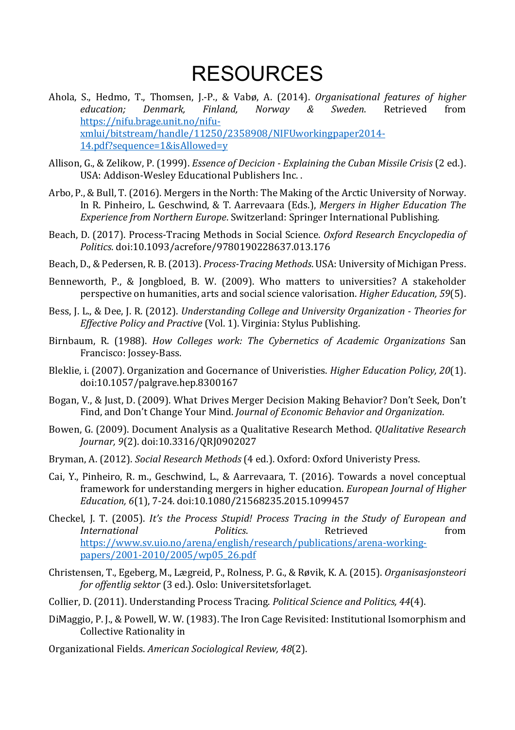# RESOURCES

Ahola, S., Hedmo, T., Thomsen, J.-P., & Vabø, A. (2014). *Organisational features of higher education; Denmark, Finland, Norway & Sweden*. Retrieved from https://nifu.brage.unit.no/nifu-xmlui/bitstream/handle/11250/2358908/NIFUworkingpaper2014-14.pdf?sequence=1&isAllowed=y

Allison, G., & Zelikow, P. (1999). *Essence of Decicion - Explaining the Cuban Missile Crisis* (2 ed.). USA: Addison-Wesley Educational Publishers Inc. .

Arbo, P., & Bull, T. (2016). Mergers in the North: The Making of the Arctic University of Norway. In R. Pinheiro, L. Geschwind, & T. Aarrevaara (Eds.), *Mergers in Higher Education The Experience from Northern Europe*. Switzerland: Springer International Publishing.

Beach, D. (2017). Process-Tracing Methods in Social Science. *Oxford Research Encyclopedia of Politics*. doi:10.1093/acrefore/9780190228637.013.176

Beach, D., & Pedersen, R. B. (2013). *Process-Tracing Methods*. USA: University of Michigan Press.

Benneworth, P., & Jongbloed, B. W. (2009). Who matters to universities? A stakeholder perspective on humanities, arts and social science valorisation. *Higher Education, 59*(5).

Bess, J. L., & Dee, J. R. (2012). *Understanding College and University Organization - Theories for Effective Policy and Practive* (Vol. 1). Virginia: Stylus Publishing.

Birnbaum, R. (1988). *How Colleges work: The Cybernetics of Academic Organizations* San Francisco: Jossey-Bass.

Bleklie, i. (2007). Organization and Gocernance of Univeristies. *Higher Education Policy, 20*(1). doi:10.1057/palgrave.hep.8300167

Bogan, V., & Just, D. (2009). What Drives Merger Decision Making Behavior? Don't Seek, Don't Find, and Don't Change Your Mind. *Journal of Economic Behavior and Organization*.

Bowen, G. (2009). Document Analysis as a Qualitative Research Method. *QUalitative Research Journar, 9*(2). doi:10.3316/QRJ0902027

Bryman, A. (2012). *Social Research Methods* (4 ed.). Oxford: Oxford Univeristy Press.

Cai, Y., Pinheiro, R. m., Geschwind, L., & Aarrevaara, T. (2016). Towards a novel conceptual framework for understanding mergers in higher education. *European Journal of Higher Education, 6*(1), 7-24. doi:10.1080/21568235.2015.1099457

Checkel, J. T. (2005). *It's the Process Stupid! Process Tracing in the Study of European and International Politics*. Retrieved from https://www.sv.uio.no/arena/english/research/publications/arena-working-papers/2001-2010/2005/wp05_26.pdf

Christensen, T., Egeberg, M., Lægreid, P., Rolness, P. G., & Røvik, K. A. (2015). *Organisasjonsteori for offentlig sektor* (3 ed.). Oslo: Universitetsforlaget.

Collier, D. (2011). Understanding Process Tracing. *Political Science and Politics, 44*(4).

DiMaggio, P. J., & Powell, W. W. (1983). The Iron Cage Revisited: Institutional Isomorphism and Collective Rationality in

Organizational Fields. *American Sociological Review, 48*(2).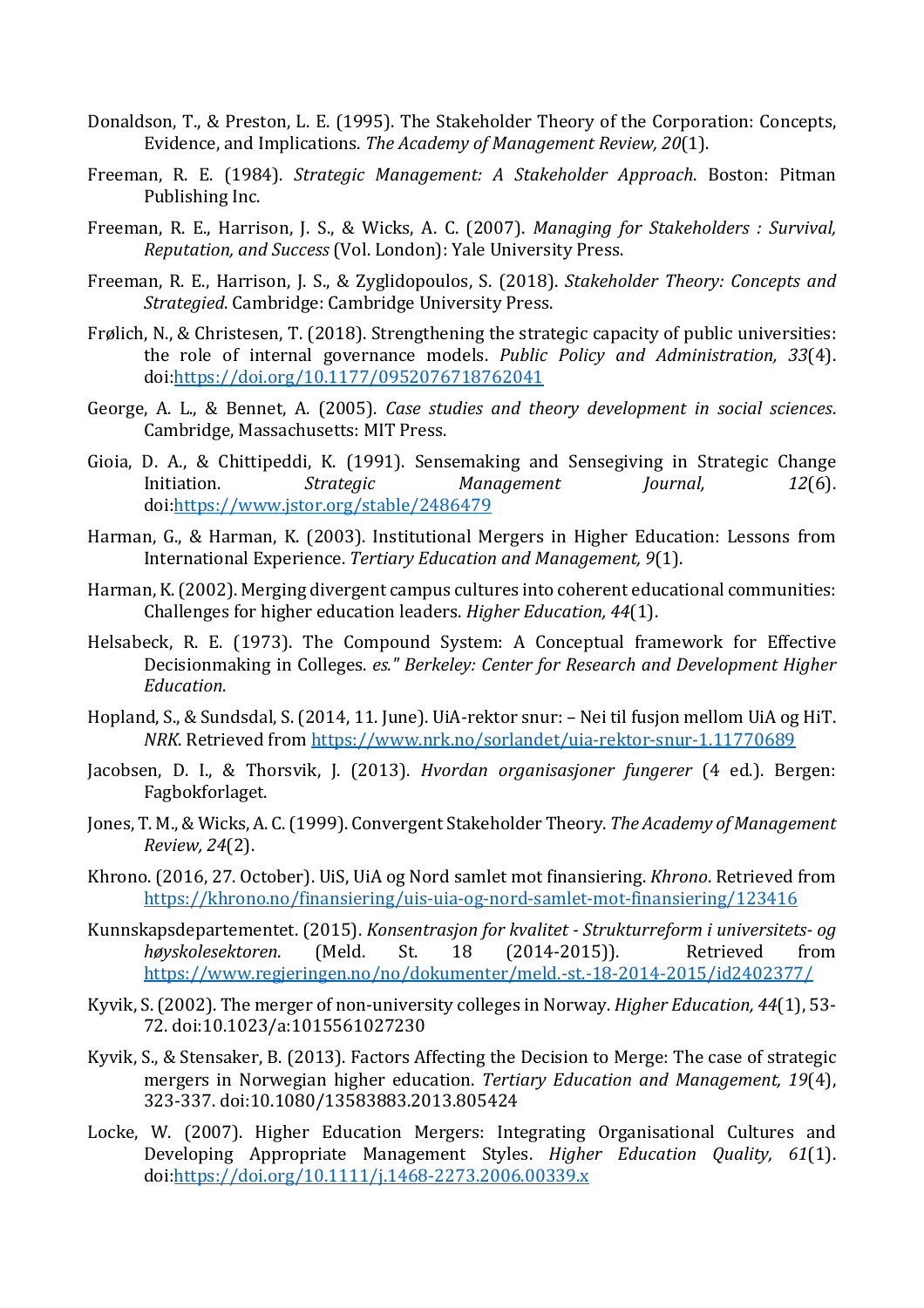Donaldson, T., & Preston, L. E. (1995). The Stakeholder Theory of the Corporation: Concepts, Evidence, and Implications. *The Academy of Management Review, 20*(1).

Freeman, R. E. (1984). *Strategic Management: A Stakeholder Approach*. Boston: Pitman Publishing Inc.

Freeman, R. E., Harrison, J. S., & Wicks, A. C. (2007). *Managing for Stakeholders : Survival, Reputation, and Success* (Vol. London): Yale University Press.

Freeman, R. E., Harrison, J. S., & Zyglidopoulos, S. (2018). *Stakeholder Theory: Concepts and Strategied*. Cambridge: Cambridge University Press.

Frølich, N., & Christesen, T. (2018). Strengthening the strategic capacity of public universities: the role of internal governance models. *Public Policy and Administration, 33*(4). doi:https://doi.org/10.1177/0952076718762041

George, A. L., & Bennet, A. (2005). *Case studies and theory development in social sciences*. Cambridge, Massachusetts: MIT Press.

Gioia, D. A., & Chittipeddi, K. (1991). Sensemaking and Sensegiving in Strategic Change Initiation. *Strategic Management Journal, 12*(6). doi:https://www.jstor.org/stable/2486479

Harman, G., & Harman, K. (2003). Institutional Mergers in Higher Education: Lessons from International Experience. *Tertiary Education and Management, 9*(1).

Harman, K. (2002). Merging divergent campus cultures into coherent educational communities: Challenges for higher education leaders. *Higher Education, 44*(1).

Helsabeck, R. E. (1973). The Compound System: A Conceptual framework for Effective Decisionmaking in Colleges. *es." Berkeley: Center for Research and Development Higher Education*.

Hopland, S., & Sundsdal, S. (2014, 11. June). UiA-rektor snur: – Nei til fusjon mellom UiA og HiT. *NRK*. Retrieved from https://www.nrk.no/sorlandet/uia-rektor-snur-1.11770689

Jacobsen, D. I., & Thorsvik, J. (2013). *Hvordan organisasjoner fungerer* (4 ed.). Bergen: Fagbokforlaget.

Jones, T. M., & Wicks, A. C. (1999). Convergent Stakeholder Theory. *The Academy of Management Review, 24*(2).

Khrono. (2016, 27. October). UiS, UiA og Nord samlet mot finansiering. *Khrono*. Retrieved from https://khrono.no/finansiering/uis-uia-og-nord-samlet-mot-finansiering/123416

Kunnskapsdepartementet. (2015). *Konsentrasjon for kvalitet - Strukturreform i universitets- og høyskolesektoren*. (Meld. St. 18 (2014-2015)). Retrieved from https://www.regjeringen.no/no/dokumenter/meld.-st.-18-2014-2015/id2402377/

Kyvik, S. (2002). The merger of non-university colleges in Norway. *Higher Education, 44*(1), 53-72. doi:10.1023/a:1015561027230

Kyvik, S., & Stensaker, B. (2013). Factors Affecting the Decision to Merge: The case of strategic mergers in Norwegian higher education. *Tertiary Education and Management, 19*(4), 323-337. doi:10.1080/13583883.2013.805424

Locke, W. (2007). Higher Education Mergers: Integrating Organisational Cultures and Developing Appropriate Management Styles. *Higher Education Quality, 61*(1). doi:https://doi.org/10.1111/j.1468-2273.2006.00339.x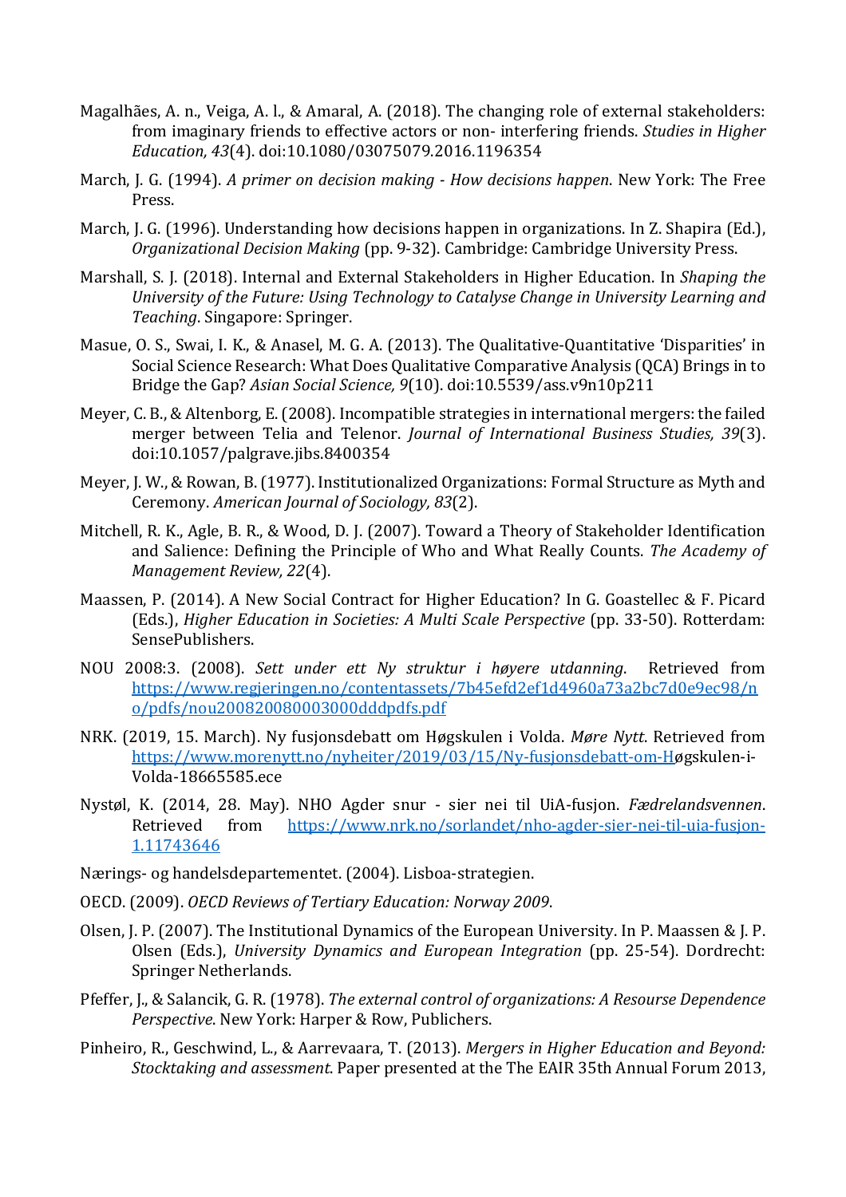Magalhães, A. n., Veiga, A. l., & Amaral, A. (2018). The changing role of external stakeholders: from imaginary friends to effective actors or non- interfering friends. *Studies in Higher Education, 43*(4). doi:10.1080/03075079.2016.1196354

March, J. G. (1994). *A primer on decision making - How decisions happen*. New York: The Free Press.

March, J. G. (1996). Understanding how decisions happen in organizations. In Z. Shapira (Ed.), *Organizational Decision Making* (pp. 9-32). Cambridge: Cambridge University Press.

Marshall, S. J. (2018). Internal and External Stakeholders in Higher Education. In *Shaping the University of the Future: Using Technology to Catalyse Change in University Learning and Teaching*. Singapore: Springer.

Masue, O. S., Swai, I. K., & Anasel, M. G. A. (2013). The Qualitative-Quantitative 'Disparities' in Social Science Research: What Does Qualitative Comparative Analysis (QCA) Brings in to Bridge the Gap? *Asian Social Science, 9*(10). doi:10.5539/ass.v9n10p211

Meyer, C. B., & Altenborg, E. (2008). Incompatible strategies in international mergers: the failed merger between Telia and Telenor. *Journal of International Business Studies, 39*(3). doi:10.1057/palgrave.jibs.8400354

Meyer, J. W., & Rowan, B. (1977). Institutionalized Organizations: Formal Structure as Myth and Ceremony. *American Journal of Sociology, 83*(2).

Mitchell, R. K., Agle, B. R., & Wood, D. J. (2007). Toward a Theory of Stakeholder Identification and Salience: Defining the Principle of Who and What Really Counts. *The Academy of Management Review, 22*(4).

Maassen, P. (2014). A New Social Contract for Higher Education? In G. Goastellec & F. Picard (Eds.), *Higher Education in Societies: A Multi Scale Perspective* (pp. 33-50). Rotterdam: SensePublishers.

NOU 2008:3. (2008). *Sett under ett Ny struktur i høyere utdanning*. Retrieved from https://www.regjeringen.no/contentassets/7b45efd2ef1d4960a73a2bc7d0e9ec98/no/pdfs/nou200820080003000dddpdfs.pdf

NRK. (2019, 15. March). Ny fusjonsdebatt om Høgskulen i Volda. *Møre Nytt*. Retrieved from https://www.morenytt.no/nyheiter/2019/03/15/Ny-fusjonsdebatt-om-Høgskulen-i-Volda-18665585.ece

Nystøl, K. (2014, 28. May). NHO Agder snur - sier nei til UiA-fusjon. *Fædrelandsvennen*. Retrieved from https://www.nrk.no/sorlandet/nho-agder-sier-nei-til-uia-fusjon-1.11743646

Nærings- og handelsdepartementet. (2004). Lisboa-strategien.

OECD. (2009). *OECD Reviews of Tertiary Education: Norway 2009*.

Olsen, J. P. (2007). The Institutional Dynamics of the European University. In P. Maassen & J. P. Olsen (Eds.), *University Dynamics and European Integration* (pp. 25-54). Dordrecht: Springer Netherlands.

Pfeffer, J., & Salancik, G. R. (1978). *The external control of organizations: A Resourse Dependence Perspective*. New York: Harper & Row, Publichers.

Pinheiro, R., Geschwind, L., & Aarrevaara, T. (2013). *Mergers in Higher Education and Beyond: Stocktaking and assessment*. Paper presented at the The EAIR 35th Annual Forum 2013,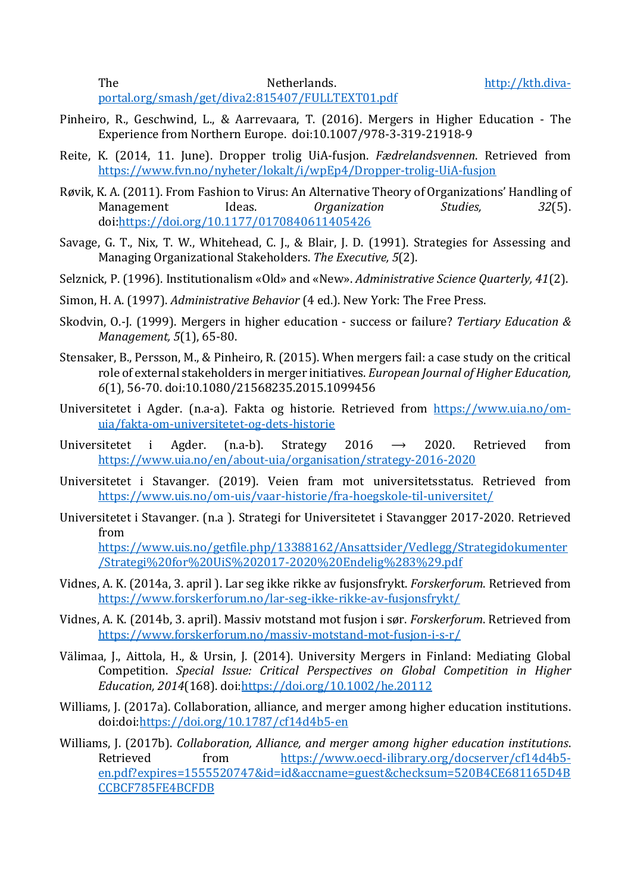The Netherlands. http://kth.diva-portal.org/smash/get/diva2:815407/FULLTEXT01.pdf

Pinheiro, R., Geschwind, L., & Aarrevaara, T. (2016). Mergers in Higher Education - The Experience from Northern Europe. doi:10.1007/978-3-319-21918-9

Reite, K. (2014, 11. June). Dropper trolig UiA-fusjon. *Fædrelandsvennen*. Retrieved from https://www.fvn.no/nyheter/lokalt/i/wpEp4/Dropper-trolig-UiA-fusjon

Røvik, K. A. (2011). From Fashion to Virus: An Alternative Theory of Organizations' Handling of Management Ideas. *Organization Studies, 32*(5). doi:https://doi.org/10.1177/0170840611405426

Savage, G. T., Nix, T. W., Whitehead, C. J., & Blair, J. D. (1991). Strategies for Assessing and Managing Organizational Stakeholders. *The Executive, 5*(2).

Selznick, P. (1996). Institutionalism «Old» and «New». *Administrative Science Quarterly, 41*(2).

Simon, H. A. (1997). *Administrative Behavior* (4 ed.). New York: The Free Press.

Skodvin, O.-J. (1999). Mergers in higher education - success or failure? *Tertiary Education & Management, 5*(1), 65-80.

Stensaker, B., Persson, M., & Pinheiro, R. (2015). When mergers fail: a case study on the critical role of external stakeholders in merger initiatives. *European Journal of Higher Education, 6*(1), 56-70. doi:10.1080/21568235.2015.1099456

Universitetet i Agder. (n.a-a). Fakta og historie. Retrieved from https://www.uia.no/om-uia/fakta-om-universitetet-og-dets-historie

Universitetet i Agder. (n.a-b). Strategy 2016 ⟶ 2020. Retrieved from https://www.uia.no/en/about-uia/organisation/strategy-2016-2020

Universitetet i Stavanger. (2019). Veien fram mot universitetsstatus. Retrieved from https://www.uis.no/om-uis/vaar-historie/fra-hoegskole-til-universitet/

Universitetet i Stavanger. (n.a ). Strategi for Universitetet i Stavangger 2017-2020. Retrieved from https://www.uis.no/getfile.php/13388162/Ansattsider/Vedlegg/Strategidokumenter/Strategi%20for%20UiS%202017-2020%20Endelig%283%29.pdf

Vidnes, A. K. (2014a, 3. april ). Lar seg ikke rikke av fusjonsfrykt. *Forskerforum*. Retrieved from https://www.forskerforum.no/lar-seg-ikke-rikke-av-fusjonsfrykt/

Vidnes, A. K. (2014b, 3. april). Massiv motstand mot fusjon i sør. *Forskerforum*. Retrieved from https://www.forskerforum.no/massiv-motstand-mot-fusjon-i-s-r/

Välimaa, J., Aittola, H., & Ursin, J. (2014). University Mergers in Finland: Mediating Global Competition. *Special Issue: Critical Perspectives on Global Competition in Higher Education, 2014*(168). doi:https://doi.org/10.1002/he.20112

Williams, J. (2017a). Collaboration, alliance, and merger among higher education institutions. doi:doi:https://doi.org/10.1787/cf14d4b5-en

Williams, J. (2017b). *Collaboration, Alliance, and merger among higher education institutions*. Retrieved from https://www.oecd-ilibrary.org/docserver/cf14d4b5-en.pdf?expires=1555520747&id=id&accname=guest&checksum=520B4CE681165D4BCCBCF785FE4BCFDB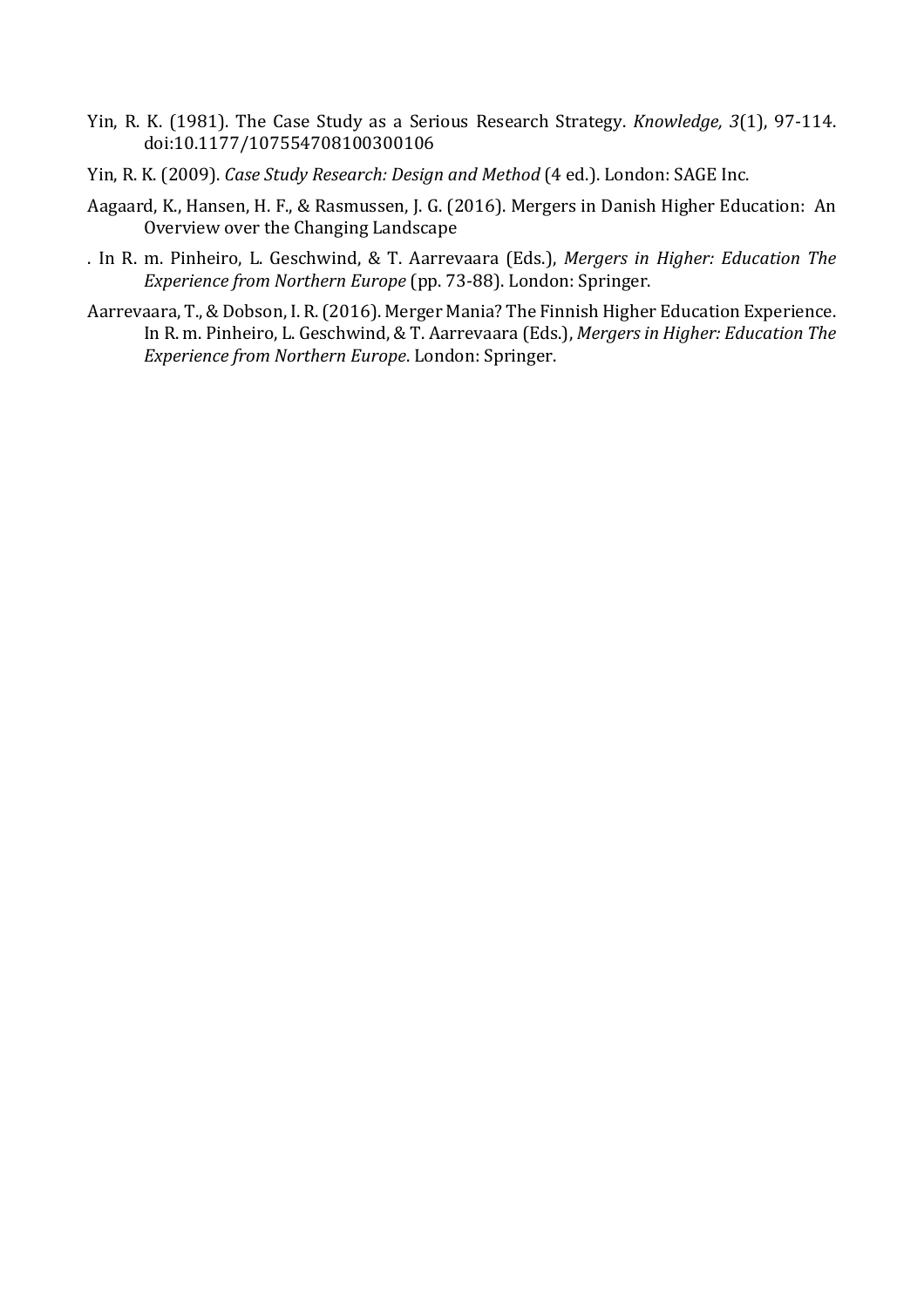Yin, R. K. (1981). The Case Study as a Serious Research Strategy. *Knowledge, 3*(1), 97-114. doi:10.1177/107554708100300106

Yin, R. K. (2009). *Case Study Research: Design and Method* (4 ed.). London: SAGE Inc.

Aagaard, K., Hansen, H. F., & Rasmussen, J. G. (2016). Mergers in Danish Higher Education: An Overview over the Changing Landscape

. In R. m. Pinheiro, L. Geschwind, & T. Aarrevaara (Eds.), *Mergers in Higher: Education The Experience from Northern Europe* (pp. 73-88). London: Springer.

Aarrevaara, T., & Dobson, I. R. (2016). Merger Mania? The Finnish Higher Education Experience. In R. m. Pinheiro, L. Geschwind, & T. Aarrevaara (Eds.), *Mergers in Higher: Education The Experience from Northern Europe*. London: Springer.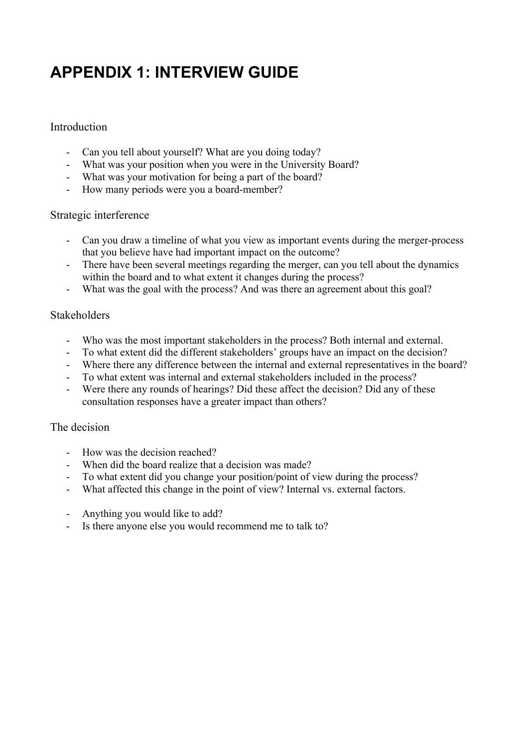# APPENDIX 1: INTERVIEW GUIDE

Introduction

- Can you tell about yourself? What are you doing today?
- What was your position when you were in the University Board?
- What was your motivation for being a part of the board?
- How many periods were you a board-member?

Strategic interference

- Can you draw a timeline of what you view as important events during the merger-process that you believe have had important impact on the outcome?
- There have been several meetings regarding the merger, can you tell about the dynamics within the board and to what extent it changes during the process?
- What was the goal with the process? And was there an agreement about this goal?

Stakeholders

- Who was the most important stakeholders in the process? Both internal and external.
- To what extent did the different stakeholders' groups have an impact on the decision?
- Where there any difference between the internal and external representatives in the board?
- To what extent was internal and external stakeholders included in the process?
- Were there any rounds of hearings? Did these affect the decision? Did any of these consultation responses have a greater impact than others?

The decision

- How was the decision reached?
- When did the board realize that a decision was made?
- To what extent did you change your position/point of view during the process?
- What affected this change in the point of view? Internal vs. external factors.

- Anything you would like to add?
- Is there anyone else you would recommend me to talk to?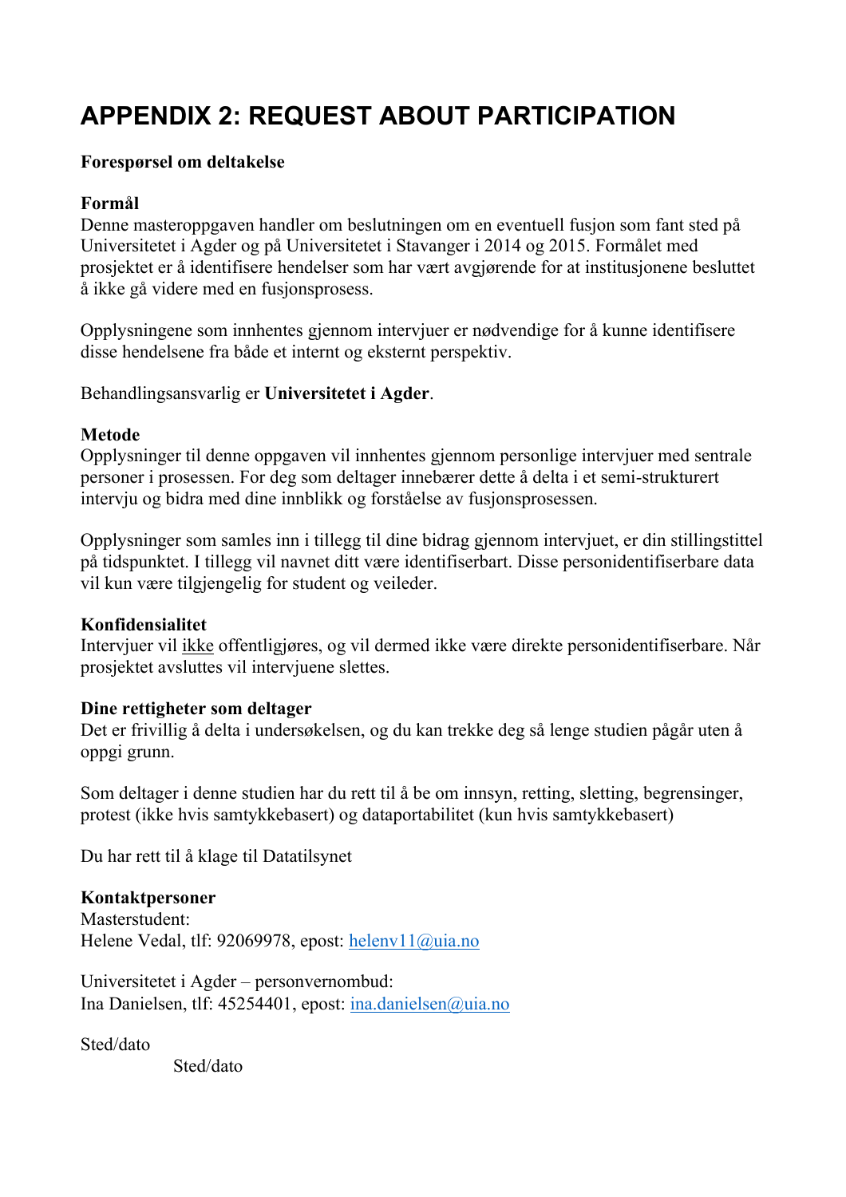# APPENDIX 2: REQUEST ABOUT PARTICIPATION

**Forespørsel om deltakelse**

**Formål**
Denne masteroppgaven handler om beslutningen om en eventuell fusjon som fant sted på Universitetet i Agder og på Universitetet i Stavanger i 2014 og 2015. Formålet med prosjektet er å identifisere hendelser som har vært avgjørende for at institusjonene besluttet å ikke gå videre med en fusjonsprosess.

Opplysningene som innhentes gjennom intervjuer er nødvendige for å kunne identifisere disse hendelsene fra både et internt og eksternt perspektiv.

Behandlingsansvarlig er **Universitetet i Agder**.

**Metode**
Opplysninger til denne oppgaven vil innhentes gjennom personlige intervjuer med sentrale personer i prosessen. For deg som deltager innebærer dette å delta i et semi-strukturert intervju og bidra med dine innblikk og forståelse av fusjonsprosessen.

Opplysninger som samles inn i tillegg til dine bidrag gjennom intervjuet, er din stillingstittel på tidspunktet. I tillegg vil navnet ditt være identifiserbart. Disse personidentifiserbare data vil kun være tilgjengelig for student og veileder.

**Konfidensialitet**
Intervjuer vil <u>ikke</u> offentligjøres, og vil dermed ikke være direkte personidentifiserbare. Når prosjektet avsluttes vil intervjuene slettes.

**Dine rettigheter som deltager**
Det er frivillig å delta i undersøkelsen, og du kan trekke deg så lenge studien pågår uten å oppgi grunn.

Som deltager i denne studien har du rett til å be om innsyn, retting, sletting, begrensinger, protest (ikke hvis samtykkebasert) og dataportabilitet (kun hvis samtykkebasert)

Du har rett til å klage til Datatilsynet

**Kontaktpersoner**
Masterstudent:
Helene Vedal, tlf: 92069978, epost: helenv11@uia.no

Universitetet i Agder – personvernombud:
Ina Danielsen, tlf: 45254401, epost: ina.danielsen@uia.no

Sted/dato

Sted/dato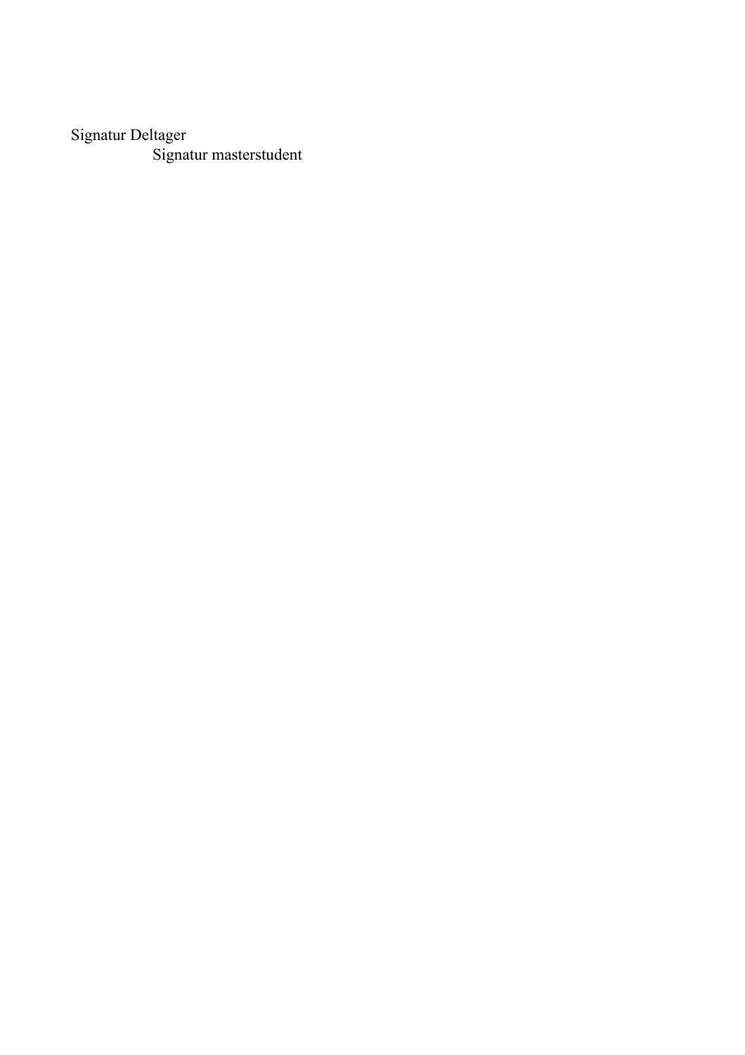Signatur Deltager

Signatur masterstudent